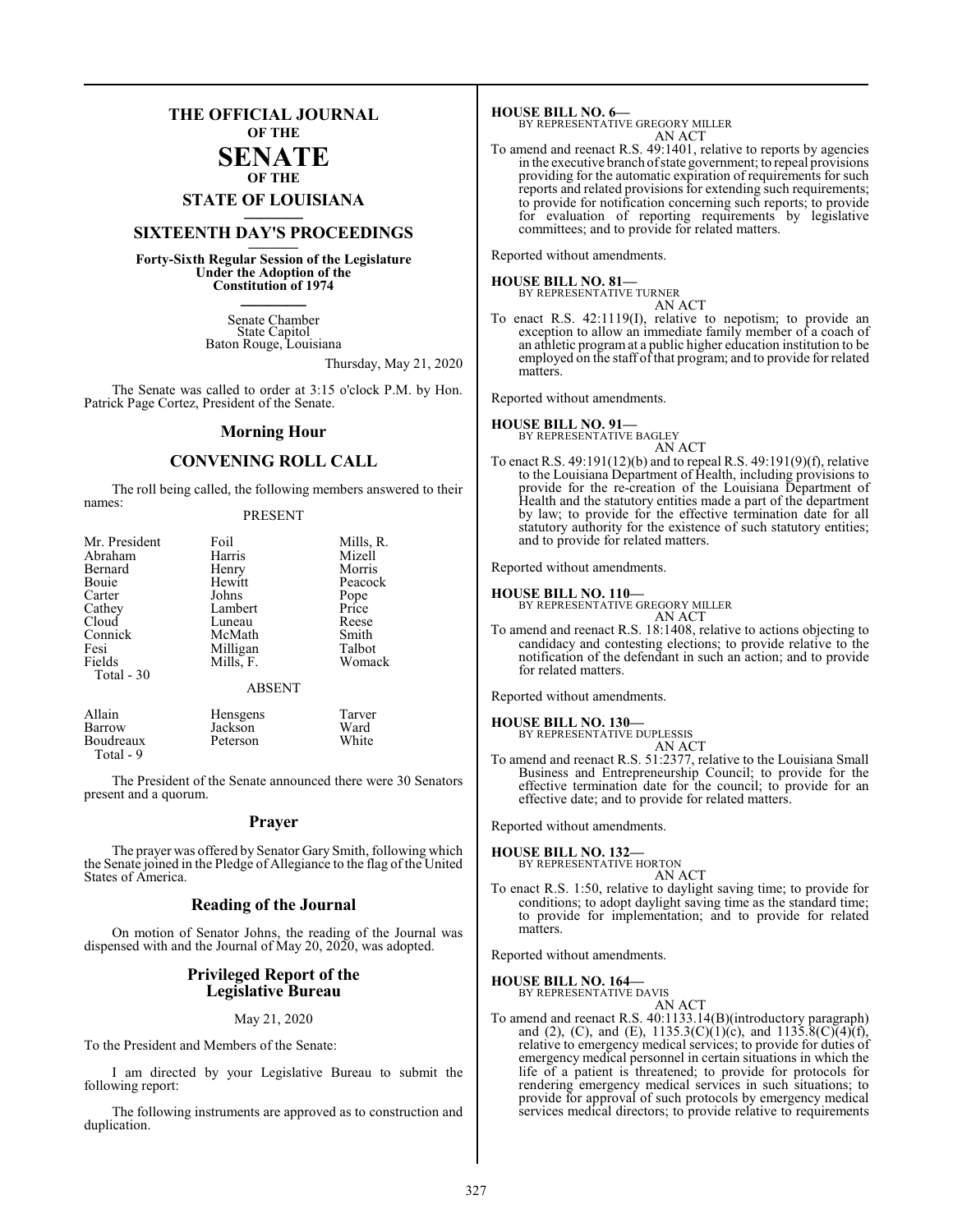# THE OFFICIAL JOURNAL OF THE SENATE OF THE STATE OF LOUISIANA

## SIXTEENTH DAY'S PROCEEDINGS

**Forty-Sixth Regular Session of the Legislature Under the Adoption of the Constitution of 1974**

Senate Chamber
State Capitol
Baton Rouge, Louisiana

Thursday, May 21, 2020

The Senate was called to order at 3:15 o'clock P.M. by Hon. Patrick Page Cortez, President of the Senate.

## Morning Hour

## CONVENING ROLL CALL

The roll being called, the following members answered to their names:

PRESENT

| | | |
|---|---|---|
| Mr. President | Foil | Mills, R. |
| Abraham | Harris | Mizell |
| Bernard | Henry | Morris |
| Bouie | Hewitt | Peacock |
| Carter | Johns | Pope |
| Cathey | Lambert | Price |
| Cloud | Luneau | Reese |
| Connick | McMath | Smith |
| Fesi | Milligan | Talbot |
| Fields | Mills, F. | Womack |
| Total - 30 | | |

ABSENT

| | | |
|---|---|---|
| Allain | Hensgens | Tarver |
| Barrow | Jackson | Ward |
| Boudreaux | Peterson | White |
| Total - 9 | | |

The President of the Senate announced there were 30 Senators present and a quorum.

## Prayer

The prayer was offered by Senator Gary Smith, following which the Senate joined in the Pledge of Allegiance to the flag of the United States of America.

## Reading of the Journal

On motion of Senator Johns, the reading of the Journal was dispensed with and the Journal of May 20, 2020, was adopted.

## Privileged Report of the Legislative Bureau

May 21, 2020

To the President and Members of the Senate:

I am directed by your Legislative Bureau to submit the following report:

The following instruments are approved as to construction and duplication.

**HOUSE BILL NO. 6—**
BY REPRESENTATIVE GREGORY MILLER
AN ACT

To amend and reenact R.S. 49:1401, relative to reports by agencies in the executive branch of state government; to repeal provisions providing for the automatic expiration of requirements for such reports and related provisions for extending such requirements; to provide for notification concerning such reports; to provide for evaluation of reporting requirements by legislative committees; and to provide for related matters.

Reported without amendments.

**HOUSE BILL NO. 81—**
BY REPRESENTATIVE TURNER
AN ACT

To enact R.S. 42:1119(I), relative to nepotism; to provide an exception to allow an immediate family member of a coach of an athletic program at a public higher education institution to be employed on the staff of that program; and to provide for related matters.

Reported without amendments.

**HOUSE BILL NO. 91—**
BY REPRESENTATIVE BAGLEY
AN ACT

To enact R.S. 49:191(12)(b) and to repeal R.S. 49:191(9)(f), relative to the Louisiana Department of Health, including provisions to provide for the re-creation of the Louisiana Department of Health and the statutory entities made a part of the department by law; to provide for the effective termination date for all statutory authority for the existence of such statutory entities; and to provide for related matters.

Reported without amendments.

**HOUSE BILL NO. 110—**
BY REPRESENTATIVE GREGORY MILLER
AN ACT

To amend and reenact R.S. 18:1408, relative to actions objecting to candidacy and contesting elections; to provide relative to the notification of the defendant in such an action; and to provide for related matters.

Reported without amendments.

**HOUSE BILL NO. 130—**
BY REPRESENTATIVE DUPLESSIS
AN ACT

To amend and reenact R.S. 51:2377, relative to the Louisiana Small Business and Entrepreneurship Council; to provide for the effective termination date for the council; to provide for an effective date; and to provide for related matters.

Reported without amendments.

**HOUSE BILL NO. 132—**
BY REPRESENTATIVE HORTON
AN ACT

To enact R.S. 1:50, relative to daylight saving time; to provide for conditions; to adopt daylight saving time as the standard time; to provide for implementation; and to provide for related matters.

Reported without amendments.

**HOUSE BILL NO. 164—**
BY REPRESENTATIVE DAVIS
AN ACT

To amend and reenact R.S. 40:1133.14(B)(introductory paragraph) and (2), (C), and (E), 1135.3(C)(1)(c), and 1135.8(C)(4)(f), relative to emergency medical services; to provide for duties of emergency medical personnel in certain situations in which the life of a patient is threatened; to provide for protocols for rendering emergency medical services in such situations; to provide for approval of such protocols by emergency medical services medical directors; to provide relative to requirements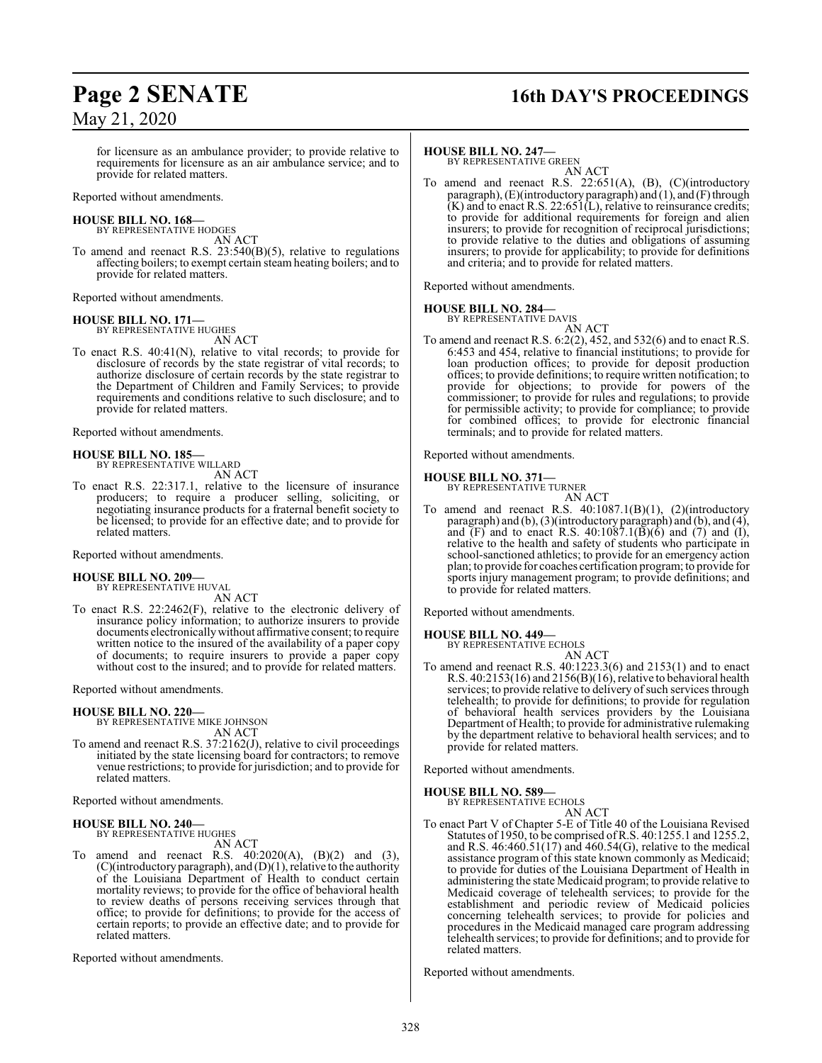for licensure as an ambulance provider; to provide relative to requirements for licensure as an air ambulance service; and to provide for related matters.

Reported without amendments.

**HOUSE BILL NO. 168—**
BY REPRESENTATIVE HODGES

AN ACT

To amend and reenact R.S. 23:540(B)(5), relative to regulations affecting boilers; to exempt certain steam heating boilers; and to provide for related matters.

Reported without amendments.

**HOUSE BILL NO. 171—**
BY REPRESENTATIVE HUGHES

AN ACT

To enact R.S. 40:41(N), relative to vital records; to provide for disclosure of records by the state registrar of vital records; to authorize disclosure of certain records by the state registrar to the Department of Children and Family Services; to provide requirements and conditions relative to such disclosure; and to provide for related matters.

Reported without amendments.

**HOUSE BILL NO. 185—**
BY REPRESENTATIVE WILLARD

AN ACT

To enact R.S. 22:317.1, relative to the licensure of insurance producers; to require a producer selling, soliciting, or negotiating insurance products for a fraternal benefit society to be licensed; to provide for an effective date; and to provide for related matters.

Reported without amendments.

**HOUSE BILL NO. 209—**
BY REPRESENTATIVE HUVAL

AN ACT

To enact R.S. 22:2462(F), relative to the electronic delivery of insurance policy information; to authorize insurers to provide documents electronically without affirmative consent; to require written notice to the insured of the availability of a paper copy of documents; to require insurers to provide a paper copy without cost to the insured; and to provide for related matters.

Reported without amendments.

**HOUSE BILL NO. 220—**
BY REPRESENTATIVE MIKE JOHNSON

AN ACT

To amend and reenact R.S. 37:2162(J), relative to civil proceedings initiated by the state licensing board for contractors; to remove venue restrictions; to provide for jurisdiction; and to provide for related matters.

Reported without amendments.

**HOUSE BILL NO. 240—**
BY REPRESENTATIVE HUGHES

AN ACT

To amend and reenact R.S. 40:2020(A), (B)(2) and (3), (C)(introductory paragraph), and (D)(1), relative to the authority of the Louisiana Department of Health to conduct certain mortality reviews; to provide for the office of behavioral health to review deaths of persons receiving services through that office; to provide for definitions; to provide for the access of certain reports; to provide an effective date; and to provide for related matters.

Reported without amendments.

**HOUSE BILL NO. 247—**
BY REPRESENTATIVE GREEN

AN ACT

To amend and reenact R.S. 22:651(A), (B), (C)(introductory paragraph), (E)(introductory paragraph) and (1), and (F) through (K) and to enact R.S. 22:651(L), relative to reinsurance credits; to provide for additional requirements for foreign and alien insurers; to provide for recognition of reciprocal jurisdictions; to provide relative to the duties and obligations of assuming insurers; to provide for applicability; to provide for definitions and criteria; and to provide for related matters.

Reported without amendments.

**HOUSE BILL NO. 284—**
BY REPRESENTATIVE DAVIS

AN ACT

To amend and reenact R.S. 6:2(2), 452, and 532(6) and to enact R.S. 6:453 and 454, relative to financial institutions; to provide for loan production offices; to provide for deposit production offices; to provide definitions; to require written notification; to provide for objections; to provide for powers of the commissioner; to provide for rules and regulations; to provide for permissible activity; to provide for compliance; to provide for combined offices; to provide for electronic financial terminals; and to provide for related matters.

Reported without amendments.

**HOUSE BILL NO. 371—**
BY REPRESENTATIVE TURNER

AN ACT

To amend and reenact R.S. 40:1087.1(B)(1), (2)(introductory paragraph) and (b), (3)(introductory paragraph) and (b), and (4), and (F) and to enact R.S. 40:1087.1(B)(6) and (7) and (I), relative to the health and safety of students who participate in school-sanctioned athletics; to provide for an emergency action plan; to provide for coaches certification program; to provide for sports injury management program; to provide definitions; and to provide for related matters.

Reported without amendments.

**HOUSE BILL NO. 449—**
BY REPRESENTATIVE ECHOLS

AN ACT

To amend and reenact R.S. 40:1223.3(6) and 2153(1) and to enact R.S. 40:2153(16) and 2156(B)(16), relative to behavioral health services; to provide relative to delivery of such services through telehealth; to provide for definitions; to provide for regulation of behavioral health services providers by the Louisiana Department of Health; to provide for administrative rulemaking by the department relative to behavioral health services; and to provide for related matters.

Reported without amendments.

**HOUSE BILL NO. 589—**
BY REPRESENTATIVE ECHOLS

AN ACT

To enact Part V of Chapter 5-E of Title 40 of the Louisiana Revised Statutes of 1950, to be comprised of R.S. 40:1255.1 and 1255.2, and R.S. 46:460.51(17) and 460.54(G), relative to the medical assistance program of this state known commonly as Medicaid; to provide for duties of the Louisiana Department of Health in administering the state Medicaid program; to provide relative to Medicaid coverage of telehealth services; to provide for the establishment and periodic review of Medicaid policies concerning telehealth services; to provide for policies and procedures in the Medicaid managed care program addressing telehealth services; to provide for definitions; and to provide for related matters.

Reported without amendments.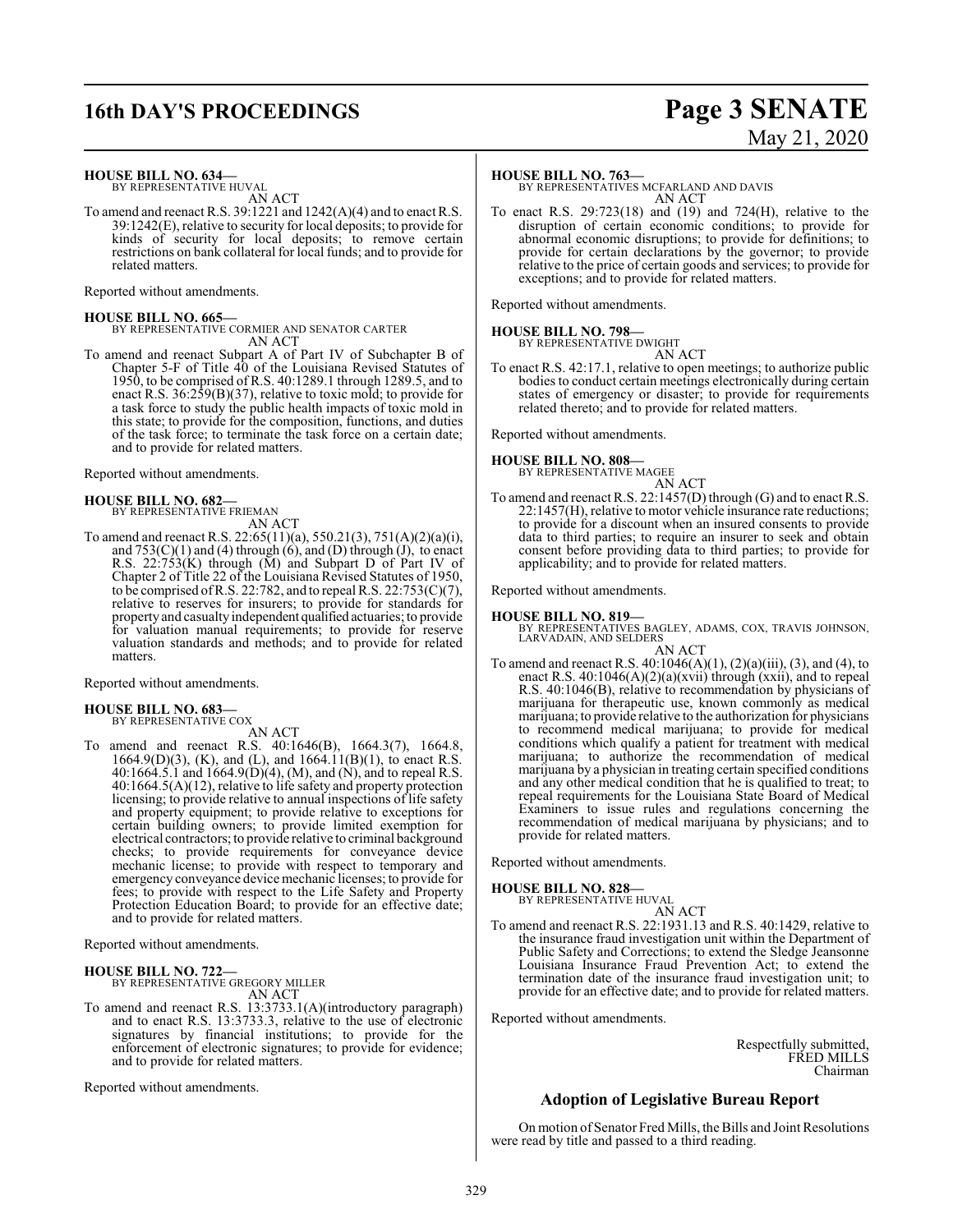**HOUSE BILL NO. 634—**
BY REPRESENTATIVE HUVAL
AN ACT

To amend and reenact R.S. 39:1221 and 1242(A)(4) and to enact R.S. 39:1242(E), relative to security for local deposits; to provide for kinds of security for local deposits; to remove certain restrictions on bank collateral for local funds; and to provide for related matters.

Reported without amendments.

**HOUSE BILL NO. 665—**
BY REPRESENTATIVE CORMIER AND SENATOR CARTER
AN ACT

To amend and reenact Subpart A of Part IV of Subchapter B of Chapter 5-F of Title 40 of the Louisiana Revised Statutes of 1950, to be comprised of R.S. 40:1289.1 through 1289.5, and to enact R.S. 36:259(B)(37), relative to toxic mold; to provide for a task force to study the public health impacts of toxic mold in this state; to provide for the composition, functions, and duties of the task force; to terminate the task force on a certain date; and to provide for related matters.

Reported without amendments.

**HOUSE BILL NO. 682—**
BY REPRESENTATIVE FRIEMAN
AN ACT

To amend and reenact R.S. 22:65(11)(a), 550.21(3), 751(A)(2)(a)(i), and 753(C)(1) and (4) through (6), and (D) through (J), to enact R.S. 22:753(K) through (M) and Subpart D of Part IV of Chapter 2 of Title 22 of the Louisiana Revised Statutes of 1950, to be comprised of R.S. 22:782, and to repeal R.S. 22:753(C)(7), relative to reserves for insurers; to provide for standards for property and casualty independent qualified actuaries; to provide for valuation manual requirements; to provide for reserve valuation standards and methods; and to provide for related matters.

Reported without amendments.

**HOUSE BILL NO. 683—**
BY REPRESENTATIVE COX
AN ACT

To amend and reenact R.S. 40:1646(B), 1664.3(7), 1664.8, 1664.9(D)(3), (K), and (L), and 1664.11(B)(1), to enact R.S. 40:1664.5.1 and 1664.9(D)(4), (M), and (N), and to repeal R.S. 40:1664.5(A)(12), relative to life safety and property protection licensing; to provide relative to annual inspections of life safety and property equipment; to provide relative to exceptions for certain building owners; to provide limited exemption for electrical contractors; to provide relative to criminal background checks; to provide requirements for conveyance device mechanic license; to provide with respect to temporary and emergency conveyance device mechanic licenses; to provide for fees; to provide with respect to the Life Safety and Property Protection Education Board; to provide for an effective date; and to provide for related matters.

Reported without amendments.

**HOUSE BILL NO. 722—**
BY REPRESENTATIVE GREGORY MILLER
AN ACT

To amend and reenact R.S. 13:3733.1(A)(introductory paragraph) and to enact R.S. 13:3733.3, relative to the use of electronic signatures by financial institutions; to provide for the enforcement of electronic signatures; to provide for evidence; and to provide for related matters.

Reported without amendments.

**HOUSE BILL NO. 763—**
BY REPRESENTATIVES MCFARLAND AND DAVIS
AN ACT

To enact R.S. 29:723(18) and (19) and 724(H), relative to the disruption of certain economic conditions; to provide for abnormal economic disruptions; to provide for definitions; to provide for certain declarations by the governor; to provide relative to the price of certain goods and services; to provide for exceptions; and to provide for related matters.

Reported without amendments.

**HOUSE BILL NO. 798—**
BY REPRESENTATIVE DWIGHT
AN ACT

To enact R.S. 42:17.1, relative to open meetings; to authorize public bodies to conduct certain meetings electronically during certain states of emergency or disaster; to provide for requirements related thereto; and to provide for related matters.

Reported without amendments.

**HOUSE BILL NO. 808—**
BY REPRESENTATIVE MAGEE
AN ACT

To amend and reenact R.S. 22:1457(D) through (G) and to enact R.S. 22:1457(H), relative to motor vehicle insurance rate reductions; to provide for a discount when an insured consents to provide data to third parties; to require an insurer to seek and obtain consent before providing data to third parties; to provide for applicability; and to provide for related matters.

Reported without amendments.

**HOUSE BILL NO. 819—**
BY REPRESENTATIVES BAGLEY, ADAMS, COX, TRAVIS JOHNSON, LARVADAIN, AND SELDERS
AN ACT

To amend and reenact R.S. 40:1046(A)(1), (2)(a)(iii), (3), and (4), to enact R.S. 40:1046(A)(2)(a)(xvii) through (xxii), and to repeal R.S. 40:1046(B), relative to recommendation by physicians of marijuana for therapeutic use, known commonly as medical marijuana; to provide relative to the authorization for physicians to recommend medical marijuana; to provide for medical conditions which qualify a patient for treatment with medical marijuana; to authorize the recommendation of medical marijuana by a physician in treating certain specified conditions and any other medical condition that he is qualified to treat; to repeal requirements for the Louisiana State Board of Medical Examiners to issue rules and regulations concerning the recommendation of medical marijuana by physicians; and to provide for related matters.

Reported without amendments.

**HOUSE BILL NO. 828—**
BY REPRESENTATIVE HUVAL
AN ACT

To amend and reenact R.S. 22:1931.13 and R.S. 40:1429, relative to the insurance fraud investigation unit within the Department of Public Safety and Corrections; to extend the Sledge Jeansonne Louisiana Insurance Fraud Prevention Act; to extend the termination date of the insurance fraud investigation unit; to provide for an effective date; and to provide for related matters.

Reported without amendments.

Respectfully submitted,
FRED MILLS
Chairman

## Adoption of Legislative Bureau Report

On motion of Senator Fred Mills, the Bills and Joint Resolutions were read by title and passed to a third reading.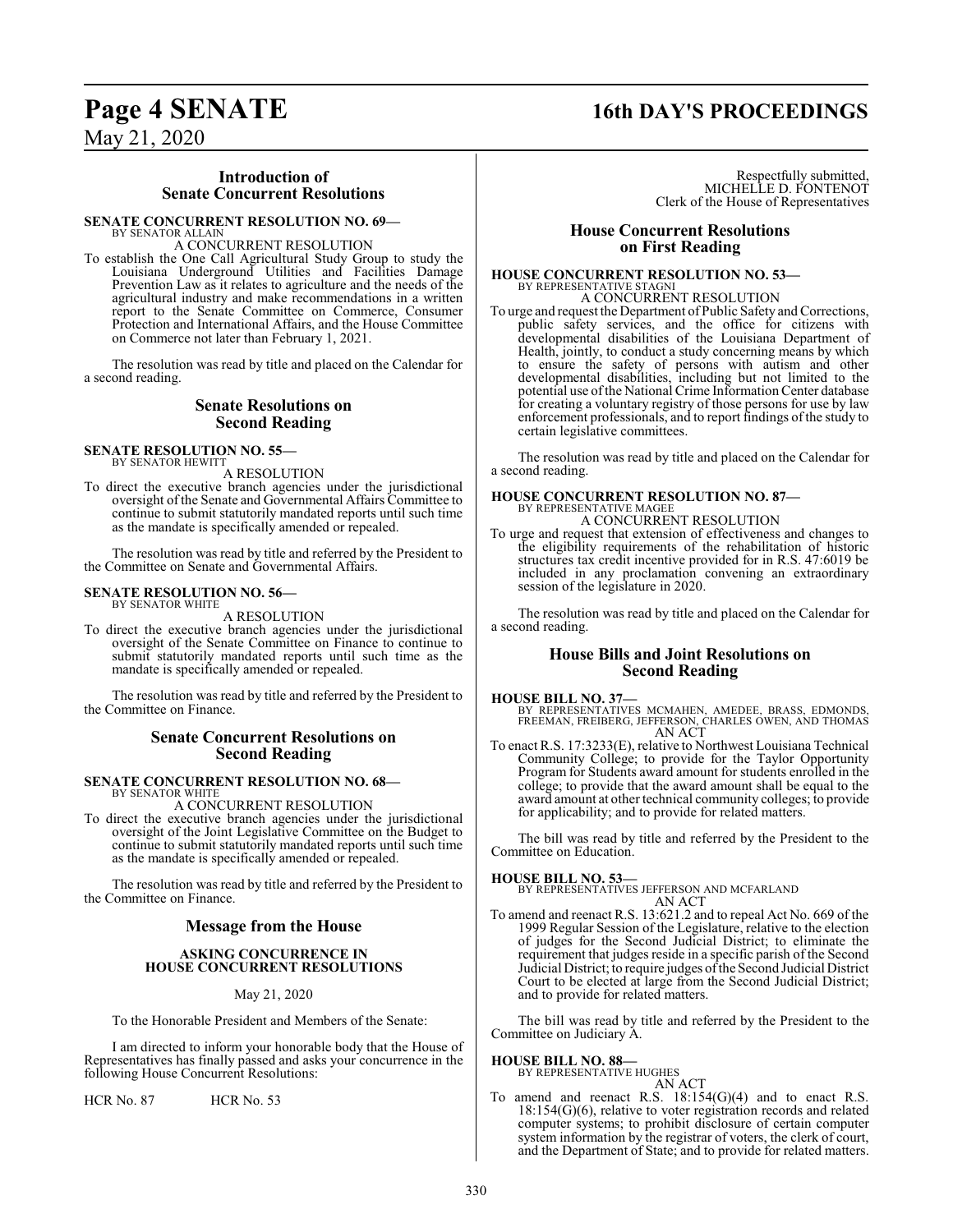## Introduction of Senate Concurrent Resolutions

**SENATE CONCURRENT RESOLUTION NO. 69—**
BY SENATOR ALLAIN
A CONCURRENT RESOLUTION

To establish the One Call Agricultural Study Group to study the Louisiana Underground Utilities and Facilities Damage Prevention Law as it relates to agriculture and the needs of the agricultural industry and make recommendations in a written report to the Senate Committee on Commerce, Consumer Protection and International Affairs, and the House Committee on Commerce not later than February 1, 2021.

The resolution was read by title and placed on the Calendar for a second reading.

## Senate Resolutions on Second Reading

**SENATE RESOLUTION NO. 55—**
BY SENATOR HEWITT
A RESOLUTION

To direct the executive branch agencies under the jurisdictional oversight of the Senate and Governmental Affairs Committee to continue to submit statutorily mandated reports until such time as the mandate is specifically amended or repealed.

The resolution was read by title and referred by the President to the Committee on Senate and Governmental Affairs.

**SENATE RESOLUTION NO. 56—**
BY SENATOR WHITE
A RESOLUTION

To direct the executive branch agencies under the jurisdictional oversight of the Senate Committee on Finance to continue to submit statutorily mandated reports until such time as the mandate is specifically amended or repealed.

The resolution was read by title and referred by the President to the Committee on Finance.

## Senate Concurrent Resolutions on Second Reading

**SENATE CONCURRENT RESOLUTION NO. 68—**
BY SENATOR WHITE
A CONCURRENT RESOLUTION

To direct the executive branch agencies under the jurisdictional oversight of the Joint Legislative Committee on the Budget to continue to submit statutorily mandated reports until such time as the mandate is specifically amended or repealed.

The resolution was read by title and referred by the President to the Committee on Finance.

## Message from the House

**ASKING CONCURRENCE IN HOUSE CONCURRENT RESOLUTIONS**

May 21, 2020

To the Honorable President and Members of the Senate:

I am directed to inform your honorable body that the House of Representatives has finally passed and asks your concurrence in the following House Concurrent Resolutions:

HCR No. 87 HCR No. 53

Respectfully submitted,
MICHELLE D. FONTENOT
Clerk of the House of Representatives

## House Concurrent Resolutions on First Reading

**HOUSE CONCURRENT RESOLUTION NO. 53—**
BY REPRESENTATIVE STAGNI
A CONCURRENT RESOLUTION

To urge and request the Department of Public Safety and Corrections, public safety services, and the office for citizens with developmental disabilities of the Louisiana Department of Health, jointly, to conduct a study concerning means by which to ensure the safety of persons with autism and other developmental disabilities, including but not limited to the potential use of the National Crime Information Center database for creating a voluntary registry of those persons for use by law enforcement professionals, and to report findings of the study to certain legislative committees.

The resolution was read by title and placed on the Calendar for a second reading.

**HOUSE CONCURRENT RESOLUTION NO. 87—**
BY REPRESENTATIVE MAGEE
A CONCURRENT RESOLUTION

To urge and request that extension of effectiveness and changes to the eligibility requirements of the rehabilitation of historic structures tax credit incentive provided for in R.S. 47:6019 be included in any proclamation convening an extraordinary session of the legislature in 2020.

The resolution was read by title and placed on the Calendar for a second reading.

## House Bills and Joint Resolutions on Second Reading

**HOUSE BILL NO. 37—**
BY REPRESENTATIVES MCMAHEN, AMEDEE, BRASS, EDMONDS, FREEMAN, FREIBERG, JEFFERSON, CHARLES OWEN, AND THOMAS
AN ACT

To enact R.S. 17:3233(E), relative to Northwest Louisiana Technical Community College; to provide for the Taylor Opportunity Program for Students award amount for students enrolled in the college; to provide that the award amount shall be equal to the award amount at other technical community colleges; to provide for applicability; and to provide for related matters.

The bill was read by title and referred by the President to the Committee on Education.

**HOUSE BILL NO. 53—**
BY REPRESENTATIVES JEFFERSON AND MCFARLAND
AN ACT

To amend and reenact R.S. 13:621.2 and to repeal Act No. 669 of the 1999 Regular Session of the Legislature, relative to the election of judges for the Second Judicial District; to eliminate the requirement that judges reside in a specific parish of the Second Judicial District; to require judges of the Second Judicial District Court to be elected at large from the Second Judicial District; and to provide for related matters.

The bill was read by title and referred by the President to the Committee on Judiciary A.

**HOUSE BILL NO. 88—**
BY REPRESENTATIVE HUGHES
AN ACT

To amend and reenact R.S. 18:154(G)(4) and to enact R.S. 18:154(G)(6), relative to voter registration records and related computer systems; to prohibit disclosure of certain computer system information by the registrar of voters, the clerk of court, and the Department of State; and to provide for related matters.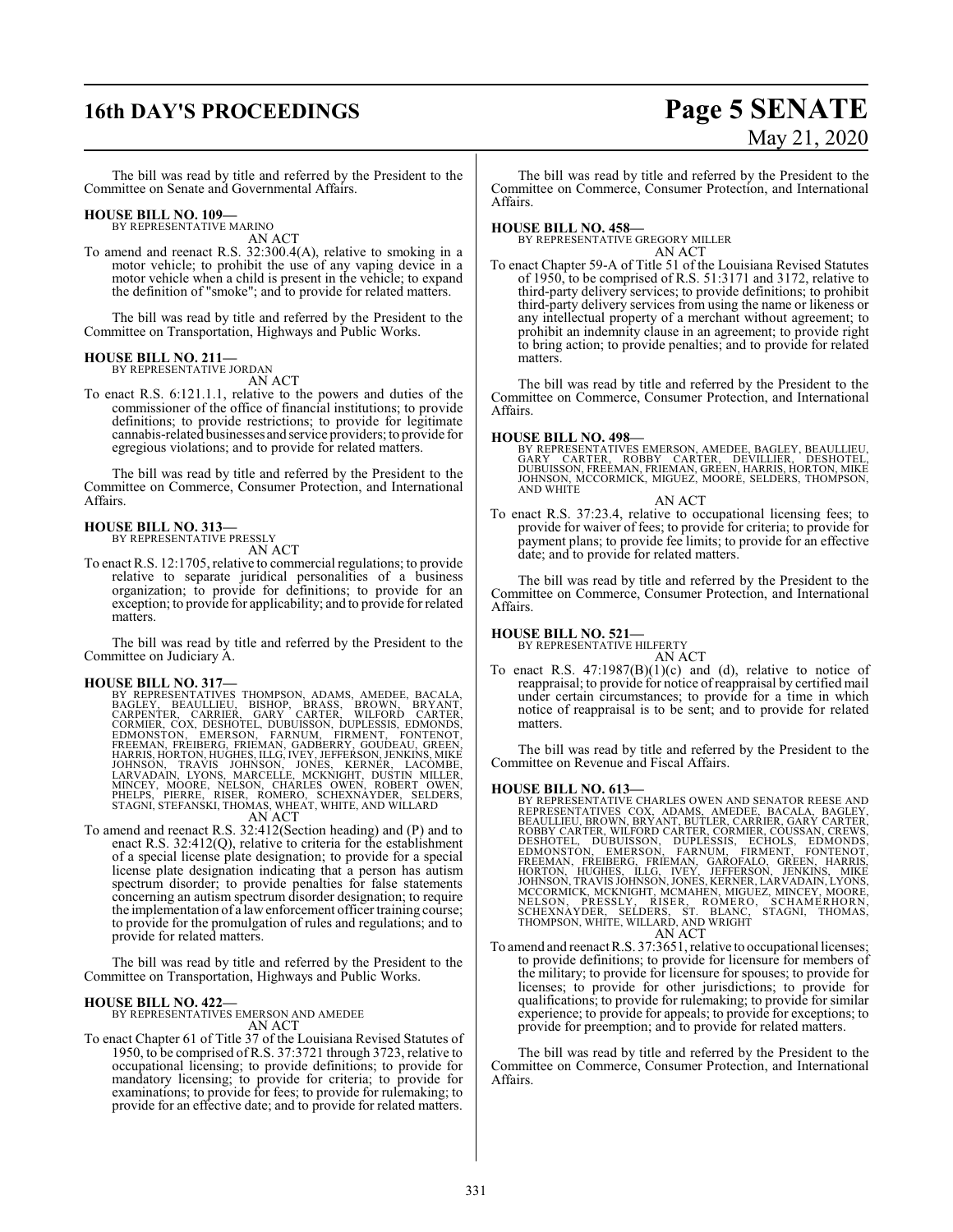The bill was read by title and referred by the President to the Committee on Senate and Governmental Affairs.

**HOUSE BILL NO. 109—**
BY REPRESENTATIVE MARINO

AN ACT

To amend and reenact R.S. 32:300.4(A), relative to smoking in a motor vehicle; to prohibit the use of any vaping device in a motor vehicle when a child is present in the vehicle; to expand the definition of "smoke"; and to provide for related matters.

The bill was read by title and referred by the President to the Committee on Transportation, Highways and Public Works.

**HOUSE BILL NO. 211—**
BY REPRESENTATIVE JORDAN

AN ACT

To enact R.S. 6:121.1.1, relative to the powers and duties of the commissioner of the office of financial institutions; to provide definitions; to provide restrictions; to provide for legitimate cannabis-related businesses and service providers; to provide for egregious violations; and to provide for related matters.

The bill was read by title and referred by the President to the Committee on Commerce, Consumer Protection, and International Affairs.

**HOUSE BILL NO. 313—**
BY REPRESENTATIVE PRESSLY

AN ACT

To enact R.S. 12:1705, relative to commercial regulations; to provide relative to separate juridical personalities of a business organization; to provide for definitions; to provide for an exception; to provide for applicability; and to provide for related matters.

The bill was read by title and referred by the President to the Committee on Judiciary A.

**HOUSE BILL NO. 317—**
BY REPRESENTATIVES THOMPSON, ADAMS, AMEDEE, BACALA, BAGLEY, BEAULLIEU, BISHOP, BRASS, BROWN, BRYANT, CARPENTER, CARRIER, GARY CARTER, WILFORD CARTER, CORMIER, COX, DESHOTEL, DUBUISSON, DUPLESSIS, EDMONDS, EDMONSTON, EMERSON, FARNUM, FIRMENT, FONTENOT, FREEMAN, FREIBERG, FRIEMAN, GADBERRY, GOUDEAU, GREEN, HARRIS, HORTON, HUGHES, ILLG, IVEY, JEFFERSON, JENKINS, MIKE JOHNSON, TRAVIS JOHNSON, JONES, KERNER, LACOMBE, LARVADAIN, LYONS, MARCELLE, MCKNIGHT, DUSTIN MILLER, MINCEY, MOORE, NELSON, CHARLES OWEN, ROBERT OWEN, PHELPS, PIERRE, RISER, ROMERO, SCHEXNAYDER, SELDERS, STAGNI, STEFANSKI, THOMAS, WHEAT, WHITE, AND WILLARD

AN ACT

To amend and reenact R.S. 32:412(Section heading) and (P) and to enact R.S. 32:412(Q), relative to criteria for the establishment of a special license plate designation; to provide for a special license plate designation indicating that a person has autism spectrum disorder; to provide penalties for false statements concerning an autism spectrum disorder designation; to require the implementation of a law enforcement officer training course; to provide for the promulgation of rules and regulations; and to provide for related matters.

The bill was read by title and referred by the President to the Committee on Transportation, Highways and Public Works.

**HOUSE BILL NO. 422—**
BY REPRESENTATIVES EMERSON AND AMEDEE

AN ACT

To enact Chapter 61 of Title 37 of the Louisiana Revised Statutes of 1950, to be comprised of R.S. 37:3721 through 3723, relative to occupational licensing; to provide definitions; to provide for mandatory licensing; to provide for criteria; to provide for examinations; to provide for fees; to provide for rulemaking; to provide for an effective date; and to provide for related matters.

The bill was read by title and referred by the President to the Committee on Commerce, Consumer Protection, and International Affairs.

**HOUSE BILL NO. 458—**
BY REPRESENTATIVE GREGORY MILLER

AN ACT

To enact Chapter 59-A of Title 51 of the Louisiana Revised Statutes of 1950, to be comprised of R.S. 51:3171 and 3172, relative to third-party delivery services; to provide definitions; to prohibit third-party delivery services from using the name or likeness or any intellectual property of a merchant without agreement; to prohibit an indemnity clause in an agreement; to provide right to bring action; to provide penalties; and to provide for related matters.

The bill was read by title and referred by the President to the Committee on Commerce, Consumer Protection, and International Affairs.

**HOUSE BILL NO. 498—**
BY REPRESENTATIVES EMERSON, AMEDEE, BAGLEY, BEAULLIEU, GARY CARTER, ROBBY CARTER, DEVILLIER, DESHOTEL, DUBUISSON, FREEMAN, FRIEMAN, GREEN, HARRIS, HORTON, MIKE JOHNSON, MCCORMICK, MIGUEZ, MOORE, SELDERS, THOMPSON, AND WHITE

AN ACT

To enact R.S. 37:23.4, relative to occupational licensing fees; to provide for waiver of fees; to provide for criteria; to provide for payment plans; to provide fee limits; to provide for an effective date; and to provide for related matters.

The bill was read by title and referred by the President to the Committee on Commerce, Consumer Protection, and International Affairs.

**HOUSE BILL NO. 521—**
BY REPRESENTATIVE HILFERTY

AN ACT

To enact R.S. 47:1987(B)(1)(c) and (d), relative to notice of reappraisal; to provide for notice of reappraisal by certified mail under certain circumstances; to provide for a time in which notice of reappraisal is to be sent; and to provide for related matters.

The bill was read by title and referred by the President to the Committee on Revenue and Fiscal Affairs.

**HOUSE BILL NO. 613—**
BY REPRESENTATIVE CHARLES OWEN AND SENATOR REESE AND REPRESENTATIVES COX, ADAMS, AMEDEE, BACALA, BAGLEY, BEAULLIEU, BROWN, BRYANT, BUTLER, CARRIER, GARY CARTER, ROBBY CARTER, WILFORD CARTER, CORMIER, COUSSAN, CREWS, DESHOTEL, DUBUISSON, DUPLESSIS, ECHOLS, EDMONDS, EDMONSTON, EMERSON, FARNUM, FIRMENT, FONTENOT, FREEMAN, FREIBERG, FRIEMAN, GAROFALO, GREEN, HARRIS, HORTON, HUGHES, ILLG, IVEY, JEFFERSON, JENKINS, MIKE JOHNSON, TRAVIS JOHNSON, JONES, KERNER, LARVADAIN, LYONS, MCCORMICK, MCKNIGHT, MCMAHEN, MIGUEZ, MINCEY, MOORE, NELSON, PRESSLY, RISER, ROMERO, SCHAMERHORN, SCHEXNAYDER, SELDERS, ST. BLANC, STAGNI, THOMAS, THOMPSON, WHITE, WILLARD, AND WRIGHT

AN ACT

To amend and reenact R.S. 37:3651, relative to occupational licenses; to provide definitions; to provide for licensure for members of the military; to provide for licensure for spouses; to provide for licenses; to provide for other jurisdictions; to provide for qualifications; to provide for rulemaking; to provide for similar experience; to provide for appeals; to provide for exceptions; to provide for preemption; and to provide for related matters.

The bill was read by title and referred by the President to the Committee on Commerce, Consumer Protection, and International Affairs.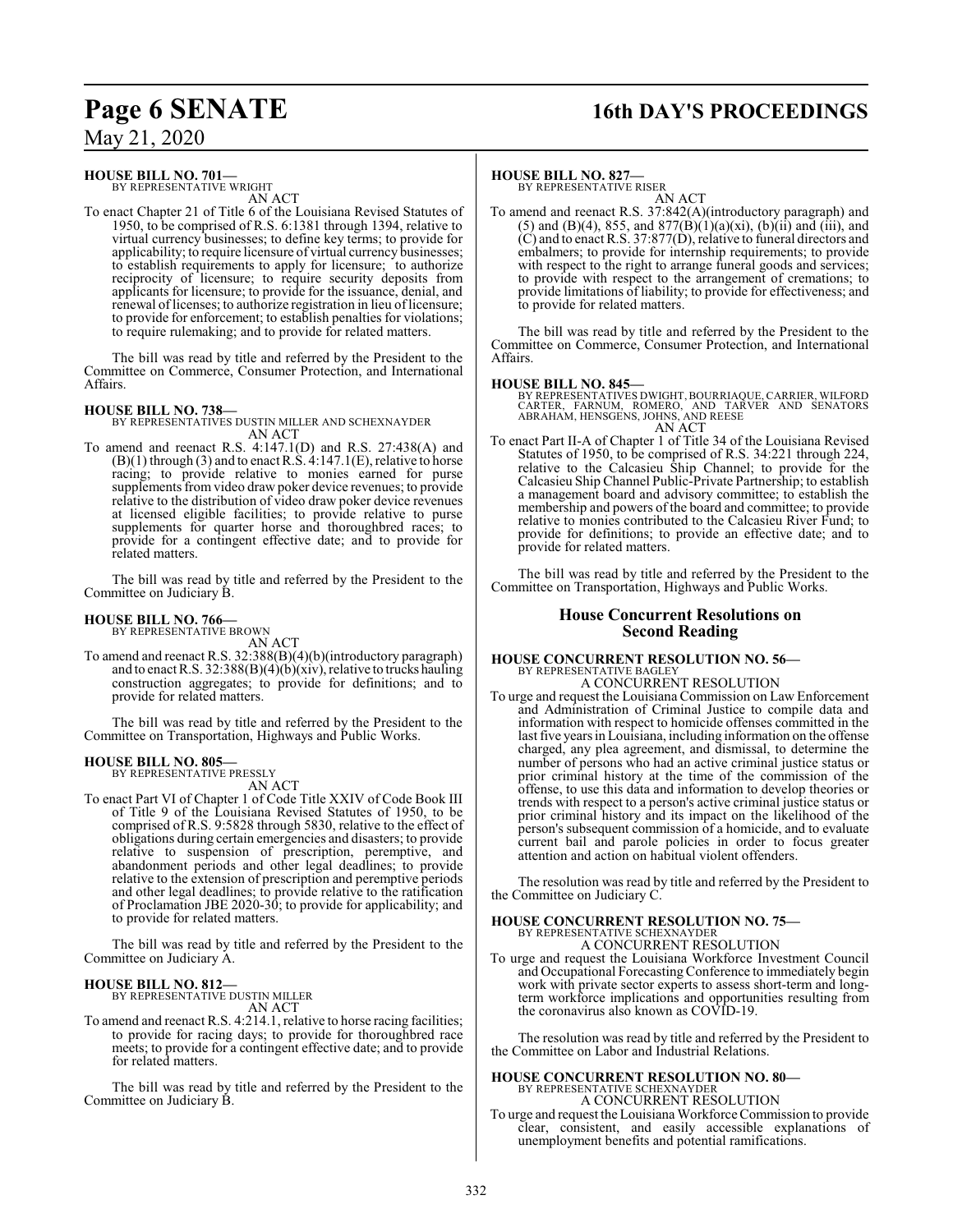**HOUSE BILL NO. 701—**
BY REPRESENTATIVE WRIGHT

AN ACT

To enact Chapter 21 of Title 6 of the Louisiana Revised Statutes of 1950, to be comprised of R.S. 6:1381 through 1394, relative to virtual currency businesses; to define key terms; to provide for applicability; to require licensure of virtual currency businesses; to establish requirements to apply for licensure; to authorize reciprocity of licensure; to require security deposits from applicants for licensure; to provide for the issuance, denial, and renewal of licenses; to authorize registration in lieu of licensure; to provide for enforcement; to establish penalties for violations; to require rulemaking; and to provide for related matters.

The bill was read by title and referred by the President to the Committee on Commerce, Consumer Protection, and International Affairs.

**HOUSE BILL NO. 738—**
BY REPRESENTATIVES DUSTIN MILLER AND SCHEXNAYDER

AN ACT

To amend and reenact R.S. 4:147.1(D) and R.S. 27:438(A) and (B)(1) through (3) and to enact R.S. 4:147.1(E), relative to horse racing; to provide relative to monies earned for purse supplements from video draw poker device revenues; to provide relative to the distribution of video draw poker device revenues at licensed eligible facilities; to provide relative to purse supplements for quarter horse and thoroughbred races; to provide for a contingent effective date; and to provide for related matters.

The bill was read by title and referred by the President to the Committee on Judiciary B.

**HOUSE BILL NO. 766—**
BY REPRESENTATIVE BROWN

AN ACT

To amend and reenact R.S. 32:388(B)(4)(b)(introductory paragraph) and to enact R.S. 32:388(B)(4)(b)(xiv), relative to trucks hauling construction aggregates; to provide for definitions; and to provide for related matters.

The bill was read by title and referred by the President to the Committee on Transportation, Highways and Public Works.

**HOUSE BILL NO. 805—**
BY REPRESENTATIVE PRESSLY

AN ACT

To enact Part VI of Chapter 1 of Code Title XXIV of Code Book III of Title 9 of the Louisiana Revised Statutes of 1950, to be comprised of R.S. 9:5828 through 5830, relative to the effect of obligations during certain emergencies and disasters; to provide relative to suspension of prescription, peremptive, and abandonment periods and other legal deadlines; to provide relative to the extension of prescription and peremptive periods and other legal deadlines; to provide relative to the ratification of Proclamation JBE 2020-30; to provide for applicability; and to provide for related matters.

The bill was read by title and referred by the President to the Committee on Judiciary A.

**HOUSE BILL NO. 812—**
BY REPRESENTATIVE DUSTIN MILLER

AN ACT

To amend and reenact R.S. 4:214.1, relative to horse racing facilities; to provide for racing days; to provide for thoroughbred race meets; to provide for a contingent effective date; and to provide for related matters.

The bill was read by title and referred by the President to the Committee on Judiciary B.

**HOUSE BILL NO. 827—**
BY REPRESENTATIVE RISER

AN ACT

To amend and reenact R.S. 37:842(A)(introductory paragraph) and (5) and (B)(4), 855, and 877(B)(1)(a)(xi), (b)(ii) and (iii), and (C) and to enact R.S. 37:877(D), relative to funeral directors and embalmers; to provide for internship requirements; to provide with respect to the right to arrange funeral goods and services; to provide with respect to the arrangement of cremations; to provide limitations of liability; to provide for effectiveness; and to provide for related matters.

The bill was read by title and referred by the President to the Committee on Commerce, Consumer Protection, and International Affairs.

**HOUSE BILL NO. 845—**
BY REPRESENTATIVES DWIGHT, BOURRIAQUE, CARRIER, WILFORD CARTER, FARNUM, ROMERO, AND TARVER AND SENATORS ABRAHAM, HENSGENS, JOHNS, AND REESE

AN ACT

To enact Part II-A of Chapter 1 of Title 34 of the Louisiana Revised Statutes of 1950, to be comprised of R.S. 34:221 through 224, relative to the Calcasieu Ship Channel; to provide for the Calcasieu Ship Channel Public-Private Partnership; to establish a management board and advisory committee; to establish the membership and powers of the board and committee; to provide relative to monies contributed to the Calcasieu River Fund; to provide for definitions; to provide an effective date; and to provide for related matters.

The bill was read by title and referred by the President to the Committee on Transportation, Highways and Public Works.

## House Concurrent Resolutions on Second Reading

**HOUSE CONCURRENT RESOLUTION NO. 56—**
BY REPRESENTATIVE BAGLEY

A CONCURRENT RESOLUTION

To urge and request the Louisiana Commission on Law Enforcement and Administration of Criminal Justice to compile data and information with respect to homicide offenses committed in the last five years in Louisiana, including information on the offense charged, any plea agreement, and dismissal, to determine the number of persons who had an active criminal justice status or prior criminal history at the time of the commission of the offense, to use this data and information to develop theories or trends with respect to a person's active criminal justice status or prior criminal history and its impact on the likelihood of the person's subsequent commission of a homicide, and to evaluate current bail and parole policies in order to focus greater attention and action on habitual violent offenders.

The resolution was read by title and referred by the President to the Committee on Judiciary C.

**HOUSE CONCURRENT RESOLUTION NO. 75—**
BY REPRESENTATIVE SCHEXNAYDER

A CONCURRENT RESOLUTION

To urge and request the Louisiana Workforce Investment Council and Occupational Forecasting Conference to immediately begin work with private sector experts to assess short-term and long-term workforce implications and opportunities resulting from the coronavirus also known as COVID-19.

The resolution was read by title and referred by the President to the Committee on Labor and Industrial Relations.

**HOUSE CONCURRENT RESOLUTION NO. 80—**
BY REPRESENTATIVE SCHEXNAYDER

A CONCURRENT RESOLUTION

To urge and request the Louisiana Workforce Commission to provide clear, consistent, and easily accessible explanations of unemployment benefits and potential ramifications.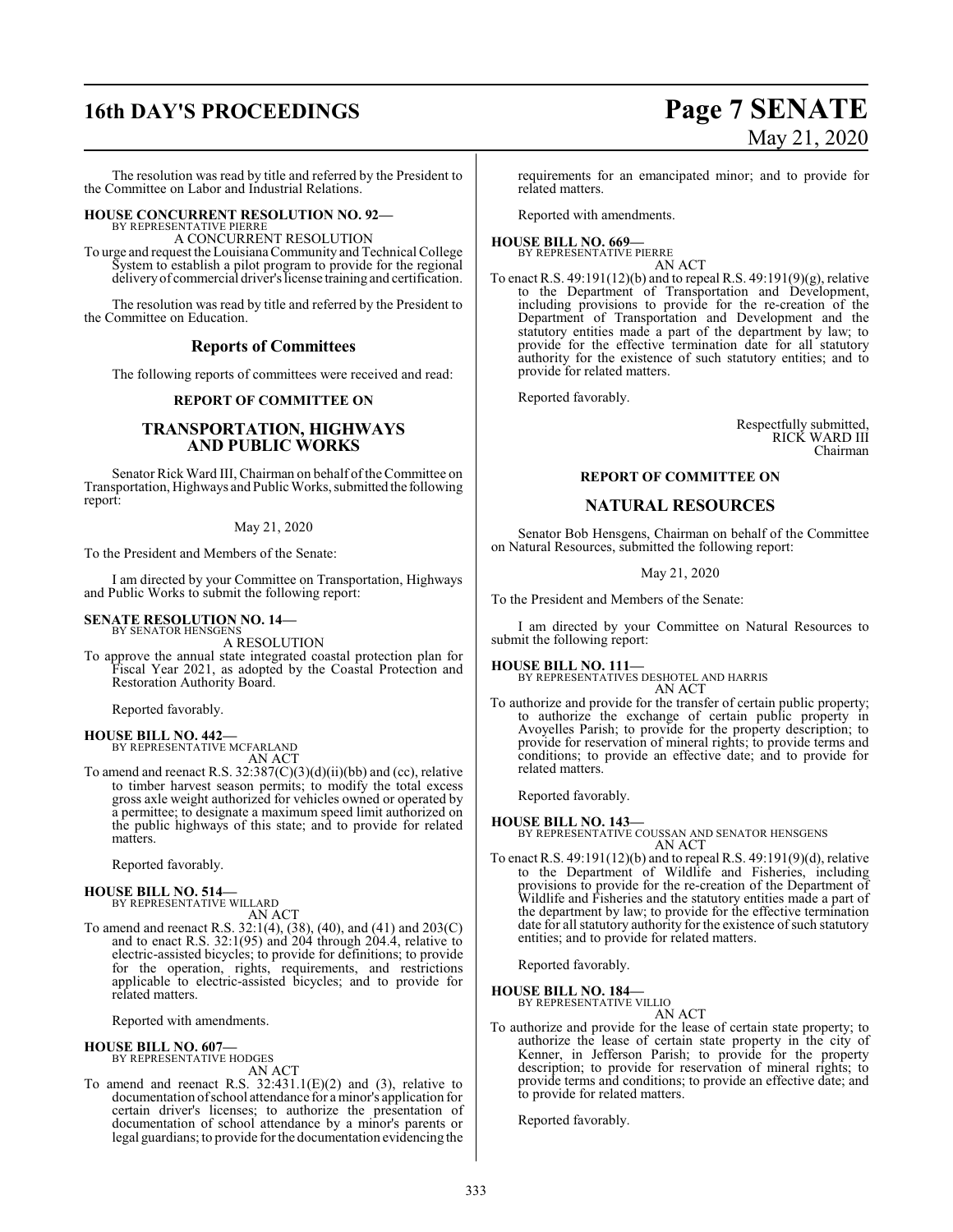The resolution was read by title and referred by the President to the Committee on Labor and Industrial Relations.

**HOUSE CONCURRENT RESOLUTION NO. 92—**
BY REPRESENTATIVE PIERRE
A CONCURRENT RESOLUTION
To urge and request the Louisiana Community and Technical College System to establish a pilot program to provide for the regional delivery of commercial driver's license training and certification.

The resolution was read by title and referred by the President to the Committee on Education.

## Reports of Committees

The following reports of committees were received and read:

### REPORT OF COMMITTEE ON

## TRANSPORTATION, HIGHWAYS AND PUBLIC WORKS

Senator Rick Ward III, Chairman on behalf of the Committee on Transportation, Highways and Public Works, submitted the following report:

May 21, 2020

To the President and Members of the Senate:

I am directed by your Committee on Transportation, Highways and Public Works to submit the following report:

**SENATE RESOLUTION NO. 14—**
BY SENATOR HENSGENS
A RESOLUTION
To approve the annual state integrated coastal protection plan for Fiscal Year 2021, as adopted by the Coastal Protection and Restoration Authority Board.

Reported favorably.

**HOUSE BILL NO. 442—**
BY REPRESENTATIVE MCFARLAND
AN ACT
To amend and reenact R.S. 32:387(C)(3)(d)(ii)(bb) and (cc), relative to timber harvest season permits; to modify the total excess gross axle weight authorized for vehicles owned or operated by a permittee; to designate a maximum speed limit authorized on the public highways of this state; and to provide for related matters.

Reported favorably.

**HOUSE BILL NO. 514—**
BY REPRESENTATIVE WILLARD
AN ACT
To amend and reenact R.S. 32:1(4), (38), (40), and (41) and 203(C) and to enact R.S. 32:1(95) and 204 through 204.4, relative to electric-assisted bicycles; to provide for definitions; to provide for the operation, rights, requirements, and restrictions applicable to electric-assisted bicycles; and to provide for related matters.

Reported with amendments.

**HOUSE BILL NO. 607—**
BY REPRESENTATIVE HODGES
AN ACT
To amend and reenact R.S. 32:431.1(E)(2) and (3), relative to documentation of school attendance for a minor's application for certain driver's licenses; to authorize the presentation of documentation of school attendance by a minor's parents or legal guardians; to provide for the documentation evidencing the requirements for an emancipated minor; and to provide for related matters.

Reported with amendments.

**HOUSE BILL NO. 669—**
BY REPRESENTATIVE PIERRE
AN ACT
To enact R.S. 49:191(12)(b) and to repeal R.S. 49:191(9)(g), relative to the Department of Transportation and Development, including provisions to provide for the re-creation of the Department of Transportation and Development and the statutory entities made a part of the department by law; to provide for the effective termination date for all statutory authority for the existence of such statutory entities; and to provide for related matters.

Reported favorably.

Respectfully submitted,
RICK WARD III
Chairman

### REPORT OF COMMITTEE ON

## NATURAL RESOURCES

Senator Bob Hensgens, Chairman on behalf of the Committee on Natural Resources, submitted the following report:

May 21, 2020

To the President and Members of the Senate:

I am directed by your Committee on Natural Resources to submit the following report:

**HOUSE BILL NO. 111—**
BY REPRESENTATIVES DESHOTEL AND HARRIS
AN ACT
To authorize and provide for the transfer of certain public property; to authorize the exchange of certain public property in Avoyelles Parish; to provide for the property description; to provide for reservation of mineral rights; to provide terms and conditions; to provide an effective date; and to provide for related matters.

Reported favorably.

**HOUSE BILL NO. 143—**
BY REPRESENTATIVE COUSSAN AND SENATOR HENSGENS
AN ACT
To enact R.S. 49:191(12)(b) and to repeal R.S. 49:191(9)(d), relative to the Department of Wildlife and Fisheries, including provisions to provide for the re-creation of the Department of Wildlife and Fisheries and the statutory entities made a part of the department by law; to provide for the effective termination date for all statutory authority for the existence of such statutory entities; and to provide for related matters.

Reported favorably.

**HOUSE BILL NO. 184—**
BY REPRESENTATIVE VILLIO
AN ACT
To authorize and provide for the lease of certain state property; to authorize the lease of certain state property in the city of Kenner, in Jefferson Parish; to provide for the property description; to provide for reservation of mineral rights; to provide terms and conditions; to provide an effective date; and to provide for related matters.

Reported favorably.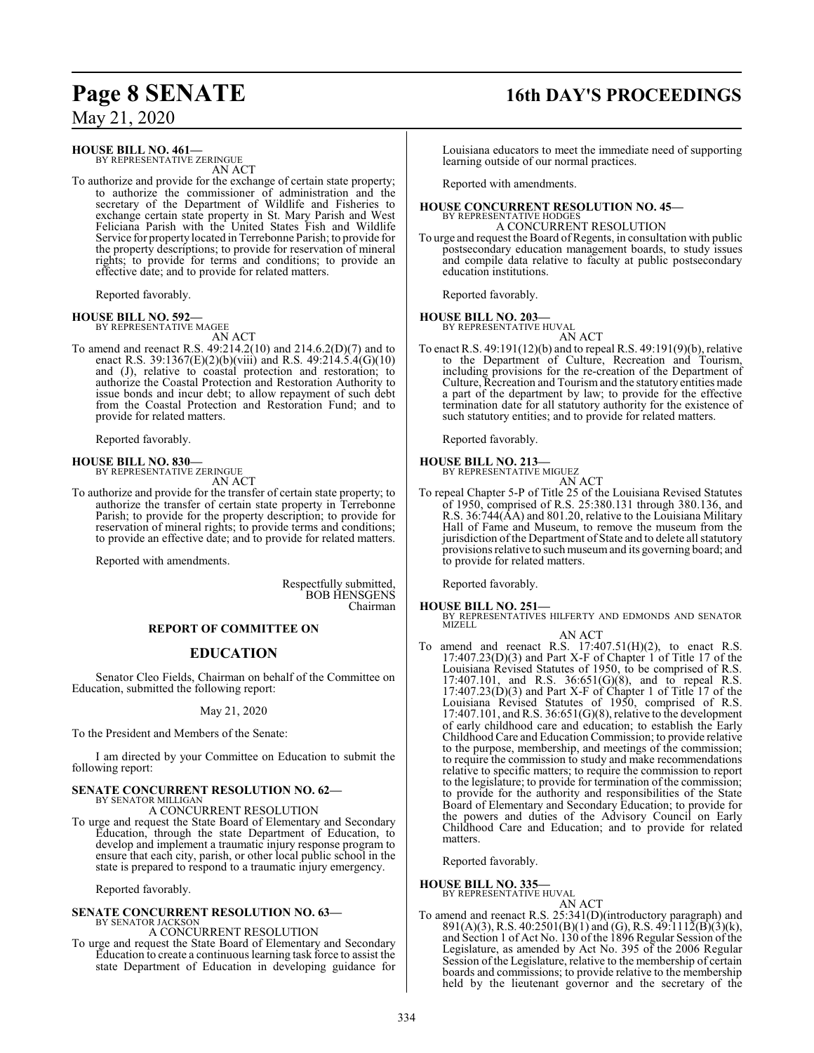**HOUSE BILL NO. 461—**
BY REPRESENTATIVE ZERINGUE
AN ACT

To authorize and provide for the exchange of certain state property; to authorize the commissioner of administration and the secretary of the Department of Wildlife and Fisheries to exchange certain state property in St. Mary Parish and West Feliciana Parish with the United States Fish and Wildlife Service for property located in Terrebonne Parish; to provide for the property descriptions; to provide for reservation of mineral rights; to provide for terms and conditions; to provide an effective date; and to provide for related matters.

Reported favorably.

**HOUSE BILL NO. 592—**
BY REPRESENTATIVE MAGEE
AN ACT

To amend and reenact R.S. 49:214.2(10) and 214.6.2(D)(7) and to enact R.S. 39:1367(E)(2)(b)(viii) and R.S. 49:214.5.4(G)(10) and (J), relative to coastal protection and restoration; to authorize the Coastal Protection and Restoration Authority to issue bonds and incur debt; to allow repayment of such debt from the Coastal Protection and Restoration Fund; and to provide for related matters.

Reported favorably.

**HOUSE BILL NO. 830—**
BY REPRESENTATIVE ZERINGUE
AN ACT

To authorize and provide for the transfer of certain state property; to authorize the transfer of certain state property in Terrebonne Parish; to provide for the property description; to provide for reservation of mineral rights; to provide terms and conditions; to provide an effective date; and to provide for related matters.

Reported with amendments.

Respectfully submitted,
BOB HENSGENS
Chairman

## REPORT OF COMMITTEE ON

## EDUCATION

Senator Cleo Fields, Chairman on behalf of the Committee on Education, submitted the following report:

May 21, 2020

To the President and Members of the Senate:

I am directed by your Committee on Education to submit the following report:

**SENATE CONCURRENT RESOLUTION NO. 62—**
BY SENATOR MILLIGAN
A CONCURRENT RESOLUTION

To urge and request the State Board of Elementary and Secondary Education, through the state Department of Education, to develop and implement a traumatic injury response program to ensure that each city, parish, or other local public school in the state is prepared to respond to a traumatic injury emergency.

Reported favorably.

**SENATE CONCURRENT RESOLUTION NO. 63—**
BY SENATOR JACKSON
A CONCURRENT RESOLUTION

To urge and request the State Board of Elementary and Secondary Education to create a continuous learning task force to assist the state Department of Education in developing guidance for Louisiana educators to meet the immediate need of supporting learning outside of our normal practices.

Reported with amendments.

**HOUSE CONCURRENT RESOLUTION NO. 45—**
BY REPRESENTATIVE HODGES
A CONCURRENT RESOLUTION

To urge and request the Board of Regents, in consultation with public postsecondary education management boards, to study issues and compile data relative to faculty at public postsecondary education institutions.

Reported favorably.

**HOUSE BILL NO. 203—**
BY REPRESENTATIVE HUVAL
AN ACT

To enact R.S. 49:191(12)(b) and to repeal R.S. 49:191(9)(b), relative to the Department of Culture, Recreation and Tourism, including provisions for the re-creation of the Department of Culture, Recreation and Tourism and the statutory entities made a part of the department by law; to provide for the effective termination date for all statutory authority for the existence of such statutory entities; and to provide for related matters.

Reported favorably.

**HOUSE BILL NO. 213—**
BY REPRESENTATIVE MIGUEZ
AN ACT

To repeal Chapter 5-P of Title 25 of the Louisiana Revised Statutes of 1950, comprised of R.S. 25:380.131 through 380.136, and R.S. 36:744(AA) and 801.20, relative to the Louisiana Military Hall of Fame and Museum, to remove the museum from the jurisdiction of the Department of State and to delete all statutory provisions relative to such museum and its governing board; and to provide for related matters.

Reported favorably.

**HOUSE BILL NO. 251—**
BY REPRESENTATIVES HILFERTY AND EDMONDS AND SENATOR MIZELL
AN ACT

To amend and reenact R.S. 17:407.51(H)(2), to enact R.S. 17:407.23(D)(3) and Part X-F of Chapter 1 of Title 17 of the Louisiana Revised Statutes of 1950, to be comprised of R.S. 17:407.101, and R.S. 36:651(G)(8), and to repeal R.S. 17:407.23(D)(3) and Part X-F of Chapter 1 of Title 17 of the Louisiana Revised Statutes of 1950, comprised of R.S. 17:407.101, and R.S. 36:651(G)(8), relative to the development of early childhood care and education; to establish the Early Childhood Care and Education Commission; to provide relative to the purpose, membership, and meetings of the commission; to require the commission to study and make recommendations relative to specific matters; to require the commission to report to the legislature; to provide for termination of the commission; to provide for the authority and responsibilities of the State Board of Elementary and Secondary Education; to provide for the powers and duties of the Advisory Council on Early Childhood Care and Education; and to provide for related matters.

Reported favorably.

**HOUSE BILL NO. 335—**
BY REPRESENTATIVE HUVAL
AN ACT

To amend and reenact R.S. 25:341(D)(introductory paragraph) and 891(A)(3), R.S. 40:2501(B)(1) and (G), R.S. 49:1112(B)(3)(k), and Section 1 of Act No. 130 of the 1896 Regular Session of the Legislature, as amended by Act No. 395 of the 2006 Regular Session of the Legislature, relative to the membership of certain boards and commissions; to provide relative to the membership held by the lieutenant governor and the secretary of the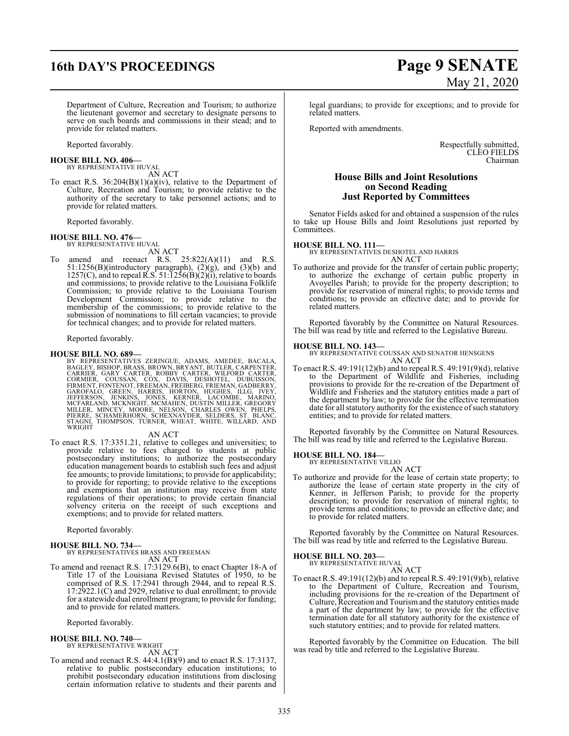Department of Culture, Recreation and Tourism; to authorize the lieutenant governor and secretary to designate persons to serve on such boards and commissions in their stead; and to provide for related matters.

Reported favorably.

**HOUSE BILL NO. 406—**
BY REPRESENTATIVE HUVAL
AN ACT

To enact R.S. 36:204(B)(1)(a)(iv), relative to the Department of Culture, Recreation and Tourism; to provide relative to the authority of the secretary to take personnel actions; and to provide for related matters.

Reported favorably.

**HOUSE BILL NO. 476—**
BY REPRESENTATIVE HUVAL
AN ACT

To amend and reenact R.S. 25:822(A)(11) and R.S. 51:1256(B)(introductory paragraph), (2)(g), and (3)(b) and 1257(C), and to repeal R.S. 51:1256(B)(2)(i), relative to boards and commissions; to provide relative to the Louisiana Folklife Commission; to provide relative to the Louisiana Tourism Development Commission; to provide relative to the membership of the commissions; to provide relative to the submission of nominations to fill certain vacancies; to provide for technical changes; and to provide for related matters.

Reported favorably.

**HOUSE BILL NO. 689—**
BY REPRESENTATIVES ZERINGUE, ADAMS, AMEDEE, BACALA, BAGLEY, BISHOP, BRASS, BROWN, BRYANT, BUTLER, CARPENTER, CARRIER, GARY CARTER, ROBBY CARTER, WILFORD CARTER, CORMIER, COUSSAN, COX, DAVIS, DESHOTEL, DUBUISSON, FIRMENT, FONTENOT, FREEMAN, FREIBERG, FRIEMAN, GADBERRY, GAROFALO, GREEN, HARRIS, HORTON, HUGHES, ILLG, IVEY, JEFFERSON, JENKINS, JONES, KERNER, LACOMBE, MARINO, MCFARLAND, MCKNIGHT, MCMAHEN, DUSTIN MILLER, GREGORY MILLER, MINCEY, MOORE, NELSON, CHARLES OWEN, PHELPS, PIERRE, SCHAMERHORN, SCHEXNAYDER, SELDERS, ST. BLANC, STAGNI, THOMPSON, TURNER, WHEAT, WHITE, WILLARD, AND WRIGHT
AN ACT

To enact R.S. 17:3351.21, relative to colleges and universities; to provide relative to fees charged to students at public postsecondary institutions; to authorize the postsecondary education management boards to establish such fees and adjust fee amounts; to provide limitations; to provide for applicability; to provide for reporting; to provide relative to the exceptions and exemptions that an institution may receive from state regulations of their operations; to provide certain financial solvency criteria on the receipt of such exceptions and exemptions; and to provide for related matters.

Reported favorably.

**HOUSE BILL NO. 734—**
BY REPRESENTATIVES BRASS AND FREEMAN
AN ACT

To amend and reenact R.S. 17:3129.6(B), to enact Chapter 18-A of Title 17 of the Louisiana Revised Statutes of 1950, to be comprised of R.S. 17:2941 through 2944, and to repeal R.S. 17:2922.1(C) and 2929, relative to dual enrollment; to provide for a statewide dual enrollment program; to provide for funding; and to provide for related matters.

Reported favorably.

**HOUSE BILL NO. 740—**
BY REPRESENTATIVE WRIGHT
AN ACT

To amend and reenact R.S. 44:4.1(B)(9) and to enact R.S. 17:3137, relative to public postsecondary education institutions; to prohibit postsecondary education institutions from disclosing certain information relative to students and their parents and legal guardians; to provide for exceptions; and to provide for related matters.

Reported with amendments.

Respectfully submitted,
CLEO FIELDS
Chairman

## House Bills and Joint Resolutions on Second Reading Just Reported by Committees

Senator Fields asked for and obtained a suspension of the rules to take up House Bills and Joint Resolutions just reported by Committees.

**HOUSE BILL NO. 111—**
BY REPRESENTATIVES DESHOTEL AND HARRIS
AN ACT

To authorize and provide for the transfer of certain public property; to authorize the exchange of certain public property in Avoyelles Parish; to provide for the property description; to provide for reservation of mineral rights; to provide terms and conditions; to provide an effective date; and to provide for related matters.

Reported favorably by the Committee on Natural Resources. The bill was read by title and referred to the Legislative Bureau.

**HOUSE BILL NO. 143—**
BY REPRESENTATIVE COUSSAN AND SENATOR HENSGENS
AN ACT

To enact R.S. 49:191(12)(b) and to repeal R.S. 49:191(9)(d), relative to the Department of Wildlife and Fisheries, including provisions to provide for the re-creation of the Department of Wildlife and Fisheries and the statutory entities made a part of the department by law; to provide for the effective termination date for all statutory authority for the existence of such statutory entities; and to provide for related matters.

Reported favorably by the Committee on Natural Resources. The bill was read by title and referred to the Legislative Bureau.

**HOUSE BILL NO. 184—**
BY REPRESENTATIVE VILLIO
AN ACT

To authorize and provide for the lease of certain state property; to authorize the lease of certain state property in the city of Kenner, in Jefferson Parish; to provide for the property description; to provide for reservation of mineral rights; to provide terms and conditions; to provide an effective date; and to provide for related matters.

Reported favorably by the Committee on Natural Resources. The bill was read by title and referred to the Legislative Bureau.

**HOUSE BILL NO. 203—**
BY REPRESENTATIVE HUVAL
AN ACT

To enact R.S. 49:191(12)(b) and to repeal R.S. 49:191(9)(b), relative to the Department of Culture, Recreation and Tourism, including provisions for the re-creation of the Department of Culture, Recreation and Tourism and the statutory entities made a part of the department by law; to provide for the effective termination date for all statutory authority for the existence of such statutory entities; and to provide for related matters.

Reported favorably by the Committee on Education. The bill was read by title and referred to the Legislative Bureau.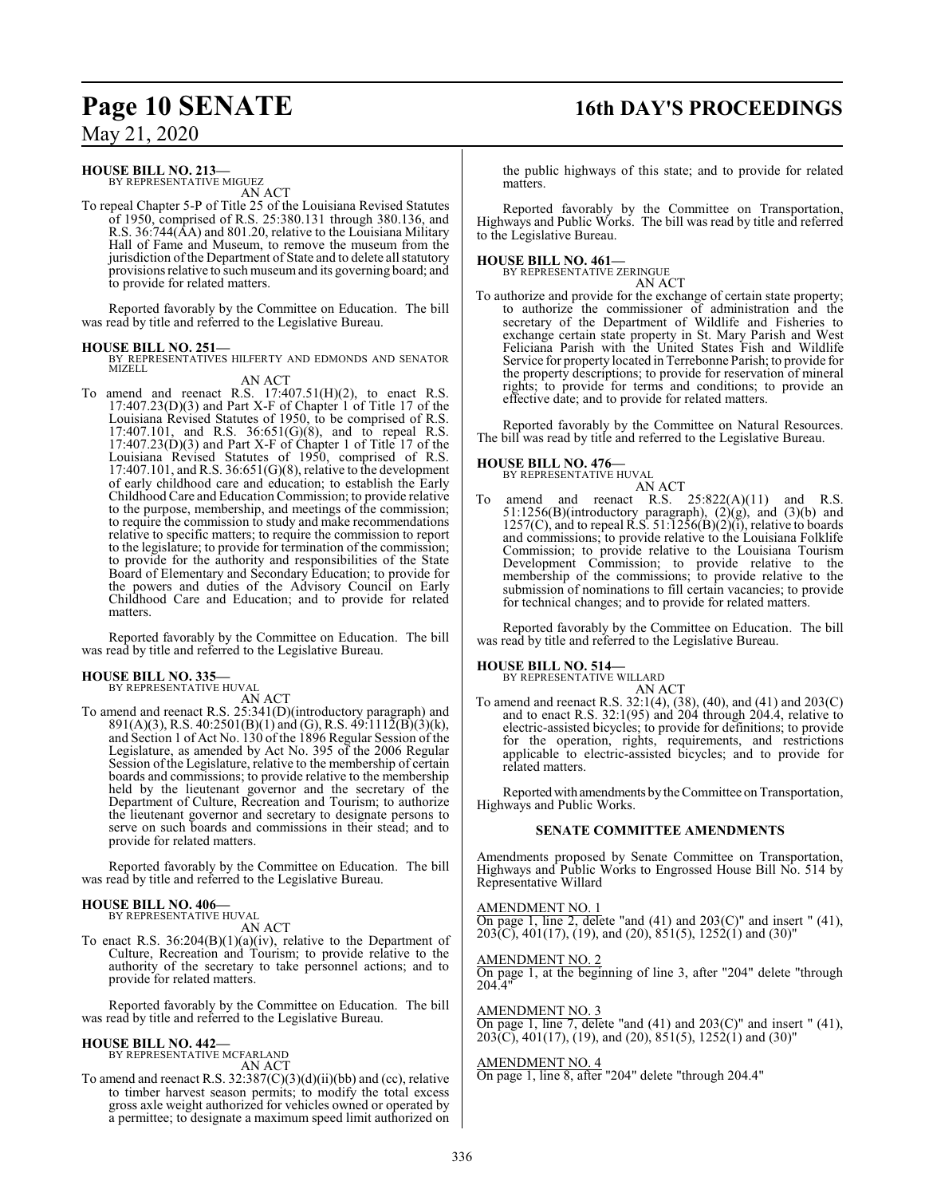**HOUSE BILL NO. 213—**
BY REPRESENTATIVE MIGUEZ
AN ACT

To repeal Chapter 5-P of Title 25 of the Louisiana Revised Statutes of 1950, comprised of R.S. 25:380.131 through 380.136, and R.S. 36:744(AA) and 801.20, relative to the Louisiana Military Hall of Fame and Museum, to remove the museum from the jurisdiction of the Department of State and to delete all statutory provisions relative to such museum and its governing board; and to provide for related matters.

Reported favorably by the Committee on Education. The bill was read by title and referred to the Legislative Bureau.

**HOUSE BILL NO. 251—**
BY REPRESENTATIVES HILFERTY AND EDMONDS AND SENATOR MIZELL
AN ACT

To amend and reenact R.S. 17:407.51(H)(2), to enact R.S. 17:407.23(D)(3) and Part X-F of Chapter 1 of Title 17 of the Louisiana Revised Statutes of 1950, to be comprised of R.S. 17:407.101, and R.S. 36:651(G)(8), and to repeal R.S. 17:407.23(D)(3) and Part X-F of Chapter 1 of Title 17 of the Louisiana Revised Statutes of 1950, comprised of R.S. 17:407.101, and R.S. 36:651(G)(8), relative to the development of early childhood care and education; to establish the Early Childhood Care and Education Commission; to provide relative to the purpose, membership, and meetings of the commission; to require the commission to study and make recommendations relative to specific matters; to require the commission to report to the legislature; to provide for termination of the commission; to provide for the authority and responsibilities of the State Board of Elementary and Secondary Education; to provide for the powers and duties of the Advisory Council on Early Childhood Care and Education; and to provide for related matters.

Reported favorably by the Committee on Education. The bill was read by title and referred to the Legislative Bureau.

**HOUSE BILL NO. 335—**
BY REPRESENTATIVE HUVAL
AN ACT

To amend and reenact R.S. 25:341(D)(introductory paragraph) and 891(A)(3), R.S. 40:2501(B)(1) and (G), R.S. 49:1112(B)(3)(k), and Section 1 of Act No. 130 of the 1896 Regular Session of the Legislature, as amended by Act No. 395 of the 2006 Regular Session of the Legislature, relative to the membership of certain boards and commissions; to provide relative to the membership held by the lieutenant governor and the secretary of the Department of Culture, Recreation and Tourism; to authorize the lieutenant governor and secretary to designate persons to serve on such boards and commissions in their stead; and to provide for related matters.

Reported favorably by the Committee on Education. The bill was read by title and referred to the Legislative Bureau.

**HOUSE BILL NO. 406—**
BY REPRESENTATIVE HUVAL
AN ACT

To enact R.S. 36:204(B)(1)(a)(iv), relative to the Department of Culture, Recreation and Tourism; to provide relative to the authority of the secretary to take personnel actions; and to provide for related matters.

Reported favorably by the Committee on Education. The bill was read by title and referred to the Legislative Bureau.

**HOUSE BILL NO. 442—**
BY REPRESENTATIVE MCFARLAND
AN ACT

To amend and reenact R.S. 32:387(C)(3)(d)(ii)(bb) and (cc), relative to timber harvest season permits; to modify the total excess gross axle weight authorized for vehicles owned or operated by a permittee; to designate a maximum speed limit authorized on the public highways of this state; and to provide for related matters.

Reported favorably by the Committee on Transportation, Highways and Public Works. The bill was read by title and referred to the Legislative Bureau.

**HOUSE BILL NO. 461—**
BY REPRESENTATIVE ZERINGUE
AN ACT

To authorize and provide for the exchange of certain state property; to authorize the commissioner of administration and the secretary of the Department of Wildlife and Fisheries to exchange certain state property in St. Mary Parish and West Feliciana Parish with the United States Fish and Wildlife Service for property located in Terrebonne Parish; to provide for the property descriptions; to provide for reservation of mineral rights; to provide for terms and conditions; to provide an effective date; and to provide for related matters.

Reported favorably by the Committee on Natural Resources. The bill was read by title and referred to the Legislative Bureau.

**HOUSE BILL NO. 476—**
BY REPRESENTATIVE HUVAL
AN ACT

To amend and reenact R.S. 25:822(A)(11) and R.S. 51:1256(B)(introductory paragraph), (2)(g), and (3)(b) and 1257(C), and to repeal R.S. 51:1256(B)(2)(i), relative to boards and commissions; to provide relative to the Louisiana Folklife Commission; to provide relative to the Louisiana Tourism Development Commission; to provide relative to the membership of the commissions; to provide relative to the submission of nominations to fill certain vacancies; to provide for technical changes; and to provide for related matters.

Reported favorably by the Committee on Education. The bill was read by title and referred to the Legislative Bureau.

**HOUSE BILL NO. 514—**
BY REPRESENTATIVE WILLARD
AN ACT

To amend and reenact R.S. 32:1(4), (38), (40), and (41) and 203(C) and to enact R.S. 32:1(95) and 204 through 204.4, relative to electric-assisted bicycles; to provide for definitions; to provide for the operation, rights, requirements, and restrictions applicable to electric-assisted bicycles; and to provide for related matters.

Reported with amendments by the Committee on Transportation, Highways and Public Works.

### SENATE COMMITTEE AMENDMENTS

Amendments proposed by Senate Committee on Transportation, Highways and Public Works to Engrossed House Bill No. 514 by Representative Willard

AMENDMENT NO. 1
On page 1, line 2, delete "and (41) and 203(C)" and insert " (41), 203(C), 401(17), (19), and (20), 851(5), 1252(1) and (30)"

AMENDMENT NO. 2
On page 1, at the beginning of line 3, after "204" delete "through 204.4"

AMENDMENT NO. 3
On page 1, line 7, delete "and (41) and 203(C)" and insert " (41), 203(C), 401(17), (19), and (20), 851(5), 1252(1) and (30)"

AMENDMENT NO. 4
On page 1, line 8, after "204" delete "through 204.4"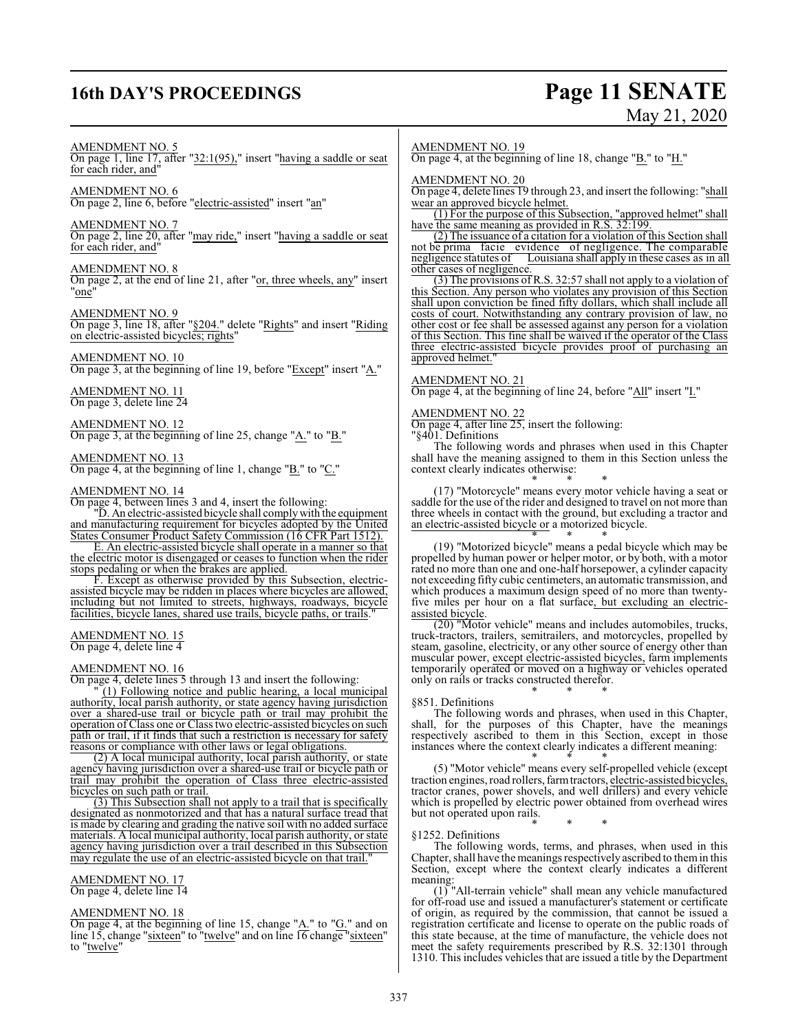AMENDMENT NO. 5
On page 1, line 17, after "32:1(95)," insert "having a saddle or seat for each rider, and"

AMENDMENT NO. 6
On page 2, line 6, before "electric-assisted" insert "an"

AMENDMENT NO. 7
On page 2, line 20, after "may ride," insert "having a saddle or seat for each rider, and"

AMENDMENT NO. 8
On page 2, at the end of line 21, after "or, three wheels, any" insert "one"

AMENDMENT NO. 9
On page 3, line 18, after "§204." delete "Rights" and insert "Riding on electric-assisted bicycles; rights"

AMENDMENT NO. 10
On page 3, at the beginning of line 19, before "Except" insert "A."

AMENDMENT NO. 11
On page 3, delete line 24

AMENDMENT NO. 12
On page 3, at the beginning of line 25, change "A." to "B."

AMENDMENT NO. 13
On page 4, at the beginning of line 1, change "B." to "C."

AMENDMENT NO. 14
On page 4, between lines 3 and 4, insert the following:

"D. An electric-assisted bicycle shall comply with the equipment and manufacturing requirement for bicycles adopted by the United States Consumer Product Safety Commission (16 CFR Part 1512).

E. An electric-assisted bicycle shall operate in a manner so that the electric motor is disengaged or ceases to function when the rider stops pedaling or when the brakes are applied.

F. Except as otherwise provided by this Subsection, electric-assisted bicycle may be ridden in places where bicycles are allowed, including but not limited to streets, highways, roadways, bicycle facilities, bicycle lanes, shared use trails, bicycle paths, or trails."

AMENDMENT NO. 15
On page 4, delete line 4

AMENDMENT NO. 16
On page 4, delete lines 5 through 13 and insert the following:

" (1) Following notice and public hearing, a local municipal authority, local parish authority, or state agency having jurisdiction over a shared-use trail or bicycle path or trail may prohibit the operation of Class one or Class two electric-assisted bicycles on such path or trail, if it finds that such a restriction is necessary for safety reasons or compliance with other laws or legal obligations.

(2) A local municipal authority, local parish authority, or state agency having jurisdiction over a shared-use trail or bicycle path or trail may prohibit the operation of Class three electric-assisted bicycles on such path or trail.

(3) This Subsection shall not apply to a trail that is specifically designated as nonmotorized and that has a natural surface tread that is made by clearing and grading the native soil with no added surface materials. A local municipal authority, local parish authority, or state agency having jurisdiction over a trail described in this Subsection may regulate the use of an electric-assisted bicycle on that trail."

AMENDMENT NO. 17
On page 4, delete line 14

AMENDMENT NO. 18
On page 4, at the beginning of line 15, change "A." to "G." and on line 15, change "sixteen" to "twelve" and on line 16 change "sixteen" to "twelve"

AMENDMENT NO. 19
On page 4, at the beginning of line 18, change "B." to "H."

AMENDMENT NO. 20
On page 4, delete lines 19 through 23, and insert the following: "shall wear an approved bicycle helmet.

(1) For the purpose of this Subsection, "approved helmet" shall have the same meaning as provided in R.S. 32:199.

(2) The issuance of a citation for a violation of this Section shall not be prima facie evidence of negligence. The comparable negligence statutes of Louisiana shall apply in these cases as in all other cases of negligence.

(3) The provisions of R.S. 32:57 shall not apply to a violation of this Section. Any person who violates any provision of this Section shall upon conviction be fined fifty dollars, which shall include all costs of court. Notwithstanding any contrary provision of law, no other cost or fee shall be assessed against any person for a violation of this Section. This fine shall be waived if the operator of the Class three electric-assisted bicycle provides proof of purchasing an approved helmet."

AMENDMENT NO. 21
On page 4, at the beginning of line 24, before "All" insert "I."

AMENDMENT NO. 22
On page 4, after line 25, insert the following:

"§401. Definitions

The following words and phrases when used in this Chapter shall have the meaning assigned to them in this Section unless the context clearly indicates otherwise:

\* \* \*

(17) "Motorcycle" means every motor vehicle having a seat or saddle for the use of the rider and designed to travel on not more than three wheels in contact with the ground, but excluding a tractor and an electric-assisted bicycle or a motorized bicycle.

\* \* \*

(19) "Motorized bicycle" means a pedal bicycle which may be propelled by human power or helper motor, or by both, with a motor rated no more than one and one-half horsepower, a cylinder capacity not exceeding fifty cubic centimeters, an automatic transmission, and which produces a maximum design speed of no more than twenty-five miles per hour on a flat surface, but excluding an electric-assisted bicycle.

(20) "Motor vehicle" means and includes automobiles, trucks, truck-tractors, trailers, semitrailers, and motorcycles, propelled by steam, gasoline, electricity, or any other source of energy other than muscular power, except electric-assisted bicycles, farm implements temporarily operated or moved on a highway or vehicles operated only on rails or tracks constructed therefor.

\* \* \*

§851. Definitions

The following words and phrases, when used in this Chapter, shall, for the purposes of this Chapter, have the meanings respectively ascribed to them in this Section, except in those instances where the context clearly indicates a different meaning:

\* \* \*

(5) "Motor vehicle" means every self-propelled vehicle (except traction engines, road rollers, farm tractors, electric-assisted bicycles, tractor cranes, power shovels, and well drillers) and every vehicle which is propelled by electric power obtained from overhead wires but not operated upon rails.

\* \* \*

§1252. Definitions

The following words, terms, and phrases, when used in this Chapter, shall have the meanings respectively ascribed to them in this Section, except where the context clearly indicates a different meaning:

(1) "All-terrain vehicle" shall mean any vehicle manufactured for off-road use and issued a manufacturer's statement or certificate of origin, as required by the commission, that cannot be issued a registration certificate and license to operate on the public roads of this state because, at the time of manufacture, the vehicle does not meet the safety requirements prescribed by R.S. 32:1301 through 1310. This includes vehicles that are issued a title by the Department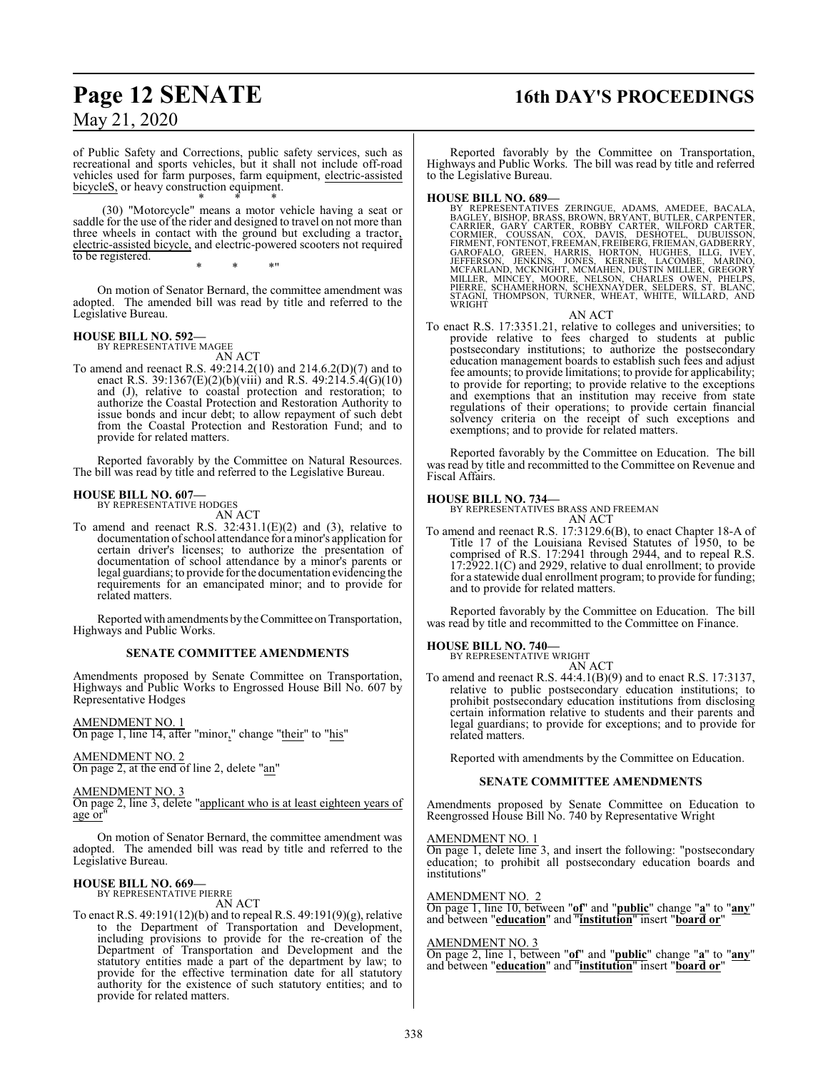of Public Safety and Corrections, public safety services, such as recreational and sports vehicles, but it shall not include off-road vehicles used for farm purposes, farm equipment, electric-assisted bicycleS, or heavy construction equipment.

\* \* \*

(30) "Motorcycle" means a motor vehicle having a seat or saddle for the use of the rider and designed to travel on not more than three wheels in contact with the ground but excluding a tractor, electric-assisted bicycle, and electric-powered scooters not required to be registered.

\* \* \*"

On motion of Senator Bernard, the committee amendment was adopted. The amended bill was read by title and referred to the Legislative Bureau.

**HOUSE BILL NO. 592—**
BY REPRESENTATIVE MAGEE

AN ACT

To amend and reenact R.S. 49:214.2(10) and 214.6.2(D)(7) and to enact R.S. 39:1367(E)(2)(b)(viii) and R.S. 49:214.5.4(G)(10) and (J), relative to coastal protection and restoration; to authorize the Coastal Protection and Restoration Authority to issue bonds and incur debt; to allow repayment of such debt from the Coastal Protection and Restoration Fund; and to provide for related matters.

Reported favorably by the Committee on Natural Resources. The bill was read by title and referred to the Legislative Bureau.

**HOUSE BILL NO. 607—**
BY REPRESENTATIVE HODGES

AN ACT

To amend and reenact R.S. 32:431.1(E)(2) and (3), relative to documentation of school attendance for a minor's application for certain driver's licenses; to authorize the presentation of documentation of school attendance by a minor's parents or legal guardians; to provide for the documentation evidencing the requirements for an emancipated minor; and to provide for related matters.

Reported with amendments by the Committee on Transportation, Highways and Public Works.

**SENATE COMMITTEE AMENDMENTS**

Amendments proposed by Senate Committee on Transportation, Highways and Public Works to Engrossed House Bill No. 607 by Representative Hodges

AMENDMENT NO. 1
On page 1, line 14, after "minor," change "their" to "his"

AMENDMENT NO. 2
On page 2, at the end of line 2, delete "an"

AMENDMENT NO. 3
On page 2, line 3, delete "applicant who is at least eighteen years of age or"

On motion of Senator Bernard, the committee amendment was adopted. The amended bill was read by title and referred to the Legislative Bureau.

**HOUSE BILL NO. 669—**
BY REPRESENTATIVE PIERRE

AN ACT

To enact R.S. 49:191(12)(b) and to repeal R.S. 49:191(9)(g), relative to the Department of Transportation and Development, including provisions to provide for the re-creation of the Department of Transportation and Development and the statutory entities made a part of the department by law; to provide for the effective termination date for all statutory authority for the existence of such statutory entities; and to provide for related matters.

Reported favorably by the Committee on Transportation, Highways and Public Works. The bill was read by title and referred to the Legislative Bureau.

**HOUSE BILL NO. 689—**
BY REPRESENTATIVES ZERINGUE, ADAMS, AMEDEE, BACALA, BAGLEY, BISHOP, BRASS, BROWN, BRYANT, BUTLER, CARPENTER, CARRIER, GARY CARTER, ROBBY CARTER, WILFORD CARTER, CORMIER, COUSSAN, COX, DAVIS, DESHOTEL, DUBUISSON, FIRMENT, FONTENOT, FREEMAN, FREIBERG, FRIEMAN, GADBERRY, GAROFALO, GREEN, HARRIS, HORTON, HUGHES, ILLG, IVEY, JEFFERSON, JENKINS, JONES, KERNER, LACOMBE, MARINO, MCFARLAND, MCKNIGHT, MCMAHEN, DUSTIN MILLER, GREGORY MILLER, MINCEY, MOORE, NELSON, CHARLES OWEN, PHELPS, PIERRE, SCHAMERHORN, SCHEXNAYDER, SELDERS, ST. BLANC, STAGNI, THOMPSON, TURNER, WHEAT, WHITE, WILLARD, AND WRIGHT

AN ACT

To enact R.S. 17:3351.21, relative to colleges and universities; to provide relative to fees charged to students at public postsecondary institutions; to authorize the postsecondary education management boards to establish such fees and adjust fee amounts; to provide limitations; to provide for applicability; to provide for reporting; to provide relative to the exceptions and exemptions that an institution may receive from state regulations of their operations; to provide certain financial solvency criteria on the receipt of such exceptions and exemptions; and to provide for related matters.

Reported favorably by the Committee on Education. The bill was read by title and recommitted to the Committee on Revenue and Fiscal Affairs.

**HOUSE BILL NO. 734—**
BY REPRESENTATIVES BRASS AND FREEMAN

AN ACT

To amend and reenact R.S. 17:3129.6(B), to enact Chapter 18-A of Title 17 of the Louisiana Revised Statutes of 1950, to be comprised of R.S. 17:2941 through 2944, and to repeal R.S. 17:2922.1(C) and 2929, relative to dual enrollment; to provide for a statewide dual enrollment program; to provide for funding; and to provide for related matters.

Reported favorably by the Committee on Education. The bill was read by title and recommitted to the Committee on Finance.

**HOUSE BILL NO. 740—**
BY REPRESENTATIVE WRIGHT

AN ACT

To amend and reenact R.S. 44:4.1(B)(9) and to enact R.S. 17:3137, relative to public postsecondary education institutions; to prohibit postsecondary education institutions from disclosing certain information relative to students and their parents and legal guardians; to provide for exceptions; and to provide for related matters.

Reported with amendments by the Committee on Education.

**SENATE COMMITTEE AMENDMENTS**

Amendments proposed by Senate Committee on Education to Reengrossed House Bill No. 740 by Representative Wright

AMENDMENT NO. 1
On page 1, delete line 3, and insert the following: "postsecondary education; to prohibit all postsecondary education boards and institutions"

AMENDMENT NO. 2
On page 1, line 10, between "**of**" and "**public**" change "**a**" to "**any**" and between "**education**" and "**institution**" insert "**board or**"

AMENDMENT NO. 3
On page 2, line 1, between "**of**" and "**public**" change "**a**" to "**any**" and between "**education**" and "**institution**" insert "**board or**"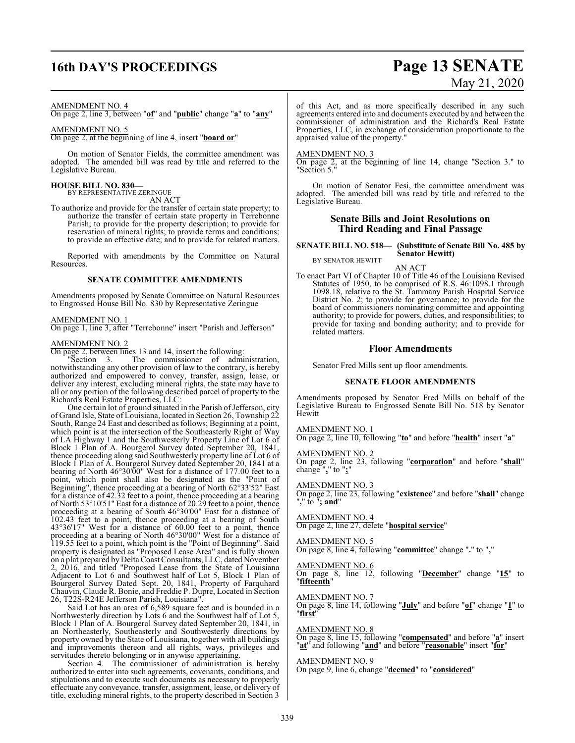AMENDMENT NO. 4
On page 2, line 3, between "**of**" and "**public**" change "**a**" to "**any**"

AMENDMENT NO. 5
On page 2, at the beginning of line 4, insert "**board or**"

On motion of Senator Fields, the committee amendment was adopted. The amended bill was read by title and referred to the Legislative Bureau.

**HOUSE BILL NO. 830—**
BY REPRESENTATIVE ZERINGUE
AN ACT

To authorize and provide for the transfer of certain state property; to authorize the transfer of certain state property in Terrebonne Parish; to provide for the property description; to provide for reservation of mineral rights; to provide terms and conditions; to provide an effective date; and to provide for related matters.

Reported with amendments by the Committee on Natural Resources.

### SENATE COMMITTEE AMENDMENTS

Amendments proposed by Senate Committee on Natural Resources to Engrossed House Bill No. 830 by Representative Zeringue

AMENDMENT NO. 1
On page 1, line 3, after "Terrebonne" insert "Parish and Jefferson"

AMENDMENT NO. 2
On page 2, between lines 13 and 14, insert the following:

"Section 3. The commissioner of administration, notwithstanding any other provision of law to the contrary, is hereby authorized and empowered to convey, transfer, assign, lease, or deliver any interest, excluding mineral rights, the state may have to all or any portion of the following described parcel of property to the Richard's Real Estate Properties, LLC:

One certain lot of ground situated in the Parish of Jefferson, city of Grand Isle, State of Louisiana, located in Section 26, Township 22 South, Range 24 East and described as follows; Beginning at a point, which point is at the intersection of the Southeasterly Right of Way of LA Highway 1 and the Southwesterly Property Line of Lot 6 of Block 1 Plan of A. Bourgerol Survey dated September 20, 1841, thence proceeding along said Southwesterly property line of Lot 6 of Block 1 Plan of A. Bourgerol Survey dated September 20, 1841 at a bearing of North 46°30'00" West for a distance of 177.00 feet to a point, which point shall also be designated as the "Point of Beginning", thence proceeding at a bearing of North 62°33'52" East for a distance of 42.32 feet to a point, thence proceeding at a bearing of North 53°10'51" East for a distance of 20.29 feet to a point, thence proceeding at a bearing of South 46°30'00" East for a distance of 102.43 feet to a point, thence proceeding at a bearing of South 43°36'17" West for a distance of 60.00 feet to a point, thence proceeding at a bearing of North 46°30'00" West for a distance of 119.55 feet to a point, which point is the "Point of Beginning". Said property is designated as "Proposed Lease Area" and is fully shown on a plat prepared by Delta Coast Consultants, LLC, dated November 2, 2016, and titled "Proposed Lease from the State of Louisiana Adjacent to Lot 6 and Southwest half of Lot 5, Block 1 Plan of Bourgerol Survey Dated Sept. 20, 1841, Property of Farquhard Chauvin, Claude R. Bonie, and Freddie P. Dupre, Located in Section 26, T22S-R24E Jefferson Parish, Louisiana".

Said Lot has an area of 6,589 square feet and is bounded in a Northwesterly direction by Lots 6 and the Southwest half of Lot 5, Block 1 Plan of A. Bourgerol Survey dated September 20, 1841, in an Northeasterly, Southeasterly and Southwesterly directions by property owned by the State of Louisiana, together with all buildings and improvements thereon and all rights, ways, privileges and servitudes thereto belonging or in anywise appertaining.

Section 4. The commissioner of administration is hereby authorized to enter into such agreements, covenants, conditions, and stipulations and to execute such documents as necessary to properly effectuate any conveyance, transfer, assignment, lease, or delivery of title, excluding mineral rights, to the property described in Section 3 of this Act, and as more specifically described in any such agreements entered into and documents executed by and between the commissioner of administration and the Richard's Real Estate Properties, LLC, in exchange of consideration proportionate to the appraised value of the property."

AMENDMENT NO. 3
On page 2, at the beginning of line 14, change "Section 3." to "Section 5."

On motion of Senator Fesi, the committee amendment was adopted. The amended bill was read by title and referred to the Legislative Bureau.

## Senate Bills and Joint Resolutions on Third Reading and Final Passage

**SENATE BILL NO. 518— (Substitute of Senate Bill No. 485 by Senator Hewitt)**
BY SENATOR HEWITT
AN ACT

To enact Part VI of Chapter 10 of Title 46 of the Louisiana Revised Statutes of 1950, to be comprised of R.S. 46:1098.1 through 1098.18, relative to the St. Tammany Parish Hospital Service District No. 2; to provide for governance; to provide for the board of commissioners nominating committee and appointing authority; to provide for powers, duties, and responsibilities; to provide for taxing and bonding authority; and to provide for related matters.

## Floor Amendments

Senator Fred Mills sent up floor amendments.

### SENATE FLOOR AMENDMENTS

Amendments proposed by Senator Fred Mills on behalf of the Legislative Bureau to Engrossed Senate Bill No. 518 by Senator Hewitt

AMENDMENT NO. 1
On page 2, line 10, following "**to**" and before "**health**" insert "**a**"

AMENDMENT NO. 2
On page 2, line 23, following "**corporation**" and before "**shall**" change "**,**" to "**;**"

AMENDMENT NO. 3
On page 2, line 23, following "**existence**" and before "**shall**" change "**,**" to "**; and**"

AMENDMENT NO. 4
On page 2, line 27, delete "**hospital service**"

AMENDMENT NO. 5
On page 8, line 4, following "**committee**" change "**.**" to "**,**"

AMENDMENT NO. 6
On page 8, line 12, following "**December**" change "**15**" to "**fifteenth**"

AMENDMENT NO. 7
On page 8, line 14, following "**July**" and before "**of**" change "**1**" to "**first**"

AMENDMENT NO. 8
On page 8, line 15, following "**compensated**" and before "**a**" insert "**at**" and following "**and**" and before "**reasonable**" insert "**for**"

AMENDMENT NO. 9
On page 9, line 6, change "**deemed**" to "**considered**"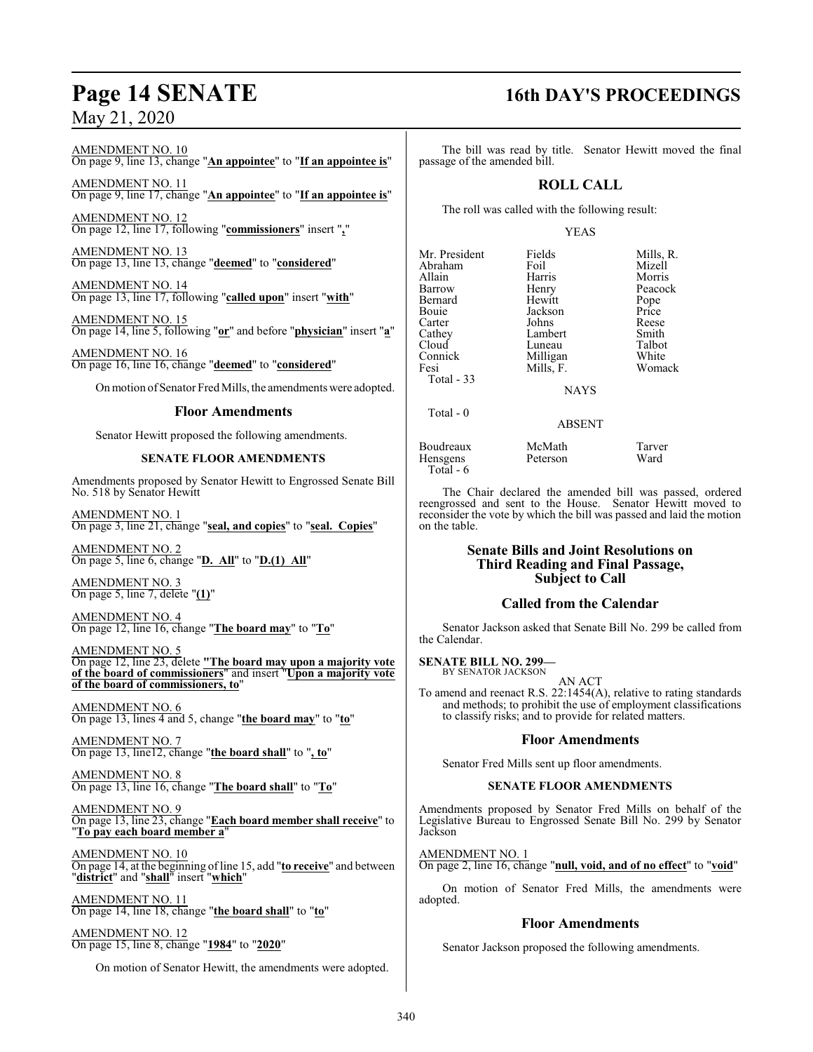AMENDMENT NO. 10
On page 9, line 13, change "**An appointee**" to "**If an appointee is**"

AMENDMENT NO. 11
On page 9, line 17, change "**An appointee**" to "**If an appointee is**"

AMENDMENT NO. 12
On page 12, line 17, following "**commissioners**" insert "**,**"

AMENDMENT NO. 13
On page 13, line 13, change "**deemed**" to "**considered**"

AMENDMENT NO. 14
On page 13, line 17, following "**called upon**" insert "**with**"

AMENDMENT NO. 15
On page 14, line 5, following "**or**" and before "**physician**" insert "**a**"

AMENDMENT NO. 16
On page 16, line 16, change "**deemed**" to "**considered**"

On motion of Senator Fred Mills, the amendments were adopted.

## Floor Amendments

Senator Hewitt proposed the following amendments.

### SENATE FLOOR AMENDMENTS

Amendments proposed by Senator Hewitt to Engrossed Senate Bill No. 518 by Senator Hewitt

AMENDMENT NO. 1
On page 3, line 21, change "**seal, and copies**" to "**seal. Copies**"

AMENDMENT NO. 2
On page 5, line 6, change "**D. All**" to "**D.(1) All**"

AMENDMENT NO. 3
On page 5, line 7, delete "**(1)**"

AMENDMENT NO. 4
On page 12, line 16, change "**The board may**" to "**To**"

AMENDMENT NO. 5
On page 12, line 23, delete **"The board may upon a majority vote of the board of commissioners"** and insert "**Upon a majority vote of the board of commissioners, to**"

AMENDMENT NO. 6
On page 13, lines 4 and 5, change "**the board may**" to "**to**"

AMENDMENT NO. 7
On page 13, line12, change "**the board shall**" to "**, to**"

AMENDMENT NO. 8
On page 13, line 16, change "**The board shall**" to "**To**"

AMENDMENT NO. 9
On page 13, line 23, change "**Each board member shall receive**" to "**To pay each board member a**"

AMENDMENT NO. 10
On page 14, at the beginning of line 15, add "**to receive**" and between "**district**" and "**shall**" insert "**which**"

AMENDMENT NO. 11
On page 14, line 18, change "**the board shall**" to "**to**"

AMENDMENT NO. 12
On page 15, line 8, change "**1984**" to "**2020**"

On motion of Senator Hewitt, the amendments were adopted.

The bill was read by title. Senator Hewitt moved the final passage of the amended bill.

## ROLL CALL

The roll was called with the following result:

YEAS

| | | |
|---|---|---|
| Mr. President | Fields | Mills, R. |
| Abraham | Foil | Mizell |
| Allain | Harris | Morris |
| Barrow | Henry | Peacock |
| Bernard | Hewitt | Pope |
| Bouie | Jackson | Price |
| Carter | Johns | Reese |
| Cathey | Lambert | Smith |
| Cloud | Luneau | Talbot |
| Connick | Milligan | White |
| Fesi | Mills, F. | Womack |

Total - 33

NAYS

Total - 0

ABSENT

| | | |
|---|---|---|
| Boudreaux | McMath | Tarver |
| Hensgens | Peterson | Ward |

Total - 6

The Chair declared the amended bill was passed, ordered reengrossed and sent to the House. Senator Hewitt moved to reconsider the vote by which the bill was passed and laid the motion on the table.

## Senate Bills and Joint Resolutions on Third Reading and Final Passage, Subject to Call

## Called from the Calendar

Senator Jackson asked that Senate Bill No. 299 be called from the Calendar.

**SENATE BILL NO. 299—**
BY SENATOR JACKSON

AN ACT

To amend and reenact R.S. 22:1454(A), relative to rating standards and methods; to prohibit the use of employment classifications to classify risks; and to provide for related matters.

## Floor Amendments

Senator Fred Mills sent up floor amendments.

### SENATE FLOOR AMENDMENTS

Amendments proposed by Senator Fred Mills on behalf of the Legislative Bureau to Engrossed Senate Bill No. 299 by Senator Jackson

AMENDMENT NO. 1
On page 2, line 16, change "**null, void, and of no effect**" to "**void**"

On motion of Senator Fred Mills, the amendments were adopted.

## Floor Amendments

Senator Jackson proposed the following amendments.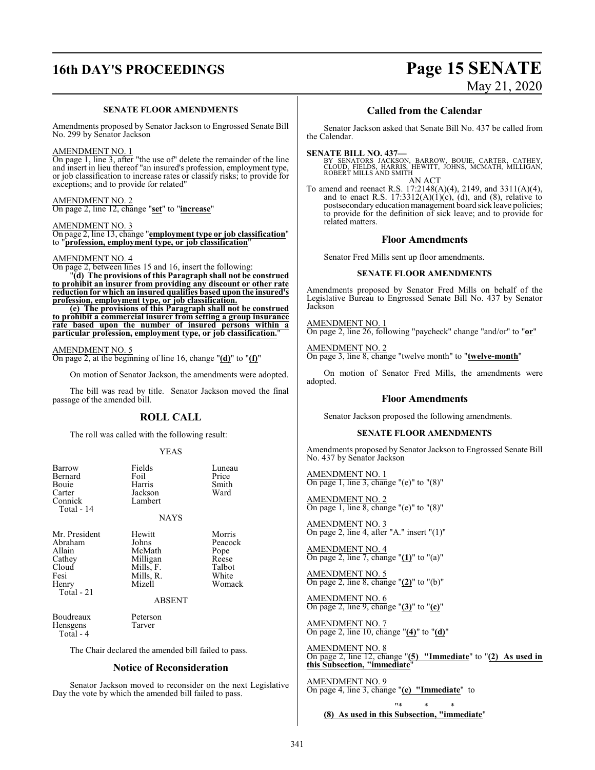**SENATE FLOOR AMENDMENTS**

Amendments proposed by Senator Jackson to Engrossed Senate Bill No. 299 by Senator Jackson

AMENDMENT NO. 1
On page 1, line 3, after "the use of" delete the remainder of the line and insert in lieu thereof "an insured's profession, employment type, or job classification to increase rates or classify risks; to provide for exceptions; and to provide for related"

AMENDMENT NO. 2
On page 2, line 12, change "**set**" to "**increase**"

AMENDMENT NO. 3
On page 2, line 13, change "**employment type or job classification**" to "**profession, employment type, or job classification**"

AMENDMENT NO. 4
On page 2, between lines 15 and 16, insert the following:

"**(d) The provisions of this Paragraph shall not be construed to prohibit an insurer from providing any discount or other rate reduction for which an insured qualifies based upon the insured's profession, employment type, or job classification.**

**(e) The provisions of this Paragraph shall not be construed to prohibit a commercial insurer from setting a group insurance rate based upon the number of insured persons within a particular profession, employment type, or job classification.**"

AMENDMENT NO. 5
On page 2, at the beginning of line 16, change "**(d)**" to "**(f)**"

On motion of Senator Jackson, the amendments were adopted.

The bill was read by title. Senator Jackson moved the final passage of the amended bill.

## ROLL CALL

The roll was called with the following result:

YEAS

| | | |
|---|---|---|
| Barrow | Fields | Luneau |
| Bernard | Foil | Price |
| Bouie | Harris | Smith |
| Carter | Jackson | Ward |
| Connick | Lambert | |
| Total - 14 | | |

NAYS

| | | |
|---|---|---|
| Mr. President | Hewitt | Morris |
| Abraham | Johns | Peacock |
| Allain | McMath | Pope |
| Cathey | Milligan | Reese |
| Cloud | Mills, F. | Talbot |
| Fesi | Mills, R. | White |
| Henry | Mizell | Womack |
| Total - 21 | | |

ABSENT

| | |
|---|---|
| Boudreaux | Peterson |
| Hensgens | Tarver |
| Total - 4 | |

The Chair declared the amended bill failed to pass.

## Notice of Reconsideration

Senator Jackson moved to reconsider on the next Legislative Day the vote by which the amended bill failed to pass.

## Called from the Calendar

Senator Jackson asked that Senate Bill No. 437 be called from the Calendar.

**SENATE BILL NO. 437—**
BY SENATORS JACKSON, BARROW, BOUIE, CARTER, CATHEY, CLOUD, FIELDS, HARRIS, HEWITT, JOHNS, MCMATH, MILLIGAN, ROBERT MILLS AND SMITH

AN ACT

To amend and reenact R.S. 17:2148(A)(4), 2149, and 3311(A)(4), and to enact R.S. 17:3312(A)(1)(c), (d), and (8), relative to postsecondary education management board sick leave policies; to provide for the definition of sick leave; and to provide for related matters.

## Floor Amendments

Senator Fred Mills sent up floor amendments.

**SENATE FLOOR AMENDMENTS**

Amendments proposed by Senator Fred Mills on behalf of the Legislative Bureau to Engrossed Senate Bill No. 437 by Senator Jackson

AMENDMENT NO. 1
On page 2, line 26, following "paycheck" change "and/or" to "**or**"

AMENDMENT NO. 2
On page 3, line 8, change "twelve month" to "**twelve-month**"

On motion of Senator Fred Mills, the amendments were adopted.

## Floor Amendments

Senator Jackson proposed the following amendments.

**SENATE FLOOR AMENDMENTS**

Amendments proposed by Senator Jackson to Engrossed Senate Bill No. 437 by Senator Jackson

AMENDMENT NO. 1
On page 1, line 3, change "(e)" to "(8)"

AMENDMENT NO. 2
On page 1, line 8, change "(e)" to "(8)"

AMENDMENT NO. 3
On page 2, line 4, after "A." insert "(1)"

AMENDMENT NO. 4
On page 2, line 7, change "**(1)**" to "(a)"

AMENDMENT NO. 5
On page 2, line 8, change "**(2)**" to "(b)"

AMENDMENT NO. 6
On page 2, line 9, change "**(3)**" to "**(c)**"

AMENDMENT NO. 7
On page 2, line 10, change "**(4)**" to "**(d)**"

AMENDMENT NO. 8
On page 2, line 12, change "**(5) "Immediate**" to "**(2) As used in this Subsection, "immediate**"

AMENDMENT NO. 9
On page 4, line 3, change "**(e) "Immediate**" to

"* * *

**(8) As used in this Subsection, "immediate**"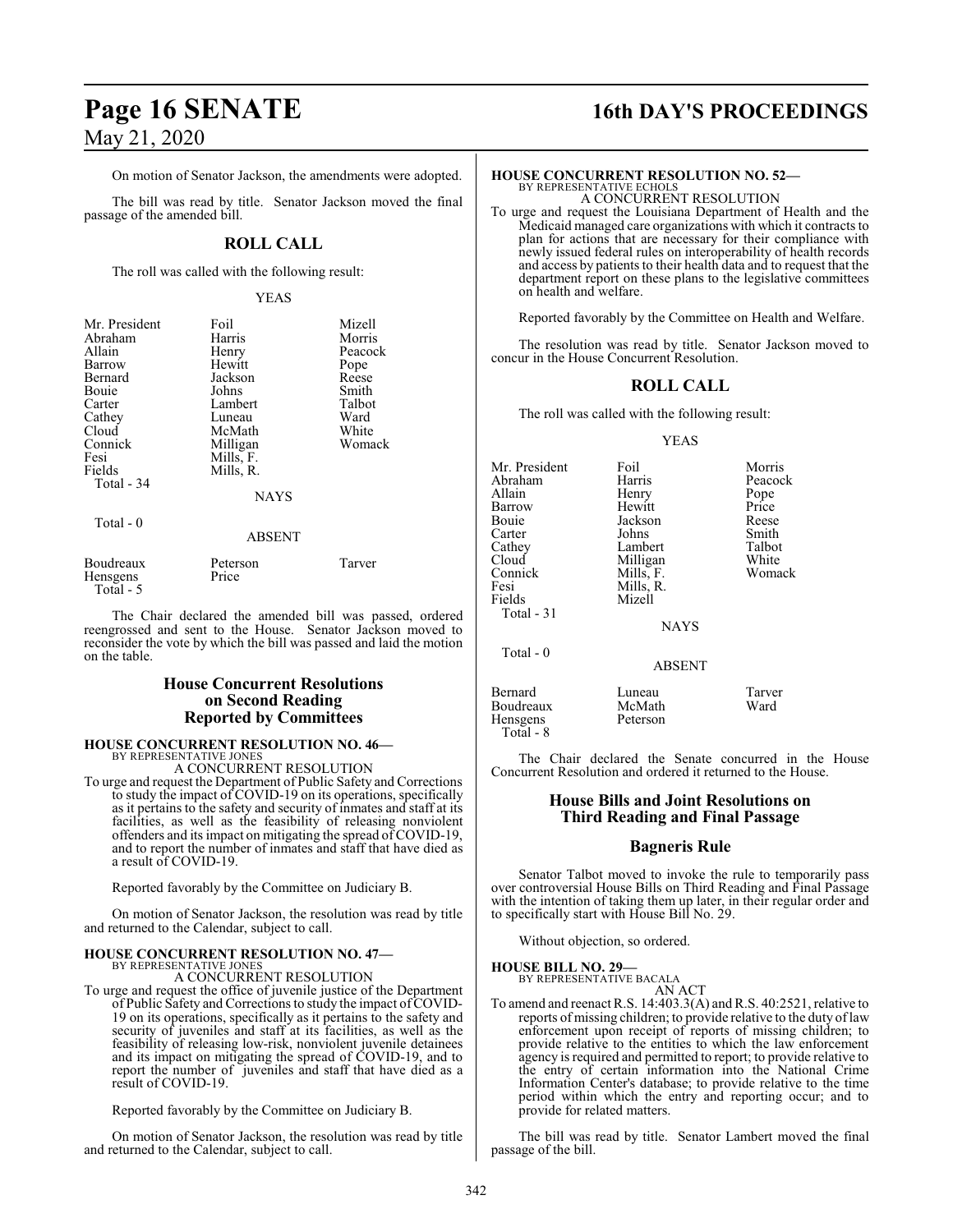On motion of Senator Jackson, the amendments were adopted.

The bill was read by title. Senator Jackson moved the final passage of the amended bill.

## ROLL CALL

The roll was called with the following result:

YEAS

| | | |
|---|---|---|
| Mr. President | Foil | Mizell |
| Abraham | Harris | Morris |
| Allain | Henry | Peacock |
| Barrow | Hewitt | Pope |
| Bernard | Jackson | Reese |
| Bouie | Johns | Smith |
| Carter | Lambert | Talbot |
| Cathey | Luneau | Ward |
| Cloud | McMath | White |
| Connick | Milligan | Womack |
| Fesi | Mills, F. | |
| Fields | Mills, R. | |
| Total - 34 | | |

NAYS

Total - 0

ABSENT

| | | |
|---|---|---|
| Boudreaux | Peterson | Tarver |
| Hensgens | Price | |
| Total - 5 | | |

The Chair declared the amended bill was passed, ordered reengrossed and sent to the House. Senator Jackson moved to reconsider the vote by which the bill was passed and laid the motion on the table.

## House Concurrent Resolutions on Second Reading Reported by Committees

**HOUSE CONCURRENT RESOLUTION NO. 46—**
BY REPRESENTATIVE JONES
A CONCURRENT RESOLUTION

To urge and request the Department of Public Safety and Corrections to study the impact of COVID-19 on its operations, specifically as it pertains to the safety and security of inmates and staff at its facilities, as well as the feasibility of releasing nonviolent offenders and its impact on mitigating the spread of COVID-19, and to report the number of inmates and staff that have died as a result of COVID-19.

Reported favorably by the Committee on Judiciary B.

On motion of Senator Jackson, the resolution was read by title and returned to the Calendar, subject to call.

**HOUSE CONCURRENT RESOLUTION NO. 47—**
BY REPRESENTATIVE JONES
A CONCURRENT RESOLUTION

To urge and request the office of juvenile justice of the Department of Public Safety and Corrections to study the impact of COVID-19 on its operations, specifically as it pertains to the safety and security of juveniles and staff at its facilities, as well as the feasibility of releasing low-risk, nonviolent juvenile detainees and its impact on mitigating the spread of COVID-19, and to report the number of juveniles and staff that have died as a result of COVID-19.

Reported favorably by the Committee on Judiciary B.

On motion of Senator Jackson, the resolution was read by title and returned to the Calendar, subject to call.

**HOUSE CONCURRENT RESOLUTION NO. 52—**
BY REPRESENTATIVE ECHOLS
A CONCURRENT RESOLUTION

To urge and request the Louisiana Department of Health and the Medicaid managed care organizations with which it contracts to plan for actions that are necessary for their compliance with newly issued federal rules on interoperability of health records and access by patients to their health data and to request that the department report on these plans to the legislative committees on health and welfare.

Reported favorably by the Committee on Health and Welfare.

The resolution was read by title. Senator Jackson moved to concur in the House Concurrent Resolution.

## ROLL CALL

The roll was called with the following result:

YEAS

| | | |
|---|---|---|
| Mr. President | Foil | Morris |
| Abraham | Harris | Peacock |
| Allain | Henry | Pope |
| Barrow | Hewitt | Price |
| Bouie | Jackson | Reese |
| Carter | Johns | Smith |
| Cathey | Lambert | Talbot |
| Cloud | Milligan | White |
| Connick | Mills, F. | Womack |
| Fesi | Mills, R. | |
| Fields | Mizell | |
| Total - 31 | | |

NAYS

Total - 0

ABSENT

| | | |
|---|---|---|
| Bernard | Luneau | Tarver |
| Boudreaux | McMath | Ward |
| Hensgens | Peterson | |
| Total - 8 | | |

The Chair declared the Senate concurred in the House Concurrent Resolution and ordered it returned to the House.

## House Bills and Joint Resolutions on Third Reading and Final Passage

### Bagneris Rule

Senator Talbot moved to invoke the rule to temporarily pass over controversial House Bills on Third Reading and Final Passage with the intention of taking them up later, in their regular order and to specifically start with House Bill No. 29.

Without objection, so ordered.

**HOUSE BILL NO. 29—**
BY REPRESENTATIVE BACALA
AN ACT

To amend and reenact R.S. 14:403.3(A) and R.S. 40:2521, relative to reports of missing children; to provide relative to the duty of law enforcement upon receipt of reports of missing children; to provide relative to the entities to which the law enforcement agency is required and permitted to report; to provide relative to the entry of certain information into the National Crime Information Center's database; to provide relative to the time period within which the entry and reporting occur; and to provide for related matters.

The bill was read by title. Senator Lambert moved the final passage of the bill.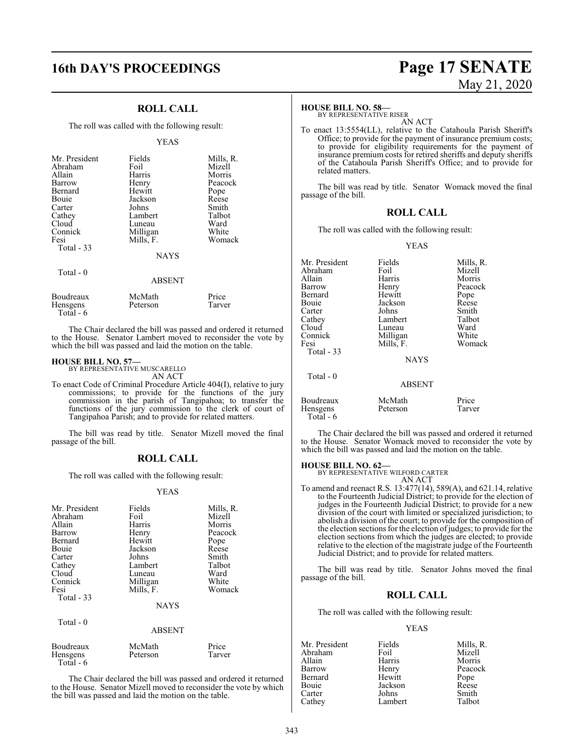## ROLL CALL

The roll was called with the following result:

YEAS

| | | |
|---|---|---|
| Mr. President | Fields | Mills, R. |
| Abraham | Foil | Mizell |
| Allain | Harris | Morris |
| Barrow | Henry | Peacock |
| Bernard | Hewitt | Pope |
| Bouie | Jackson | Reese |
| Carter | Johns | Smith |
| Cathey | Lambert | Talbot |
| Cloud | Luneau | Ward |
| Connick | Milligan | White |
| Fesi | Mills, F. | Womack |
| Total - 33 | | |

NAYS

Total - 0

ABSENT

| | | |
|---|---|---|
| Boudreaux | McMath | Price |
| Hensgens | Peterson | Tarver |
| Total - 6 | | |

The Chair declared the bill was passed and ordered it returned to the House. Senator Lambert moved to reconsider the vote by which the bill was passed and laid the motion on the table.

**HOUSE BILL NO. 57—**
BY REPRESENTATIVE MUSCARELLO
AN ACT

To enact Code of Criminal Procedure Article 404(I), relative to jury commissions; to provide for the functions of the jury commission in the parish of Tangipahoa; to transfer the functions of the jury commission to the clerk of court of Tangipahoa Parish; and to provide for related matters.

The bill was read by title. Senator Mizell moved the final passage of the bill.

## ROLL CALL

The roll was called with the following result:

YEAS

| | | |
|---|---|---|
| Mr. President | Fields | Mills, R. |
| Abraham | Foil | Mizell |
| Allain | Harris | Morris |
| Barrow | Henry | Peacock |
| Bernard | Hewitt | Pope |
| Bouie | Jackson | Reese |
| Carter | Johns | Smith |
| Cathey | Lambert | Talbot |
| Cloud | Luneau | Ward |
| Connick | Milligan | White |
| Fesi | Mills, F. | Womack |
| Total - 33 | | |

NAYS

Total - 0

ABSENT

| | | |
|---|---|---|
| Boudreaux | McMath | Price |
| Hensgens | Peterson | Tarver |
| Total - 6 | | |

The Chair declared the bill was passed and ordered it returned to the House. Senator Mizell moved to reconsider the vote by which the bill was passed and laid the motion on the table.

**HOUSE BILL NO. 58—**
BY REPRESENTATIVE RISER
AN ACT

To enact 13:5554(LL), relative to the Catahoula Parish Sheriff's Office; to provide for the payment of insurance premium costs; to provide for eligibility requirements for the payment of insurance premium costs for retired sheriffs and deputy sheriffs of the Catahoula Parish Sheriff's Office; and to provide for related matters.

The bill was read by title. Senator Womack moved the final passage of the bill.

## ROLL CALL

The roll was called with the following result:

YEAS

| | | |
|---|---|---|
| Mr. President | Fields | Mills, R. |
| Abraham | Foil | Mizell |
| Allain | Harris | Morris |
| Barrow | Henry | Peacock |
| Bernard | Hewitt | Pope |
| Bouie | Jackson | Reese |
| Carter | Johns | Smith |
| Cathey | Lambert | Talbot |
| Cloud | Luneau | Ward |
| Connick | Milligan | White |
| Fesi | Mills, F. | Womack |
| Total - 33 | | |

NAYS

Total - 0

ABSENT

| | | |
|---|---|---|
| Boudreaux | McMath | Price |
| Hensgens | Peterson | Tarver |
| Total - 6 | | |

The Chair declared the bill was passed and ordered it returned to the House. Senator Womack moved to reconsider the vote by which the bill was passed and laid the motion on the table.

**HOUSE BILL NO. 62—**
BY REPRESENTATIVE WILFORD CARTER
AN ACT

To amend and reenact R.S. 13:477(14), 589(A), and 621.14, relative to the Fourteenth Judicial District; to provide for the election of judges in the Fourteenth Judicial District; to provide for a new division of the court with limited or specialized jurisdiction; to abolish a division of the court; to provide for the composition of the election sections for the election of judges; to provide for the election sections from which the judges are elected; to provide relative to the election of the magistrate judge of the Fourteenth Judicial District; and to provide for related matters.

The bill was read by title. Senator Johns moved the final passage of the bill.

## ROLL CALL

The roll was called with the following result:

YEAS

| | | |
|---|---|---|
| Mr. President | Fields | Mills, R. |
| Abraham | Foil | Mizell |
| Allain | Harris | Morris |
| Barrow | Henry | Peacock |
| Bernard | Hewitt | Pope |
| Bouie | Jackson | Reese |
| Carter | Johns | Smith |
| Cathey | Lambert | Talbot |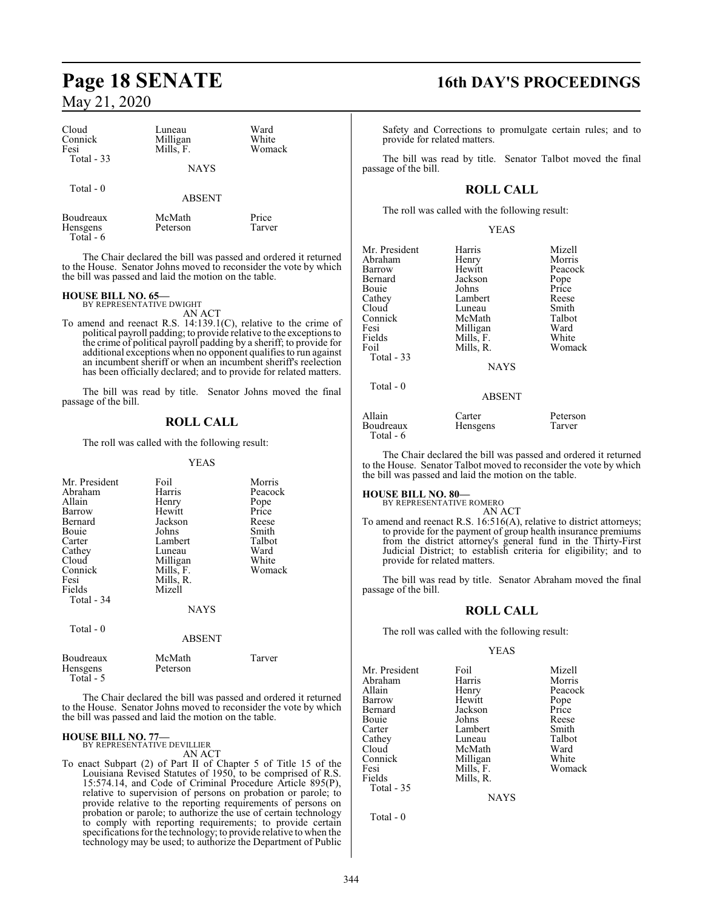| | | |
|---|---|---|
| Cloud | Luneau | Ward |
| Connick | Milligan | White |
| Fesi | Mills, F. | Womack |
| Total - 33 | | |

NAYS

Total - 0

ABSENT

| | | |
|---|---|---|
| Boudreaux | McMath | Price |
| Hensgens | Peterson | Tarver |
| Total - 6 | | |

The Chair declared the bill was passed and ordered it returned to the House. Senator Johns moved to reconsider the vote by which the bill was passed and laid the motion on the table.

**HOUSE BILL NO. 65—**
BY REPRESENTATIVE DWIGHT
AN ACT

To amend and reenact R.S. 14:139.1(C), relative to the crime of political payroll padding; to provide relative to the exceptions to the crime of political payroll padding by a sheriff; to provide for additional exceptions when no opponent qualifies to run against an incumbent sheriff or when an incumbent sheriff's reelection has been officially declared; and to provide for related matters.

The bill was read by title. Senator Johns moved the final passage of the bill.

## ROLL CALL

The roll was called with the following result:

YEAS

| | | |
|---|---|---|
| Mr. President | Foil | Morris |
| Abraham | Harris | Peacock |
| Allain | Henry | Pope |
| Barrow | Hewitt | Price |
| Bernard | Jackson | Reese |
| Bouie | Johns | Smith |
| Carter | Lambert | Talbot |
| Cathey | Luneau | Ward |
| Cloud | Milligan | White |
| Connick | Mills, F. | Womack |
| Fesi | Mills, R. | |
| Fields | Mizell | |
| Total - 34 | | |

NAYS

Total - 0

ABSENT

| | | |
|---|---|---|
| Boudreaux | McMath | Tarver |
| Hensgens | Peterson | |
| Total - 5 | | |

The Chair declared the bill was passed and ordered it returned to the House. Senator Johns moved to reconsider the vote by which the bill was passed and laid the motion on the table.

**HOUSE BILL NO. 77—**
BY REPRESENTATIVE DEVILLIER
AN ACT

To enact Subpart (2) of Part II of Chapter 5 of Title 15 of the Louisiana Revised Statutes of 1950, to be comprised of R.S. 15:574.14, and Code of Criminal Procedure Article 895(P), relative to supervision of persons on probation or parole; to provide relative to the reporting requirements of persons on probation or parole; to authorize the use of certain technology to comply with reporting requirements; to provide certain specifications for the technology; to provide relative to when the technology may be used; to authorize the Department of Public Safety and Corrections to promulgate certain rules; and to provide for related matters.

The bill was read by title. Senator Talbot moved the final passage of the bill.

## ROLL CALL

The roll was called with the following result:

YEAS

| | | |
|---|---|---|
| Mr. President | Harris | Mizell |
| Abraham | Henry | Morris |
| Barrow | Hewitt | Peacock |
| Bernard | Jackson | Pope |
| Bouie | Johns | Price |
| Cathey | Lambert | Reese |
| Cloud | Luneau | Smith |
| Connick | McMath | Talbot |
| Fesi | Milligan | Ward |
| Fields | Mills, F. | White |
| Foil | Mills, R. | Womack |
| Total - 33 | | |

NAYS

Total - 0

ABSENT

| | | |
|---|---|---|
| Allain | Carter | Peterson |
| Boudreaux | Hensgens | Tarver |
| Total - 6 | | |

The Chair declared the bill was passed and ordered it returned to the House. Senator Talbot moved to reconsider the vote by which the bill was passed and laid the motion on the table.

**HOUSE BILL NO. 80—**
BY REPRESENTATIVE ROMERO
AN ACT

To amend and reenact R.S. 16:516(A), relative to district attorneys; to provide for the payment of group health insurance premiums from the district attorney's general fund in the Thirty-First Judicial District; to establish criteria for eligibility; and to provide for related matters.

The bill was read by title. Senator Abraham moved the final passage of the bill.

## ROLL CALL

The roll was called with the following result:

YEAS

| | | |
|---|---|---|
| Mr. President | Foil | Mizell |
| Abraham | Harris | Morris |
| Allain | Henry | Peacock |
| Barrow | Hewitt | Pope |
| Bernard | Jackson | Price |
| Bouie | Johns | Reese |
| Carter | Lambert | Smith |
| Cathey | Luneau | Talbot |
| Cloud | McMath | Ward |
| Connick | Milligan | White |
| Fesi | Mills, F. | Womack |
| Fields | Mills, R. | |
| Total - 35 | | |

NAYS

Total - 0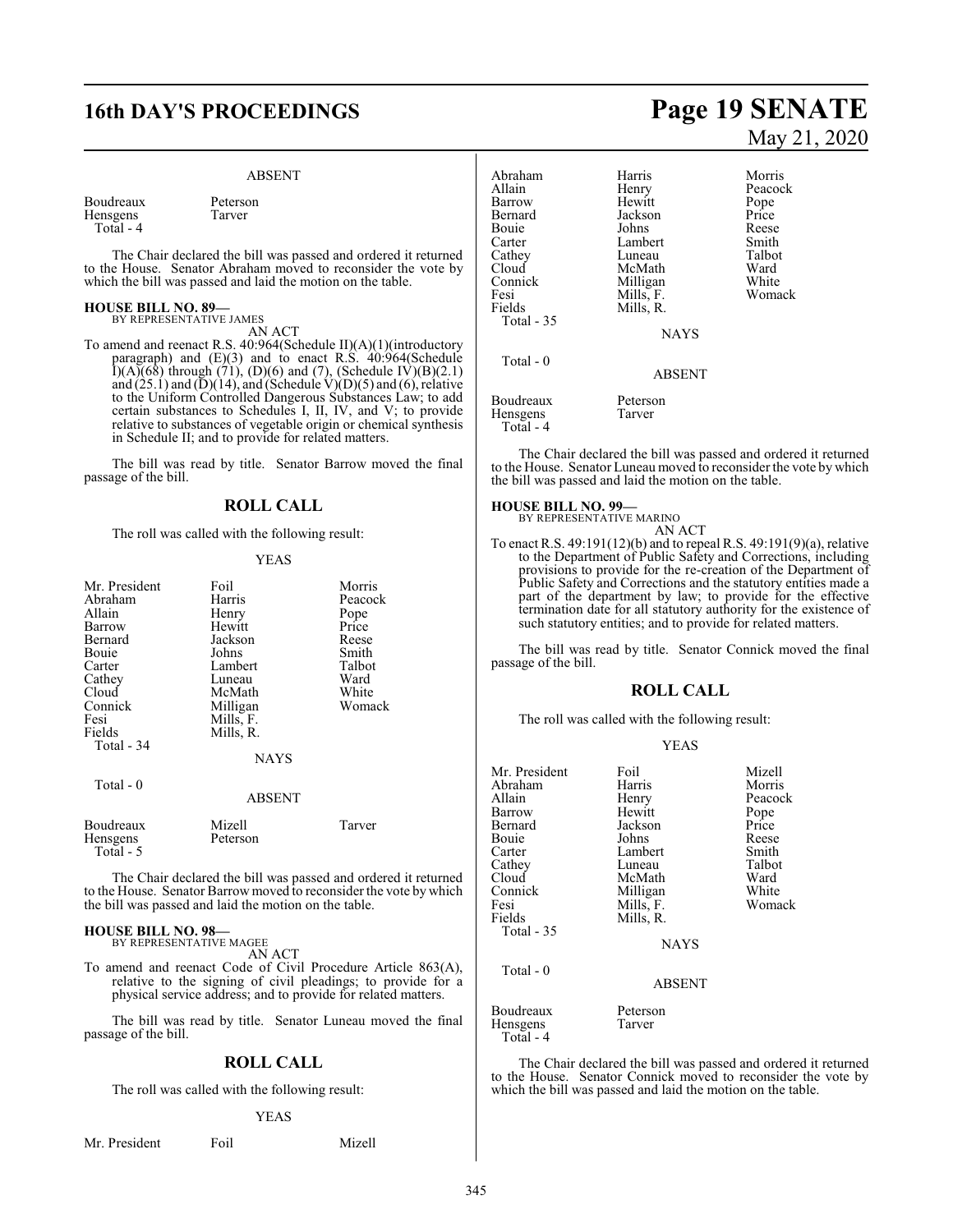ABSENT

| | |
|---|---|
| Boudreaux | Peterson |
| Hensgens | Tarver |
| Total - 4 | |

The Chair declared the bill was passed and ordered it returned to the House. Senator Abraham moved to reconsider the vote by which the bill was passed and laid the motion on the table.

**HOUSE BILL NO. 89—**
BY REPRESENTATIVE JAMES
AN ACT

To amend and reenact R.S. 40:964(Schedule II)(A)(1)(introductory paragraph) and (E)(3) and to enact R.S. 40:964(Schedule I)(A)(68) through (71), (D)(6) and (7), (Schedule IV)(B)(2.1) and (25.1) and (D)(14), and (Schedule V)(D)(5) and (6), relative to the Uniform Controlled Dangerous Substances Law; to add certain substances to Schedules I, II, IV, and V; to provide relative to substances of vegetable origin or chemical synthesis in Schedule II; and to provide for related matters.

The bill was read by title. Senator Barrow moved the final passage of the bill.

## ROLL CALL

The roll was called with the following result:

YEAS

| | | |
|---|---|---|
| Mr. President | Foil | Morris |
| Abraham | Harris | Peacock |
| Allain | Henry | Pope |
| Barrow | Hewitt | Price |
| Bernard | Jackson | Reese |
| Bouie | Johns | Smith |
| Carter | Lambert | Talbot |
| Cathey | Luneau | Ward |
| Cloud | McMath | White |
| Connick | Milligan | Womack |
| Fesi | Mills, F. | |
| Fields | Mills, R. | |
| Total - 34 | | |

NAYS

Total - 0

ABSENT

| | | |
|---|---|---|
| Boudreaux | Mizell | Tarver |
| Hensgens | Peterson | |
| Total - 5 | | |

The Chair declared the bill was passed and ordered it returned to the House. Senator Barrow moved to reconsider the vote by which the bill was passed and laid the motion on the table.

**HOUSE BILL NO. 98—**
BY REPRESENTATIVE MAGEE
AN ACT

To amend and reenact Code of Civil Procedure Article 863(A), relative to the signing of civil pleadings; to provide for a physical service address; and to provide for related matters.

The bill was read by title. Senator Luneau moved the final passage of the bill.

## ROLL CALL

The roll was called with the following result:

YEAS

| | | |
|---|---|---|
| Mr. President | Foil | Mizell |
| Abraham | Harris | Morris |
| Allain | Henry | Peacock |
| Barrow | Hewitt | Pope |
| Bernard | Jackson | Price |
| Bouie | Johns | Reese |
| Carter | Lambert | Smith |
| Cathey | Luneau | Talbot |
| Cloud | McMath | Ward |
| Connick | Milligan | White |
| Fesi | Mills, F. | Womack |
| Fields | Mills, R. | |
| Total - 35 | | |

NAYS

Total - 0

ABSENT

| | |
|---|---|
| Boudreaux | Peterson |
| Hensgens | Tarver |
| Total - 4 | |

The Chair declared the bill was passed and ordered it returned to the House. Senator Luneau moved to reconsider the vote by which the bill was passed and laid the motion on the table.

**HOUSE BILL NO. 99—**
BY REPRESENTATIVE MARINO
AN ACT

To enact R.S. 49:191(12)(b) and to repeal R.S. 49:191(9)(a), relative to the Department of Public Safety and Corrections, including provisions to provide for the re-creation of the Department of Public Safety and Corrections and the statutory entities made a part of the department by law; to provide for the effective termination date for all statutory authority for the existence of such statutory entities; and to provide for related matters.

The bill was read by title. Senator Connick moved the final passage of the bill.

## ROLL CALL

The roll was called with the following result:

YEAS

| | | |
|---|---|---|
| Mr. President | Foil | Mizell |
| Abraham | Harris | Morris |
| Allain | Henry | Peacock |
| Barrow | Hewitt | Pope |
| Bernard | Jackson | Price |
| Bouie | Johns | Reese |
| Carter | Lambert | Smith |
| Cathey | Luneau | Talbot |
| Cloud | McMath | Ward |
| Connick | Milligan | White |
| Fesi | Mills, F. | Womack |
| Fields | Mills, R. | |
| Total - 35 | | |

NAYS

Total - 0

ABSENT

| | |
|---|---|
| Boudreaux | Peterson |
| Hensgens | Tarver |
| Total - 4 | |

The Chair declared the bill was passed and ordered it returned to the House. Senator Connick moved to reconsider the vote by which the bill was passed and laid the motion on the table.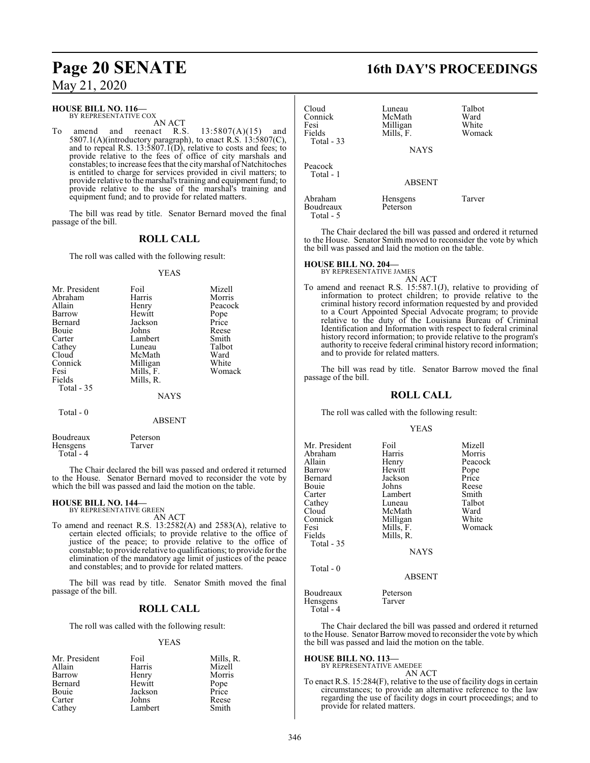**HOUSE BILL NO. 116—**
BY REPRESENTATIVE COX

AN ACT

To amend and reenact R.S. 13:5807(A)(15) and 5807.1(A)(introductory paragraph), to enact R.S. 13:5807(C), and to repeal R.S. 13:5807.1(D), relative to costs and fees; to provide relative to the fees of office of city marshals and constables; to increase fees that the city marshal of Natchitoches is entitled to charge for services provided in civil matters; to provide relative to the marshal's training and equipment fund; to provide relative to the use of the marshal's training and equipment fund; and to provide for related matters.

The bill was read by title. Senator Bernard moved the final passage of the bill.

## ROLL CALL

The roll was called with the following result:

YEAS

| | | |
|---|---|---|
| Mr. President | Foil | Mizell |
| Abraham | Harris | Morris |
| Allain | Henry | Peacock |
| Barrow | Hewitt | Pope |
| Bernard | Jackson | Price |
| Bouie | Johns | Reese |
| Carter | Lambert | Smith |
| Cathey | Luneau | Talbot |
| Cloud | McMath | Ward |
| Connick | Milligan | White |
| Fesi | Mills, F. | Womack |
| Fields | Mills, R. | |
| Total - 35 | | |

NAYS

Total - 0

ABSENT

| | |
|---|---|
| Boudreaux | Peterson |
| Hensgens | Tarver |
| Total - 4 | |

The Chair declared the bill was passed and ordered it returned to the House. Senator Bernard moved to reconsider the vote by which the bill was passed and laid the motion on the table.

**HOUSE BILL NO. 144—**
BY REPRESENTATIVE GREEN

AN ACT

To amend and reenact R.S. 13:2582(A) and 2583(A), relative to certain elected officials; to provide relative to the office of justice of the peace; to provide relative to the office of constable; to provide relative to qualifications; to provide for the elimination of the mandatory age limit of justices of the peace and constables; and to provide for related matters.

The bill was read by title. Senator Smith moved the final passage of the bill.

## ROLL CALL

The roll was called with the following result:

YEAS

| | | |
|---|---|---|
| Mr. President | Foil | Mills, R. |
| Allain | Harris | Mizell |
| Barrow | Henry | Morris |
| Bernard | Hewitt | Pope |
| Bouie | Jackson | Price |
| Carter | Johns | Reese |
| Cathey | Lambert | Smith |
| Cloud | Luneau | Talbot |
| Connick | McMath | Ward |
| Fesi | Milligan | White |
| Fields | Mills, F. | Womack |
| Total - 33 | | |

NAYS

Peacock
Total - 1

ABSENT

| | | |
|---|---|---|
| Abraham | Hensgens | Tarver |
| Boudreaux | Peterson | |
| Total - 5 | | |

The Chair declared the bill was passed and ordered it returned to the House. Senator Smith moved to reconsider the vote by which the bill was passed and laid the motion on the table.

**HOUSE BILL NO. 204—**
BY REPRESENTATIVE JAMES

AN ACT

To amend and reenact R.S. 15:587.1(J), relative to providing of information to protect children; to provide relative to the criminal history record information requested by and provided to a Court Appointed Special Advocate program; to provide relative to the duty of the Louisiana Bureau of Criminal Identification and Information with respect to federal criminal history record information; to provide relative to the program's authority to receive federal criminal history record information; and to provide for related matters.

The bill was read by title. Senator Barrow moved the final passage of the bill.

## ROLL CALL

The roll was called with the following result:

YEAS

| | | |
|---|---|---|
| Mr. President | Foil | Mizell |
| Abraham | Harris | Morris |
| Allain | Henry | Peacock |
| Barrow | Hewitt | Pope |
| Bernard | Jackson | Price |
| Bouie | Johns | Reese |
| Carter | Lambert | Smith |
| Cathey | Luneau | Talbot |
| Cloud | McMath | Ward |
| Connick | Milligan | White |
| Fesi | Mills, F. | Womack |
| Fields | Mills, R. | |
| Total - 35 | | |

NAYS

Total - 0

ABSENT

| | |
|---|---|
| Boudreaux | Peterson |
| Hensgens | Tarver |
| Total - 4 | |

The Chair declared the bill was passed and ordered it returned to the House. Senator Barrow moved to reconsider the vote by which the bill was passed and laid the motion on the table.

**HOUSE BILL NO. 113—**
BY REPRESENTATIVE AMEDEE

AN ACT

To enact R.S. 15:284(F), relative to the use of facility dogs in certain circumstances; to provide an alternative reference to the law regarding the use of facility dogs in court proceedings; and to provide for related matters.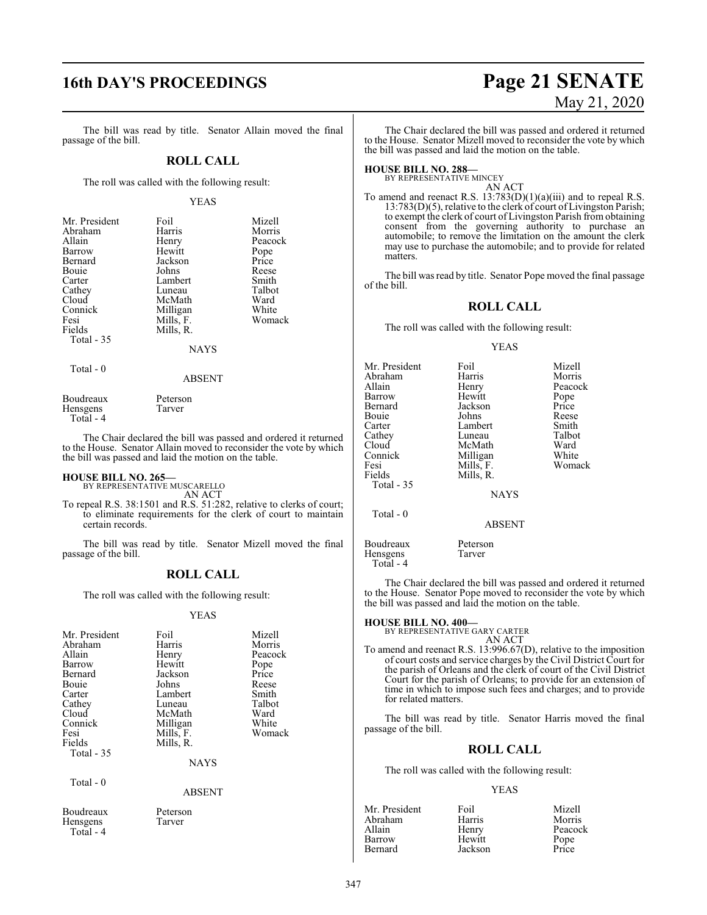The bill was read by title. Senator Allain moved the final passage of the bill.

## ROLL CALL

The roll was called with the following result:

YEAS

| | | |
|---|---|---|
| Mr. President | Foil | Mizell |
| Abraham | Harris | Morris |
| Allain | Henry | Peacock |
| Barrow | Hewitt | Pope |
| Bernard | Jackson | Price |
| Bouie | Johns | Reese |
| Carter | Lambert | Smith |
| Cathey | Luneau | Talbot |
| Cloud | McMath | Ward |
| Connick | Milligan | White |
| Fesi | Mills, F. | Womack |
| Fields | Mills, R. | |
| Total - 35 | | |

NAYS

Total - 0

ABSENT

| | |
|---|---|
| Boudreaux | Peterson |
| Hensgens | Tarver |
| Total - 4 | |

The Chair declared the bill was passed and ordered it returned to the House. Senator Allain moved to reconsider the vote by which the bill was passed and laid the motion on the table.

**HOUSE BILL NO. 265—**
BY REPRESENTATIVE MUSCARELLO
AN ACT

To repeal R.S. 38:1501 and R.S. 51:282, relative to clerks of court; to eliminate requirements for the clerk of court to maintain certain records.

The bill was read by title. Senator Mizell moved the final passage of the bill.

## ROLL CALL

The roll was called with the following result:

YEAS

| | | |
|---|---|---|
| Mr. President | Foil | Mizell |
| Abraham | Harris | Morris |
| Allain | Henry | Peacock |
| Barrow | Hewitt | Pope |
| Bernard | Jackson | Price |
| Bouie | Johns | Reese |
| Carter | Lambert | Smith |
| Cathey | Luneau | Talbot |
| Cloud | McMath | Ward |
| Connick | Milligan | White |
| Fesi | Mills, F. | Womack |
| Fields | Mills, R. | |
| Total - 35 | | |

NAYS

Total - 0

ABSENT

| | |
|---|---|
| Boudreaux | Peterson |
| Hensgens | Tarver |
| Total - 4 | |

The Chair declared the bill was passed and ordered it returned to the House. Senator Mizell moved to reconsider the vote by which the bill was passed and laid the motion on the table.

**HOUSE BILL NO. 288—**
BY REPRESENTATIVE MINCEY
AN ACT

To amend and reenact R.S. 13:783(D)(1)(a)(iii) and to repeal R.S. 13:783(D)(5), relative to the clerk of court of Livingston Parish; to exempt the clerk of court of Livingston Parish from obtaining consent from the governing authority to purchase an automobile; to remove the limitation on the amount the clerk may use to purchase the automobile; and to provide for related matters.

The bill was read by title. Senator Pope moved the final passage of the bill.

## ROLL CALL

The roll was called with the following result:

YEAS

| | | |
|---|---|---|
| Mr. President | Foil | Mizell |
| Abraham | Harris | Morris |
| Allain | Henry | Peacock |
| Barrow | Hewitt | Pope |
| Bernard | Jackson | Price |
| Bouie | Johns | Reese |
| Carter | Lambert | Smith |
| Cathey | Luneau | Talbot |
| Cloud | McMath | Ward |
| Connick | Milligan | White |
| Fesi | Mills, F. | Womack |
| Fields | Mills, R. | |
| Total - 35 | | |

NAYS

Total - 0

ABSENT

| | |
|---|---|
| Boudreaux | Peterson |
| Hensgens | Tarver |
| Total - 4 | |

The Chair declared the bill was passed and ordered it returned to the House. Senator Pope moved to reconsider the vote by which the bill was passed and laid the motion on the table.

**HOUSE BILL NO. 400—**
BY REPRESENTATIVE GARY CARTER
AN ACT

To amend and reenact R.S. 13:996.67(D), relative to the imposition of court costs and service charges by the Civil District Court for the parish of Orleans and the clerk of court of the Civil District Court for the parish of Orleans; to provide for an extension of time in which to impose such fees and charges; and to provide for related matters.

The bill was read by title. Senator Harris moved the final passage of the bill.

## ROLL CALL

The roll was called with the following result:

YEAS

| | | |
|---|---|---|
| Mr. President | Foil | Mizell |
| Abraham | Harris | Morris |
| Allain | Henry | Peacock |
| Barrow | Hewitt | Pope |
| Bernard | Jackson | Price |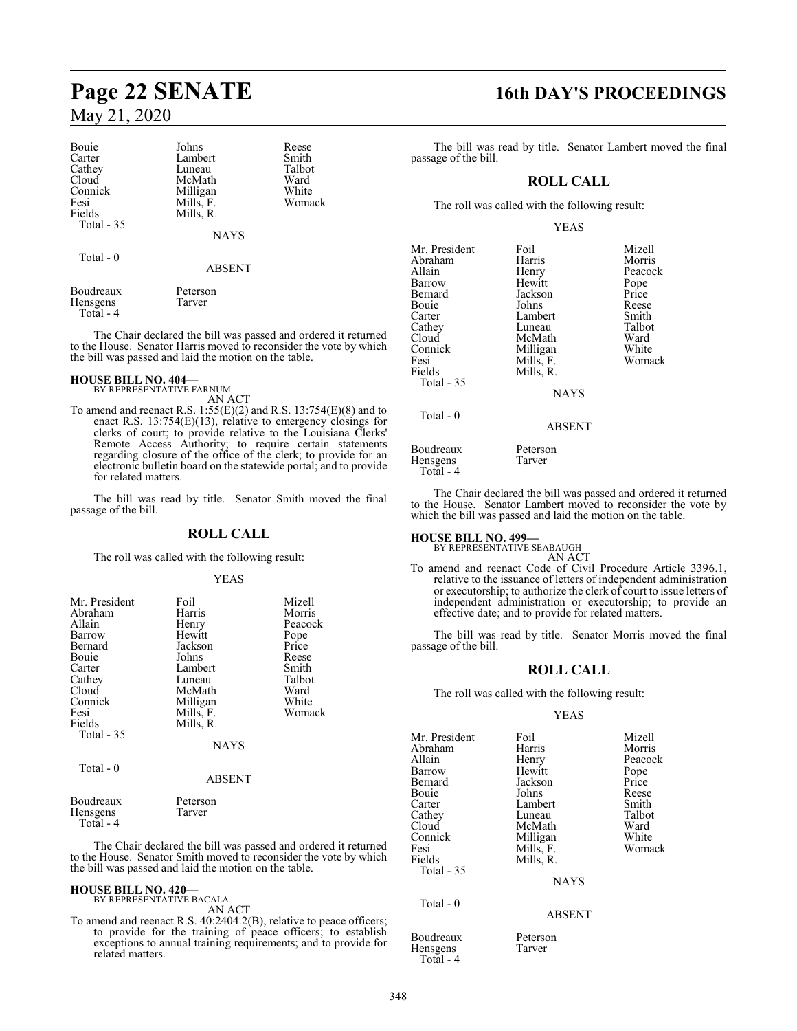| Bouie | Johns | Reese |
|---|---|---|
| Carter | Lambert | Smith |
| Cathey | Luneau | Talbot |
| Cloud | McMath | Ward |
| Connick | Milligan | White |
| Fesi | Mills, F. | Womack |
| Fields | Mills, R. | |
| Total - 35 | | |

NAYS

Total - 0

ABSENT

| Boudreaux | Peterson |
|---|---|
| Hensgens | Tarver |
| Total - 4 | |

The Chair declared the bill was passed and ordered it returned to the House. Senator Harris moved to reconsider the vote by which the bill was passed and laid the motion on the table.

**HOUSE BILL NO. 404—**
BY REPRESENTATIVE FARNUM
AN ACT

To amend and reenact R.S. 1:55(E)(2) and R.S. 13:754(E)(8) and to enact R.S. 13:754(E)(13), relative to emergency closings for clerks of court; to provide relative to the Louisiana Clerks' Remote Access Authority; to require certain statements regarding closure of the office of the clerk; to provide for an electronic bulletin board on the statewide portal; and to provide for related matters.

The bill was read by title. Senator Smith moved the final passage of the bill.

## ROLL CALL

The roll was called with the following result:

YEAS

| Mr. President | Foil | Mizell |
|---|---|---|
| Abraham | Harris | Morris |
| Allain | Henry | Peacock |
| Barrow | Hewitt | Pope |
| Bernard | Jackson | Price |
| Bouie | Johns | Reese |
| Carter | Lambert | Smith |
| Cathey | Luneau | Talbot |
| Cloud | McMath | Ward |
| Connick | Milligan | White |
| Fesi | Mills, F. | Womack |
| Fields | Mills, R. | |
| Total - 35 | | |

NAYS

Total - 0

ABSENT

| Boudreaux | Peterson |
|---|---|
| Hensgens | Tarver |
| Total - 4 | |

The Chair declared the bill was passed and ordered it returned to the House. Senator Smith moved to reconsider the vote by which the bill was passed and laid the motion on the table.

**HOUSE BILL NO. 420—**
BY REPRESENTATIVE BACALA
AN ACT

To amend and reenact R.S. 40:2404.2(B), relative to peace officers; to provide for the training of peace officers; to establish exceptions to annual training requirements; and to provide for related matters.

The bill was read by title. Senator Lambert moved the final passage of the bill.

## ROLL CALL

The roll was called with the following result:

YEAS

| Mr. President | Foil | Mizell |
|---|---|---|
| Abraham | Harris | Morris |
| Allain | Henry | Peacock |
| Barrow | Hewitt | Pope |
| Bernard | Jackson | Price |
| Bouie | Johns | Reese |
| Carter | Lambert | Smith |
| Cathey | Luneau | Talbot |
| Cloud | McMath | Ward |
| Connick | Milligan | White |
| Fesi | Mills, F. | Womack |
| Fields | Mills, R. | |
| Total - 35 | | |

NAYS

Total - 0

ABSENT

| Boudreaux | Peterson |
|---|---|
| Hensgens | Tarver |
| Total - 4 | |

The Chair declared the bill was passed and ordered it returned to the House. Senator Lambert moved to reconsider the vote by which the bill was passed and laid the motion on the table.

**HOUSE BILL NO. 499—**
BY REPRESENTATIVE SEABAUGH
AN ACT

To amend and reenact Code of Civil Procedure Article 3396.1, relative to the issuance of letters of independent administration or executorship; to authorize the clerk of court to issue letters of independent administration or executorship; to provide an effective date; and to provide for related matters.

The bill was read by title. Senator Morris moved the final passage of the bill.

## ROLL CALL

The roll was called with the following result:

YEAS

| Mr. President | Foil | Mizell |
|---|---|---|
| Abraham | Harris | Morris |
| Allain | Henry | Peacock |
| Barrow | Hewitt | Pope |
| Bernard | Jackson | Price |
| Bouie | Johns | Reese |
| Carter | Lambert | Smith |
| Cathey | Luneau | Talbot |
| Cloud | McMath | Ward |
| Connick | Milligan | White |
| Fesi | Mills, F. | Womack |
| Fields | Mills, R. | |
| Total - 35 | | |

NAYS

Total - 0

ABSENT

| Boudreaux | Peterson |
|---|---|
| Hensgens | Tarver |
| Total - 4 | |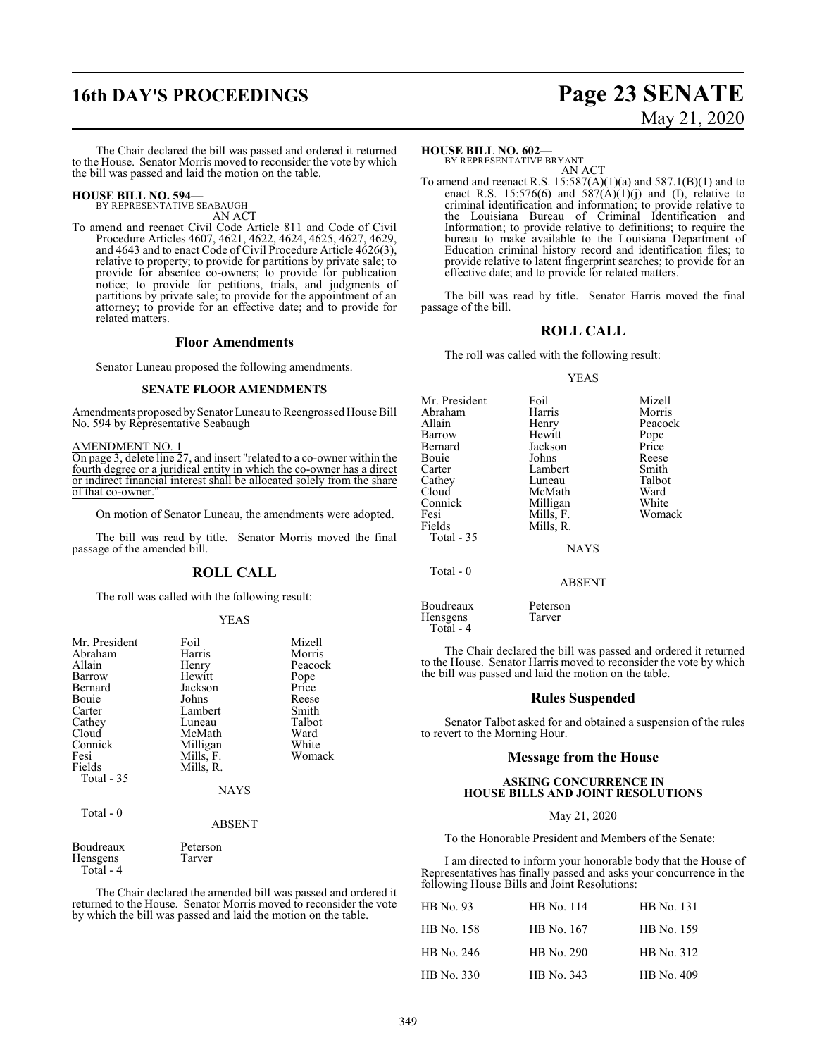The Chair declared the bill was passed and ordered it returned to the House. Senator Morris moved to reconsider the vote by which the bill was passed and laid the motion on the table.

**HOUSE BILL NO. 594—**
BY REPRESENTATIVE SEABAUGH
AN ACT

To amend and reenact Civil Code Article 811 and Code of Civil Procedure Articles 4607, 4621, 4622, 4624, 4625, 4627, 4629, and 4643 and to enact Code of Civil Procedure Article 4626(3), relative to property; to provide for partitions by private sale; to provide for absentee co-owners; to provide for publication notice; to provide for petitions, trials, and judgments of partitions by private sale; to provide for the appointment of an attorney; to provide for an effective date; and to provide for related matters.

## Floor Amendments

Senator Luneau proposed the following amendments.

### SENATE FLOOR AMENDMENTS

Amendments proposed by Senator Luneau to Reengrossed House Bill No. 594 by Representative Seabaugh

AMENDMENT NO. 1
On page 3, delete line 27, and insert "related to a co-owner within the fourth degree or a juridical entity in which the co-owner has a direct or indirect financial interest shall be allocated solely from the share of that co-owner."

On motion of Senator Luneau, the amendments were adopted.

The bill was read by title. Senator Morris moved the final passage of the amended bill.

## ROLL CALL

The roll was called with the following result:

YEAS

| | | |
|---|---|---|
| Mr. President | Foil | Mizell |
| Abraham | Harris | Morris |
| Allain | Henry | Peacock |
| Barrow | Hewitt | Pope |
| Bernard | Jackson | Price |
| Bouie | Johns | Reese |
| Carter | Lambert | Smith |
| Cathey | Luneau | Talbot |
| Cloud | McMath | Ward |
| Connick | Milligan | White |
| Fesi | Mills, F. | Womack |
| Fields | Mills, R. | |
| Total - 35 | | |

NAYS

Total - 0

ABSENT

| | |
|---|---|
| Boudreaux | Peterson |
| Hensgens | Tarver |
| Total - 4 | |

The Chair declared the amended bill was passed and ordered it returned to the House. Senator Morris moved to reconsider the vote by which the bill was passed and laid the motion on the table.

**HOUSE BILL NO. 602—**
BY REPRESENTATIVE BRYANT
AN ACT

To amend and reenact R.S. 15:587(A)(1)(a) and 587.1(B)(1) and to enact R.S. 15:576(6) and 587(A)(1)(j) and (I), relative to criminal identification and information; to provide relative to the Louisiana Bureau of Criminal Identification and Information; to provide relative to definitions; to require the bureau to make available to the Louisiana Department of Education criminal history record and identification files; to provide relative to latent fingerprint searches; to provide for an effective date; and to provide for related matters.

The bill was read by title. Senator Harris moved the final passage of the bill.

## ROLL CALL

The roll was called with the following result:

YEAS

| | | |
|---|---|---|
| Mr. President | Foil | Mizell |
| Abraham | Harris | Morris |
| Allain | Henry | Peacock |
| Barrow | Hewitt | Pope |
| Bernard | Jackson | Price |
| Bouie | Johns | Reese |
| Carter | Lambert | Smith |
| Cathey | Luneau | Talbot |
| Cloud | McMath | Ward |
| Connick | Milligan | White |
| Fesi | Mills, F. | Womack |
| Fields | Mills, R. | |
| Total - 35 | | |

NAYS

Total - 0

ABSENT

| | |
|---|---|
| Boudreaux | Peterson |
| Hensgens | Tarver |
| Total - 4 | |

The Chair declared the bill was passed and ordered it returned to the House. Senator Harris moved to reconsider the vote by which the bill was passed and laid the motion on the table.

## Rules Suspended

Senator Talbot asked for and obtained a suspension of the rules to revert to the Morning Hour.

## Message from the House

### ASKING CONCURRENCE IN HOUSE BILLS AND JOINT RESOLUTIONS

May 21, 2020

To the Honorable President and Members of the Senate:

I am directed to inform your honorable body that the House of Representatives has finally passed and asks your concurrence in the following House Bills and Joint Resolutions:

| | | |
|---|---|---|
| HB No. 93 | HB No. 114 | HB No. 131 |
| HB No. 158 | HB No. 167 | HB No. 159 |
| HB No. 246 | HB No. 290 | HB No. 312 |
| HB No. 330 | HB No. 343 | HB No. 409 |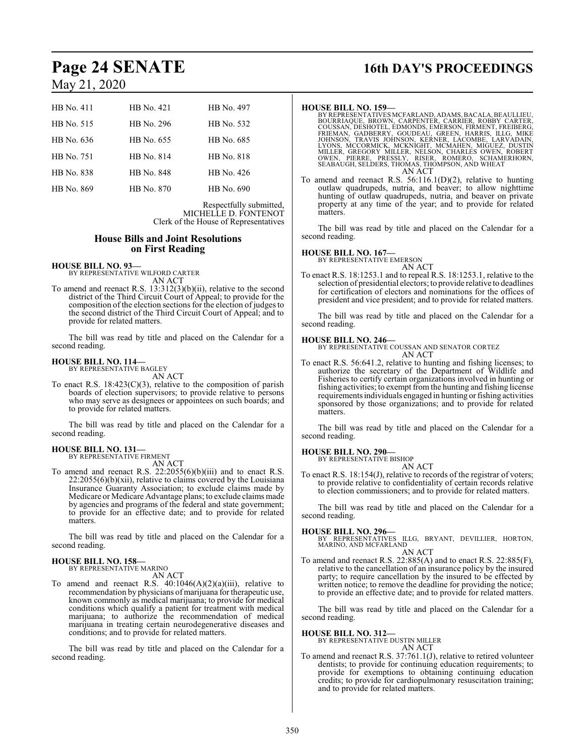| HB No. 411 | HB No. 421 | HB No. 497 |
|---|---|---|
| HB No. 515 | HB No. 296 | HB No. 532 |
| HB No. 636 | HB No. 655 | HB No. 685 |
| HB No. 751 | HB No. 814 | HB No. 818 |
| HB No. 838 | HB No. 848 | HB No. 426 |
| HB No. 869 | HB No. 870 | HB No. 690 |

Respectfully submitted,
MICHELLE D. FONTENOT
Clerk of the House of Representatives

## House Bills and Joint Resolutions on First Reading

**HOUSE BILL NO. 93—**
BY REPRESENTATIVE WILFORD CARTER
AN ACT

To amend and reenact R.S. 13:312(3)(b)(ii), relative to the second district of the Third Circuit Court of Appeal; to provide for the composition of the election sections for the election of judges to the second district of the Third Circuit Court of Appeal; and to provide for related matters.

The bill was read by title and placed on the Calendar for a second reading.

**HOUSE BILL NO. 114—**
BY REPRESENTATIVE BAGLEY
AN ACT

To enact R.S. 18:423(C)(3), relative to the composition of parish boards of election supervisors; to provide relative to persons who may serve as designees or appointees on such boards; and to provide for related matters.

The bill was read by title and placed on the Calendar for a second reading.

**HOUSE BILL NO. 131—**
BY REPRESENTATIVE FIRMENT
AN ACT

To amend and reenact R.S. 22:2055(6)(b)(iii) and to enact R.S. 22:2055(6)(b)(xii), relative to claims covered by the Louisiana Insurance Guaranty Association; to exclude claims made by Medicare or Medicare Advantage plans; to exclude claims made by agencies and programs of the federal and state government; to provide for an effective date; and to provide for related matters.

The bill was read by title and placed on the Calendar for a second reading.

**HOUSE BILL NO. 158—**
BY REPRESENTATIVE MARINO
AN ACT

To amend and reenact R.S. 40:1046(A)(2)(a)(iii), relative to recommendation by physicians of marijuana for therapeutic use, known commonly as medical marijuana; to provide for medical conditions which qualify a patient for treatment with medical marijuana; to authorize the recommendation of medical marijuana in treating certain neurodegenerative diseases and conditions; and to provide for related matters.

The bill was read by title and placed on the Calendar for a second reading.

**HOUSE BILL NO. 159—**
BY REPRESENTATIVES MCFARLAND, ADAMS, BACALA, BEAULLIEU, BOURRIAQUE, BROWN, CARPENTER, CARRIER, ROBBY CARTER, COUSSAN, DESHOTEL, EDMONDS, EMERSON, FIRMENT, FREIBERG, FRIEMAN, GADBERRY, GOUDEAU, GREEN, HARRIS, ILLG, MIKE JOHNSON, TRAVIS JOHNSON, KERNER, LACOMBE, LARVADAIN, LYONS, MCCORMICK, MCKNIGHT, MCMAHEN, MIGUEZ, DUSTIN MILLER, GREGORY MILLER, NELSON, CHARLES OWEN, ROBERT OWEN, PIERRE, PRESSLY, RISER, ROMERO, SCHAMERHORN, SEABAUGH, SELDERS, THOMAS, THOMPSON, AND WHEAT
AN ACT

To amend and reenact R.S. 56:116.1(D)(2), relative to hunting outlaw quadrupeds, nutria, and beaver; to allow nighttime hunting of outlaw quadrupeds, nutria, and beaver on private property at any time of the year; and to provide for related matters.

The bill was read by title and placed on the Calendar for a second reading.

**HOUSE BILL NO. 167—**
BY REPRESENTATIVE EMERSON
AN ACT

To enact R.S. 18:1253.1 and to repeal R.S. 18:1253.1, relative to the selection of presidential electors; to provide relative to deadlines for certification of electors and nominations for the offices of president and vice president; and to provide for related matters.

The bill was read by title and placed on the Calendar for a second reading.

**HOUSE BILL NO. 246—**
BY REPRESENTATIVE COUSSAN AND SENATOR CORTEZ
AN ACT

To enact R.S. 56:641.2, relative to hunting and fishing licenses; to authorize the secretary of the Department of Wildlife and Fisheries to certify certain organizations involved in hunting or fishing activities; to exempt from the hunting and fishing license requirements individuals engaged in hunting or fishing activities sponsored by those organizations; and to provide for related matters.

The bill was read by title and placed on the Calendar for a second reading.

**HOUSE BILL NO. 290—**
BY REPRESENTATIVE BISHOP
AN ACT

To enact R.S. 18:154(J), relative to records of the registrar of voters; to provide relative to confidentiality of certain records relative to election commissioners; and to provide for related matters.

The bill was read by title and placed on the Calendar for a second reading.

**HOUSE BILL NO. 296—**
BY REPRESENTATIVES ILLG, BRYANT, DEVILLIER, HORTON, MARINO, AND MCFARLAND
AN ACT

To amend and reenact R.S. 22:885(A) and to enact R.S. 22:885(F), relative to the cancellation of an insurance policy by the insured party; to require cancellation by the insured to be effected by written notice; to remove the deadline for providing the notice; to provide an effective date; and to provide for related matters.

The bill was read by title and placed on the Calendar for a second reading.

**HOUSE BILL NO. 312—**
BY REPRESENTATIVE DUSTIN MILLER
AN ACT

To amend and reenact R.S. 37:761.1(J), relative to retired volunteer dentists; to provide for continuing education requirements; to provide for exemptions to obtaining continuing education credits; to provide for cardiopulmonary resuscitation training; and to provide for related matters.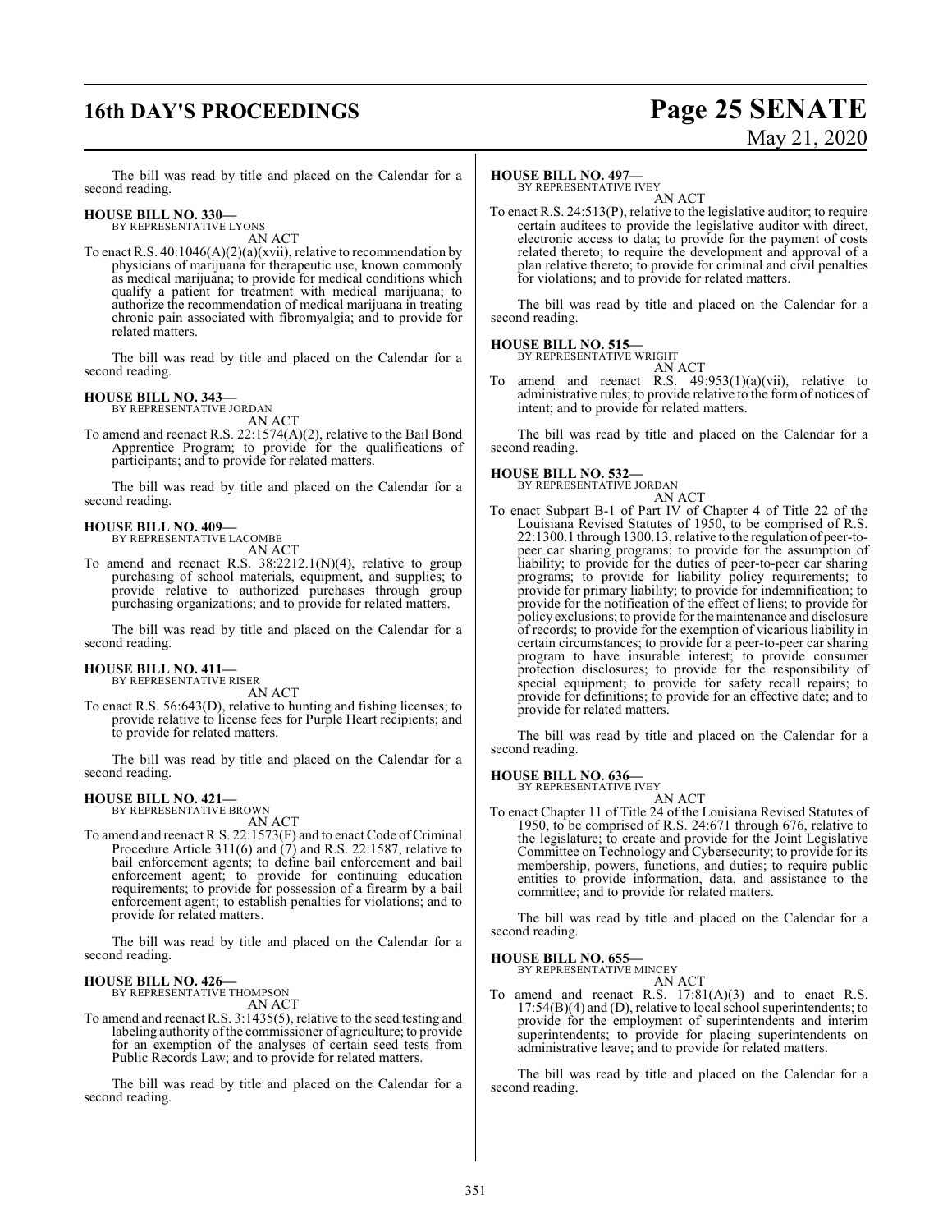The bill was read by title and placed on the Calendar for a second reading.

**HOUSE BILL NO. 330—**
BY REPRESENTATIVE LYONS
AN ACT

To enact R.S. 40:1046(A)(2)(a)(xvii), relative to recommendation by physicians of marijuana for therapeutic use, known commonly as medical marijuana; to provide for medical conditions which qualify a patient for treatment with medical marijuana; to authorize the recommendation of medical marijuana in treating chronic pain associated with fibromyalgia; and to provide for related matters.

The bill was read by title and placed on the Calendar for a second reading.

**HOUSE BILL NO. 343—**
BY REPRESENTATIVE JORDAN
AN ACT

To amend and reenact R.S. 22:1574(A)(2), relative to the Bail Bond Apprentice Program; to provide for the qualifications of participants; and to provide for related matters.

The bill was read by title and placed on the Calendar for a second reading.

**HOUSE BILL NO. 409—**
BY REPRESENTATIVE LACOMBE
AN ACT

To amend and reenact R.S. 38:2212.1(N)(4), relative to group purchasing of school materials, equipment, and supplies; to provide relative to authorized purchases through group purchasing organizations; and to provide for related matters.

The bill was read by title and placed on the Calendar for a second reading.

**HOUSE BILL NO. 411—**
BY REPRESENTATIVE RISER
AN ACT

To enact R.S. 56:643(D), relative to hunting and fishing licenses; to provide relative to license fees for Purple Heart recipients; and to provide for related matters.

The bill was read by title and placed on the Calendar for a second reading.

**HOUSE BILL NO. 421—**
BY REPRESENTATIVE BROWN
AN ACT

To amend and reenact R.S. 22:1573(F) and to enact Code of Criminal Procedure Article 311(6) and (7) and R.S. 22:1587, relative to bail enforcement agents; to define bail enforcement and bail enforcement agent; to provide for continuing education requirements; to provide for possession of a firearm by a bail enforcement agent; to establish penalties for violations; and to provide for related matters.

The bill was read by title and placed on the Calendar for a second reading.

**HOUSE BILL NO. 426—**
BY REPRESENTATIVE THOMPSON
AN ACT

To amend and reenact R.S. 3:1435(5), relative to the seed testing and labeling authority of the commissioner of agriculture; to provide for an exemption of the analyses of certain seed tests from Public Records Law; and to provide for related matters.

The bill was read by title and placed on the Calendar for a second reading.

**HOUSE BILL NO. 497—**
BY REPRESENTATIVE IVEY
AN ACT

To enact R.S. 24:513(P), relative to the legislative auditor; to require certain auditees to provide the legislative auditor with direct, electronic access to data; to provide for the payment of costs related thereto; to require the development and approval of a plan relative thereto; to provide for criminal and civil penalties for violations; and to provide for related matters.

The bill was read by title and placed on the Calendar for a second reading.

**HOUSE BILL NO. 515—**
BY REPRESENTATIVE WRIGHT
AN ACT

To amend and reenact R.S. 49:953(1)(a)(vii), relative to administrative rules; to provide relative to the form of notices of intent; and to provide for related matters.

The bill was read by title and placed on the Calendar for a second reading.

**HOUSE BILL NO. 532—**
BY REPRESENTATIVE JORDAN
AN ACT

To enact Subpart B-1 of Part IV of Chapter 4 of Title 22 of the Louisiana Revised Statutes of 1950, to be comprised of R.S. 22:1300.1 through 1300.13, relative to the regulation of peer-to-peer car sharing programs; to provide for the assumption of liability; to provide for the duties of peer-to-peer car sharing programs; to provide for liability policy requirements; to provide for primary liability; to provide for indemnification; to provide for the notification of the effect of liens; to provide for policy exclusions; to provide for the maintenance and disclosure of records; to provide for the exemption of vicarious liability in certain circumstances; to provide for a peer-to-peer car sharing program to have insurable interest; to provide consumer protection disclosures; to provide for the responsibility of special equipment; to provide for safety recall repairs; to provide for definitions; to provide for an effective date; and to provide for related matters.

The bill was read by title and placed on the Calendar for a second reading.

**HOUSE BILL NO. 636—**
BY REPRESENTATIVE IVEY
AN ACT

To enact Chapter 11 of Title 24 of the Louisiana Revised Statutes of 1950, to be comprised of R.S. 24:671 through 676, relative to the legislature; to create and provide for the Joint Legislative Committee on Technology and Cybersecurity; to provide for its membership, powers, functions, and duties; to require public entities to provide information, data, and assistance to the committee; and to provide for related matters.

The bill was read by title and placed on the Calendar for a second reading.

**HOUSE BILL NO. 655—**
BY REPRESENTATIVE MINCEY
AN ACT

To amend and reenact R.S. 17:81(A)(3) and to enact R.S. 17:54(B)(4) and (D), relative to local school superintendents; to provide for the employment of superintendents and interim superintendents; to provide for placing superintendents on administrative leave; and to provide for related matters.

The bill was read by title and placed on the Calendar for a second reading.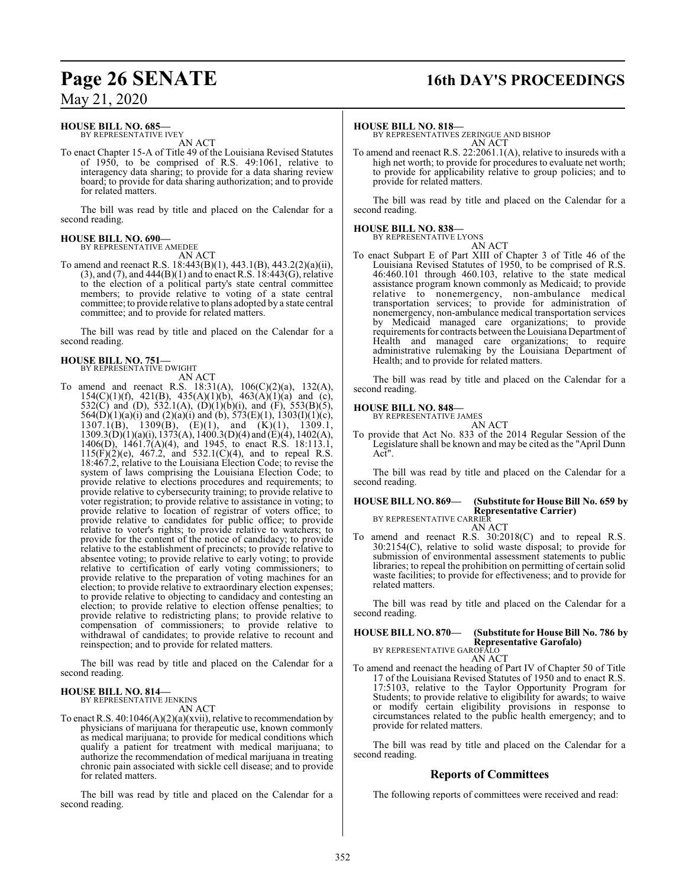**HOUSE BILL NO. 685—**
BY REPRESENTATIVE IVEY
AN ACT

To enact Chapter 15-A of Title 49 of the Louisiana Revised Statutes of 1950, to be comprised of R.S. 49:1061, relative to interagency data sharing; to provide for a data sharing review board; to provide for data sharing authorization; and to provide for related matters.

The bill was read by title and placed on the Calendar for a second reading.

**HOUSE BILL NO. 690—**
BY REPRESENTATIVE AMEDEE
AN ACT

To amend and reenact R.S. 18:443(B)(1), 443.1(B), 443.2(2)(a)(ii), (3), and (7), and 444(B)(1) and to enact R.S. 18:443(G), relative to the election of a political party's state central committee members; to provide relative to voting of a state central committee; to provide relative to plans adopted by a state central committee; and to provide for related matters.

The bill was read by title and placed on the Calendar for a second reading.

**HOUSE BILL NO. 751—**
BY REPRESENTATIVE DWIGHT
AN ACT

To amend and reenact R.S. 18:31(A), 106(C)(2)(a), 132(A), 154(C)(1)(f), 421(B), 435(A)(1)(b), 463(A)(1)(a) and (c), 532(C) and (D), 532.1(A), (D)(1)(b)(i), and (F), 553(B)(5), 564(D)(1)(a)(i) and (2)(a)(i) and (b), 573(E)(1), 1303(I)(1)(c), 1307.1(B), 1309(B), (E)(1), and (K)(1), 1309.1, 1309.3(D)(1)(a)(i), 1373(A), 1400.3(D)(4) and (E)(4), 1402(A), 1406(D), 1461.7(A)(4), and 1945, to enact R.S. 18:113.1, 115(F)(2)(e), 467.2, and 532.1(C)(4), and to repeal R.S. 18:467.2, relative to the Louisiana Election Code; to revise the system of laws comprising the Louisiana Election Code; to provide relative to elections procedures and requirements; to provide relative to cybersecurity training; to provide relative to voter registration; to provide relative to assistance in voting; to provide relative to location of registrar of voters office; to provide relative to candidates for public office; to provide relative to voter's rights; to provide relative to watchers; to provide for the content of the notice of candidacy; to provide relative to the establishment of precincts; to provide relative to absentee voting; to provide relative to early voting; to provide relative to certification of early voting commissioners; to provide relative to the preparation of voting machines for an election; to provide relative to extraordinary election expenses; to provide relative to objecting to candidacy and contesting an election; to provide relative to election offense penalties; to provide relative to redistricting plans; to provide relative to compensation of commissioners; to provide relative to withdrawal of candidates; to provide relative to recount and reinspection; and to provide for related matters.

The bill was read by title and placed on the Calendar for a second reading.

**HOUSE BILL NO. 814—**
BY REPRESENTATIVE JENKINS
AN ACT

To enact R.S. 40:1046(A)(2)(a)(xvii), relative to recommendation by physicians of marijuana for therapeutic use, known commonly as medical marijuana; to provide for medical conditions which qualify a patient for treatment with medical marijuana; to authorize the recommendation of medical marijuana in treating chronic pain associated with sickle cell disease; and to provide for related matters.

The bill was read by title and placed on the Calendar for a second reading.

**HOUSE BILL NO. 818—**
BY REPRESENTATIVES ZERINGUE AND BISHOP
AN ACT

To amend and reenact R.S. 22:2061.1(A), relative to insureds with a high net worth; to provide for procedures to evaluate net worth; to provide for applicability relative to group policies; and to provide for related matters.

The bill was read by title and placed on the Calendar for a second reading.

**HOUSE BILL NO. 838—**
BY REPRESENTATIVE LYONS
AN ACT

To enact Subpart E of Part XIII of Chapter 3 of Title 46 of the Louisiana Revised Statutes of 1950, to be comprised of R.S. 46:460.101 through 460.103, relative to the state medical assistance program known commonly as Medicaid; to provide relative to nonemergency, non-ambulance medical transportation services; to provide for administration of nonemergency, non-ambulance medical transportation services by Medicaid managed care organizations; to provide requirements for contracts between the Louisiana Department of Health and managed care organizations; to require administrative rulemaking by the Louisiana Department of Health; and to provide for related matters.

The bill was read by title and placed on the Calendar for a second reading.

**HOUSE BILL NO. 848—**
BY REPRESENTATIVE JAMES
AN ACT

To provide that Act No. 833 of the 2014 Regular Session of the Legislature shall be known and may be cited as the "April Dunn Act".

The bill was read by title and placed on the Calendar for a second reading.

**HOUSE BILL NO. 869— (Substitute for House Bill No. 659 by Representative Carrier)**
BY REPRESENTATIVE CARRIER
AN ACT

To amend and reenact R.S. 30:2018(C) and to repeal R.S. 30:2154(C), relative to solid waste disposal; to provide for submission of environmental assessment statements to public libraries; to repeal the prohibition on permitting of certain solid waste facilities; to provide for effectiveness; and to provide for related matters.

The bill was read by title and placed on the Calendar for a second reading.

**HOUSE BILL NO. 870— (Substitute for House Bill No. 786 by Representative Garofalo)**
BY REPRESENTATIVE GAROFALO
AN ACT

To amend and reenact the heading of Part IV of Chapter 50 of Title 17 of the Louisiana Revised Statutes of 1950 and to enact R.S. 17:5103, relative to the Taylor Opportunity Program for Students; to provide relative to eligibility for awards; to waive or modify certain eligibility provisions in response to circumstances related to the public health emergency; and to provide for related matters.

The bill was read by title and placed on the Calendar for a second reading.

## Reports of Committees

The following reports of committees were received and read: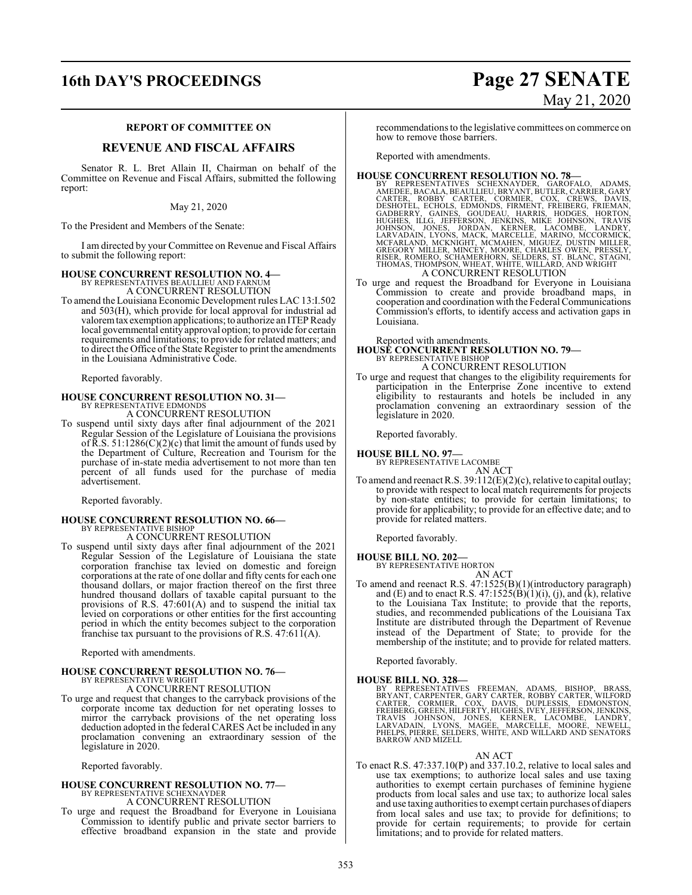**REPORT OF COMMITTEE ON**

## REVENUE AND FISCAL AFFAIRS

Senator R. L. Bret Allain II, Chairman on behalf of the Committee on Revenue and Fiscal Affairs, submitted the following report:

May 21, 2020

To the President and Members of the Senate:

I am directed by your Committee on Revenue and Fiscal Affairs to submit the following report:

**HOUSE CONCURRENT RESOLUTION NO. 4—**
BY REPRESENTATIVES BEAULLIEU AND FARNUM
A CONCURRENT RESOLUTION

To amend the Louisiana Economic Development rules LAC 13:I.502 and 503(H), which provide for local approval for industrial ad valorem tax exemption applications; to authorize an ITEP Ready local governmental entity approval option; to provide for certain requirements and limitations; to provide for related matters; and to direct the Office of the State Register to print the amendments in the Louisiana Administrative Code.

Reported favorably.

**HOUSE CONCURRENT RESOLUTION NO. 31—**
BY REPRESENTATIVE EDMONDS
A CONCURRENT RESOLUTION

To suspend until sixty days after final adjournment of the 2021 Regular Session of the Legislature of Louisiana the provisions of R.S. 51:1286(C)(2)(c) that limit the amount of funds used by the Department of Culture, Recreation and Tourism for the purchase of in-state media advertisement to not more than ten percent of all funds used for the purchase of media advertisement.

Reported favorably.

**HOUSE CONCURRENT RESOLUTION NO. 66—**
BY REPRESENTATIVE BISHOP
A CONCURRENT RESOLUTION

To suspend until sixty days after final adjournment of the 2021 Regular Session of the Legislature of Louisiana the state corporation franchise tax levied on domestic and foreign corporations at the rate of one dollar and fifty cents for each one thousand dollars, or major fraction thereof on the first three hundred thousand dollars of taxable capital pursuant to the provisions of R.S. 47:601(A) and to suspend the initial tax levied on corporations or other entities for the first accounting period in which the entity becomes subject to the corporation franchise tax pursuant to the provisions of R.S. 47:611(A).

Reported with amendments.

**HOUSE CONCURRENT RESOLUTION NO. 76—**
BY REPRESENTATIVE WRIGHT
A CONCURRENT RESOLUTION

To urge and request that changes to the carryback provisions of the corporate income tax deduction for net operating losses to mirror the carryback provisions of the net operating loss deduction adopted in the federal CARES Act be included in any proclamation convening an extraordinary session of the legislature in 2020.

Reported favorably.

**HOUSE CONCURRENT RESOLUTION NO. 77—**
BY REPRESENTATIVE SCHEXNAYDER
A CONCURRENT RESOLUTION

To urge and request the Broadband for Everyone in Louisiana Commission to identify public and private sector barriers to effective broadband expansion in the state and provide recommendations to the legislative committees on commerce on how to remove those barriers.

Reported with amendments.

**HOUSE CONCURRENT RESOLUTION NO. 78—**
BY REPRESENTATIVES SCHEXNAYDER, GAROFALO, ADAMS, AMEDEE, BACALA, BEAULLIEU, BRYANT, BUTLER, CARRIER, GARY CARTER, ROBBY CARTER, CORMIER, COX, CREWS, DAVIS, DESHOTEL, ECHOLS, EDMONDS, FIRMENT, FREIBERG, FRIEMAN, GADBERRY, GAINES, GOUDEAU, HARRIS, HODGES, HORTON, HUGHES, ILLG, JEFFERSON, JENKINS, MIKE JOHNSON, TRAVIS JOHNSON, JONES, JORDAN, KERNER, LACOMBE, LANDRY, LARVADAIN, LYONS, MACK, MARCELLE, MARINO, MCCORMICK, MCFARLAND, MCKNIGHT, MCMAHEN, MIGUEZ, DUSTIN MILLER, GREGORY MILLER, MINCEY, MOORE, CHARLES OWEN, PRESSLY, RISER, ROMERO, SCHAMERHORN, SELDERS, ST. BLANC, STAGNI, THOMAS, THOMPSON, WHEAT, WHITE, WILLARD, AND WRIGHT
A CONCURRENT RESOLUTION

To urge and request the Broadband for Everyone in Louisiana Commission to create and provide broadband maps, in cooperation and coordination with the Federal Communications Commission's efforts, to identify access and activation gaps in Louisiana.

Reported with amendments.

**HOUSE CONCURRENT RESOLUTION NO. 79—**
BY REPRESENTATIVE BISHOP
A CONCURRENT RESOLUTION

To urge and request that changes to the eligibility requirements for participation in the Enterprise Zone incentive to extend eligibility to restaurants and hotels be included in any proclamation convening an extraordinary session of the legislature in 2020.

Reported favorably.

**HOUSE BILL NO. 97—**
BY REPRESENTATIVE LACOMBE
AN ACT

To amend and reenact R.S. 39:112(E)(2)(c), relative to capital outlay; to provide with respect to local match requirements for projects by non-state entities; to provide for certain limitations; to provide for applicability; to provide for an effective date; and to provide for related matters.

Reported favorably.

**HOUSE BILL NO. 202—**
BY REPRESENTATIVE HORTON
AN ACT

To amend and reenact R.S. 47:1525(B)(1)(introductory paragraph) and (E) and to enact R.S. 47:1525(B)(1)(i), (j), and (k), relative to the Louisiana Tax Institute; to provide that the reports, studies, and recommended publications of the Louisiana Tax Institute are distributed through the Department of Revenue instead of the Department of State; to provide for the membership of the institute; and to provide for related matters.

Reported favorably.

**HOUSE BILL NO. 328—**
BY REPRESENTATIVES FREEMAN, ADAMS, BISHOP, BRASS, BRYANT, CARPENTER, GARY CARTER, ROBBY CARTER, WILFORD CARTER, CORMIER, COX, DAVIS, DUPLESSIS, EDMONSTON, FREIBERG, GREEN, HILFERTY, HUGHES, IVEY, JEFFERSON, JENKINS, TRAVIS JOHNSON, JONES, KERNER, LACOMBE, LANDRY, LARVADAIN, LYONS, MAGEE, MARCELLE, MOORE, NEWELL, PHELPS, PIERRE, SELDERS, WHITE, AND WILLARD AND SENATORS BARROW AND MIZELL
AN ACT

To enact R.S. 47:337.10(P) and 337.10.2, relative to local sales and use tax exemptions; to authorize local sales and use taxing authorities to exempt certain purchases of feminine hygiene products from local sales and use tax; to authorize local sales and use taxing authorities to exempt certain purchases of diapers from local sales and use tax; to provide for definitions; to provide for certain requirements; to provide for certain limitations; and to provide for related matters.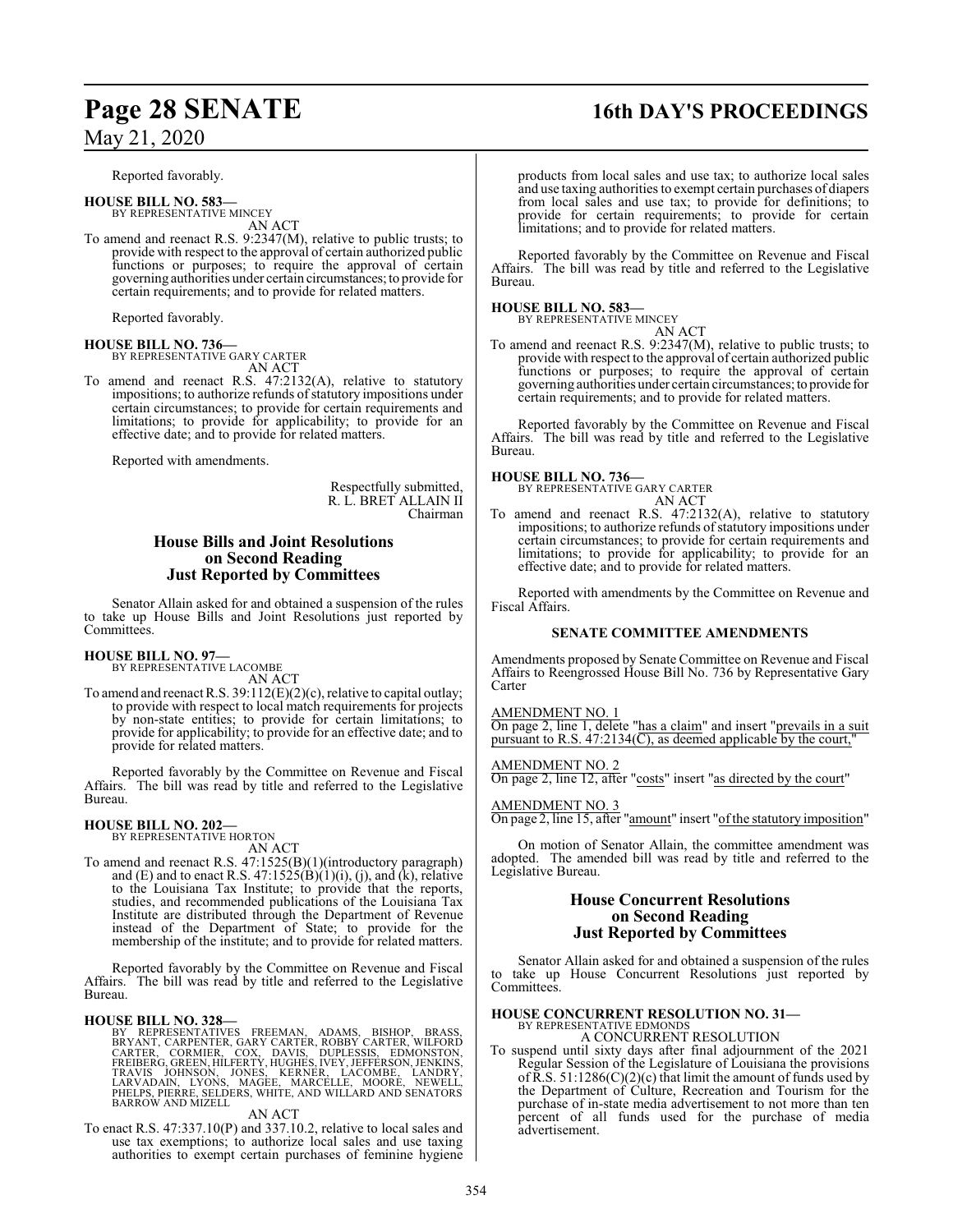Reported favorably.

**HOUSE BILL NO. 583—**
BY REPRESENTATIVE MINCEY
AN ACT

To amend and reenact R.S. 9:2347(M), relative to public trusts; to provide with respect to the approval of certain authorized public functions or purposes; to require the approval of certain governing authorities under certain circumstances; to provide for certain requirements; and to provide for related matters.

Reported favorably.

**HOUSE BILL NO. 736—**
BY REPRESENTATIVE GARY CARTER
AN ACT

To amend and reenact R.S. 47:2132(A), relative to statutory impositions; to authorize refunds of statutory impositions under certain circumstances; to provide for certain requirements and limitations; to provide for applicability; to provide for an effective date; and to provide for related matters.

Reported with amendments.

Respectfully submitted,
R. L. BRET ALLAIN II
Chairman

## House Bills and Joint Resolutions on Second Reading Just Reported by Committees

Senator Allain asked for and obtained a suspension of the rules to take up House Bills and Joint Resolutions just reported by Committees.

**HOUSE BILL NO. 97—**
BY REPRESENTATIVE LACOMBE
AN ACT

To amend and reenact R.S. 39:112(E)(2)(c), relative to capital outlay; to provide with respect to local match requirements for projects by non-state entities; to provide for certain limitations; to provide for applicability; to provide for an effective date; and to provide for related matters.

Reported favorably by the Committee on Revenue and Fiscal Affairs. The bill was read by title and referred to the Legislative Bureau.

**HOUSE BILL NO. 202—**
BY REPRESENTATIVE HORTON
AN ACT

To amend and reenact R.S. 47:1525(B)(1)(introductory paragraph) and (E) and to enact R.S. 47:1525(B)(1)(i), (j), and (k), relative to the Louisiana Tax Institute; to provide that the reports, studies, and recommended publications of the Louisiana Tax Institute are distributed through the Department of Revenue instead of the Department of State; to provide for the membership of the institute; and to provide for related matters.

Reported favorably by the Committee on Revenue and Fiscal Affairs. The bill was read by title and referred to the Legislative Bureau.

**HOUSE BILL NO. 328—**
BY REPRESENTATIVES FREEMAN, ADAMS, BISHOP, BRASS, BRYANT, CARPENTER, GARY CARTER, ROBBY CARTER, WILFORD CARTER, CORMIER, COX, DAVIS, DUPLESSIS, EDMONSTON, FREIBERG, GREEN, HILFERTY, HUGHES, IVEY, JEFFERSON, JENKINS, TRAVIS JOHNSON, JONES, KERNER, LACOMBE, LANDRY, LARVADAIN, LYONS, MAGEE, MARCELLE, MOORE, NEWELL, PHELPS, PIERRE, SELDERS, WHITE, AND WILLARD AND SENATORS BARROW AND MIZELL
AN ACT

To enact R.S. 47:337.10(P) and 337.10.2, relative to local sales and use tax exemptions; to authorize local sales and use taxing authorities to exempt certain purchases of feminine hygiene products from local sales and use tax; to authorize local sales and use taxing authorities to exempt certain purchases of diapers from local sales and use tax; to provide for definitions; to provide for certain requirements; to provide for certain limitations; and to provide for related matters.

Reported favorably by the Committee on Revenue and Fiscal Affairs. The bill was read by title and referred to the Legislative Bureau.

**HOUSE BILL NO. 583—**
BY REPRESENTATIVE MINCEY
AN ACT

To amend and reenact R.S. 9:2347(M), relative to public trusts; to provide with respect to the approval of certain authorized public functions or purposes; to require the approval of certain governing authorities under certain circumstances; to provide for certain requirements; and to provide for related matters.

Reported favorably by the Committee on Revenue and Fiscal Affairs. The bill was read by title and referred to the Legislative Bureau.

**HOUSE BILL NO. 736—**
BY REPRESENTATIVE GARY CARTER
AN ACT

To amend and reenact R.S. 47:2132(A), relative to statutory impositions; to authorize refunds of statutory impositions under certain circumstances; to provide for certain requirements and limitations; to provide for applicability; to provide for an effective date; and to provide for related matters.

Reported with amendments by the Committee on Revenue and Fiscal Affairs.

### SENATE COMMITTEE AMENDMENTS

Amendments proposed by Senate Committee on Revenue and Fiscal Affairs to Reengrossed House Bill No. 736 by Representative Gary Carter

AMENDMENT NO. 1
On page 2, line 1, delete "has a claim" and insert "prevails in a suit pursuant to R.S. 47:2134(C), as deemed applicable by the court,"

AMENDMENT NO. 2
On page 2, line 12, after "costs" insert "as directed by the court"

AMENDMENT NO. 3
On page 2, line 15, after "amount" insert "of the statutory imposition"

On motion of Senator Allain, the committee amendment was adopted. The amended bill was read by title and referred to the Legislative Bureau.

## House Concurrent Resolutions on Second Reading Just Reported by Committees

Senator Allain asked for and obtained a suspension of the rules to take up House Concurrent Resolutions just reported by Committees.

**HOUSE CONCURRENT RESOLUTION NO. 31—**
BY REPRESENTATIVE EDMONDS
A CONCURRENT RESOLUTION

To suspend until sixty days after final adjournment of the 2021 Regular Session of the Legislature of Louisiana the provisions of R.S. 51:1286(C)(2)(c) that limit the amount of funds used by the Department of Culture, Recreation and Tourism for the purchase of in-state media advertisement to not more than ten percent of all funds used for the purchase of media advertisement.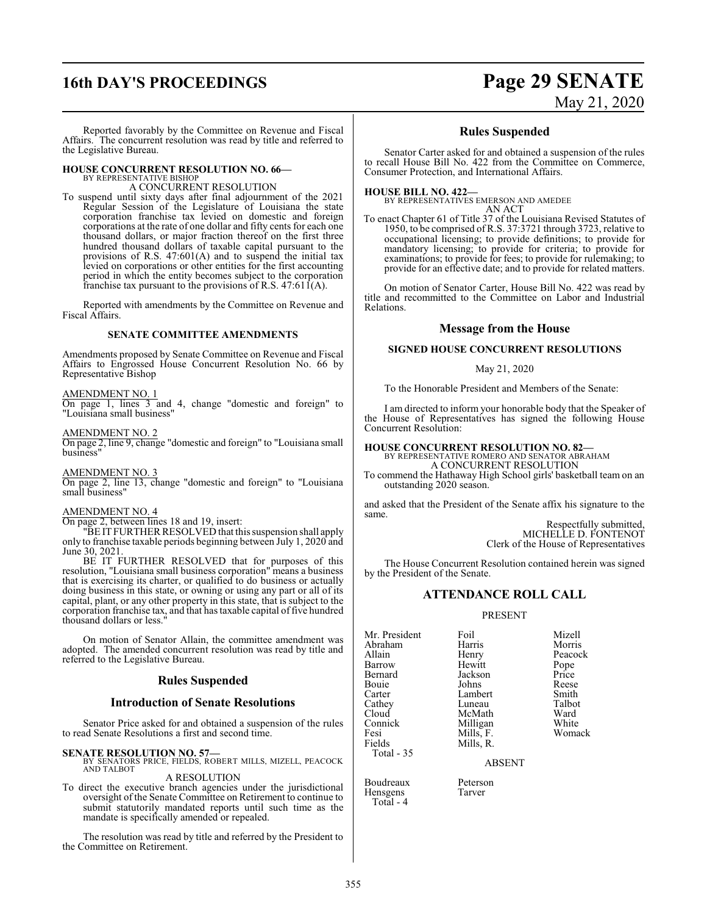Reported favorably by the Committee on Revenue and Fiscal Affairs. The concurrent resolution was read by title and referred to the Legislative Bureau.

**HOUSE CONCURRENT RESOLUTION NO. 66—**
BY REPRESENTATIVE BISHOP
A CONCURRENT RESOLUTION

To suspend until sixty days after final adjournment of the 2021 Regular Session of the Legislature of Louisiana the state corporation franchise tax levied on domestic and foreign corporations at the rate of one dollar and fifty cents for each one thousand dollars, or major fraction thereof on the first three hundred thousand dollars of taxable capital pursuant to the provisions of R.S. 47:601(A) and to suspend the initial tax levied on corporations or other entities for the first accounting period in which the entity becomes subject to the corporation franchise tax pursuant to the provisions of R.S. 47:611(A).

Reported with amendments by the Committee on Revenue and Fiscal Affairs.

### SENATE COMMITTEE AMENDMENTS

Amendments proposed by Senate Committee on Revenue and Fiscal Affairs to Engrossed House Concurrent Resolution No. 66 by Representative Bishop

AMENDMENT NO. 1
On page 1, lines 3 and 4, change "domestic and foreign" to "Louisiana small business"

AMENDMENT NO. 2
On page 2, line 9, change "domestic and foreign" to "Louisiana small business"

AMENDMENT NO. 3
On page 2, line 13, change "domestic and foreign" to "Louisiana small business"

AMENDMENT NO. 4
On page 2, between lines 18 and 19, insert:

"BE IT FURTHER RESOLVED that this suspension shall apply only to franchise taxable periods beginning between July 1, 2020 and June 30, 2021.

BE IT FURTHER RESOLVED that for purposes of this resolution, "Louisiana small business corporation" means a business that is exercising its charter, or qualified to do business or actually doing business in this state, or owning or using any part or all of its capital, plant, or any other property in this state, that is subject to the corporation franchise tax, and that has taxable capital of five hundred thousand dollars or less."

On motion of Senator Allain, the committee amendment was adopted. The amended concurrent resolution was read by title and referred to the Legislative Bureau.

## Rules Suspended

## Introduction of Senate Resolutions

Senator Price asked for and obtained a suspension of the rules to read Senate Resolutions a first and second time.

**SENATE RESOLUTION NO. 57—**
BY SENATORS PRICE, FIELDS, ROBERT MILLS, MIZELL, PEACOCK AND TALBOT
A RESOLUTION

To direct the executive branch agencies under the jurisdictional oversight of the Senate Committee on Retirement to continue to submit statutorily mandated reports until such time as the mandate is specifically amended or repealed.

The resolution was read by title and referred by the President to the Committee on Retirement.

## Rules Suspended

Senator Carter asked for and obtained a suspension of the rules to recall House Bill No. 422 from the Committee on Commerce, Consumer Protection, and International Affairs.

**HOUSE BILL NO. 422—**
BY REPRESENTATIVES EMERSON AND AMEDEE
AN ACT

To enact Chapter 61 of Title 37 of the Louisiana Revised Statutes of 1950, to be comprised of R.S. 37:3721 through 3723, relative to occupational licensing; to provide definitions; to provide for mandatory licensing; to provide for criteria; to provide for examinations; to provide for fees; to provide for rulemaking; to provide for an effective date; and to provide for related matters.

On motion of Senator Carter, House Bill No. 422 was read by title and recommitted to the Committee on Labor and Industrial Relations.

## Message from the House

### SIGNED HOUSE CONCURRENT RESOLUTIONS

May 21, 2020

To the Honorable President and Members of the Senate:

I am directed to inform your honorable body that the Speaker of the House of Representatives has signed the following House Concurrent Resolution:

**HOUSE CONCURRENT RESOLUTION NO. 82—**
BY REPRESENTATIVE ROMERO AND SENATOR ABRAHAM
A CONCURRENT RESOLUTION

To commend the Hathaway High School girls' basketball team on an outstanding 2020 season.

and asked that the President of the Senate affix his signature to the same.

Respectfully submitted,
MICHELLE D. FONTENOT
Clerk of the House of Representatives

The House Concurrent Resolution contained herein was signed by the President of the Senate.

## ATTENDANCE ROLL CALL

PRESENT

| | | |
|---|---|---|
| Mr. President | Foil | Mizell |
| Abraham | Harris | Morris |
| Allain | Henry | Peacock |
| Barrow | Hewitt | Pope |
| Bernard | Jackson | Price |
| Bouie | Johns | Reese |
| Carter | Lambert | Smith |
| Cathey | Luneau | Talbot |
| Cloud | McMath | Ward |
| Connick | Milligan | White |
| Fesi | Mills, F. | Womack |
| Fields | Mills, R. | |

Total - 35

ABSENT

| | |
|---|---|
| Boudreaux | Peterson |
| Hensgens | Tarver |

Total - 4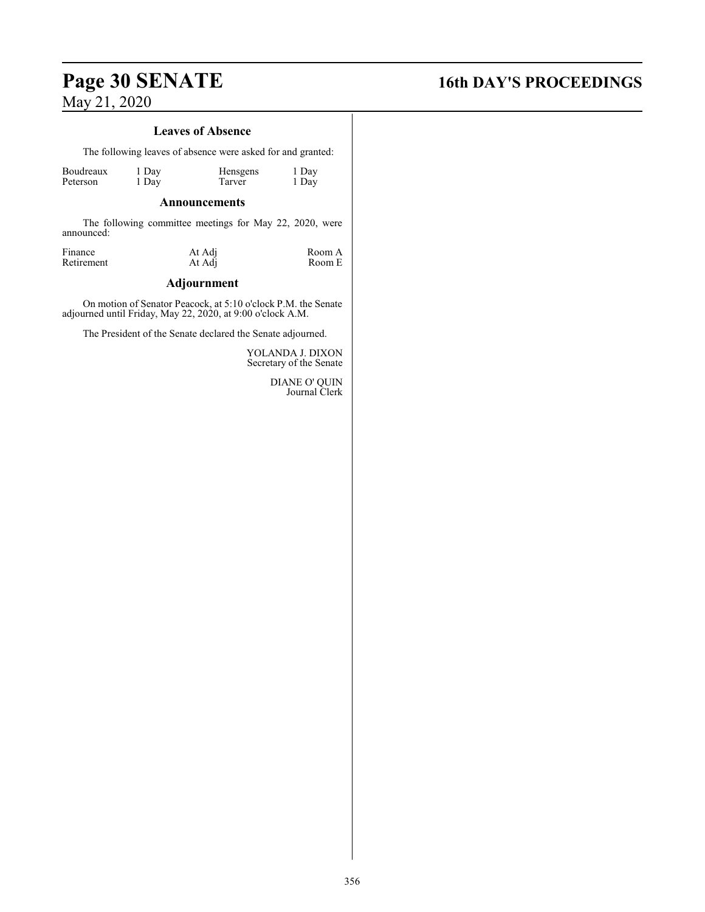### Leaves of Absence

The following leaves of absence were asked for and granted:

| | | | |
|---|---|---|---|
| Boudreaux | 1 Day | Hensgens | 1 Day |
| Peterson | 1 Day | Tarver | 1 Day |

### Announcements

The following committee meetings for May 22, 2020, were announced:

| | | |
|---|---|---|
| Finance | At Adj | Room A |
| Retirement | At Adj | Room E |

### Adjournment

On motion of Senator Peacock, at 5:10 o'clock P.M. the Senate adjourned until Friday, May 22, 2020, at 9:00 o'clock A.M.

The President of the Senate declared the Senate adjourned.

YOLANDA J. DIXON
Secretary of the Senate

DIANE O' QUIN
Journal Clerk